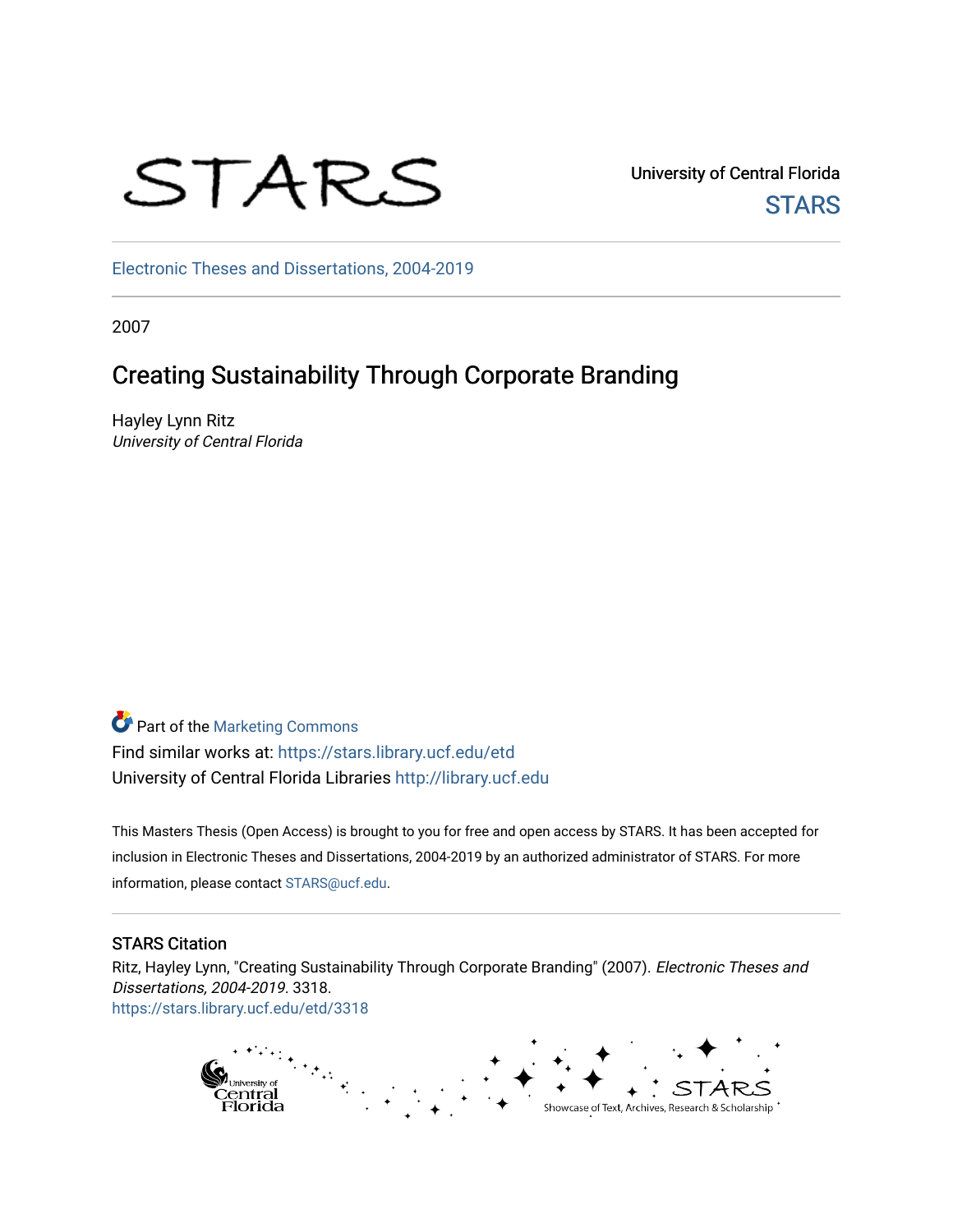STARS

University of Central Florida

STARS

Electronic Theses and Dissertations, 2004-2019

2007

# Creating Sustainability Through Corporate Branding

Hayley Lynn Ritz

*University of Central Florida*

Part of the Marketing Commons

Find similar works at: https://stars.library.ucf.edu/etd

University of Central Florida Libraries http://library.ucf.edu

This Masters Thesis (Open Access) is brought to you for free and open access by STARS. It has been accepted for inclusion in Electronic Theses and Dissertations, 2004-2019 by an authorized administrator of STARS. For more information, please contact STARS@ucf.edu.

## STARS Citation

Ritz, Hayley Lynn, "Creating Sustainability Through Corporate Branding" (2007). *Electronic Theses and Dissertations, 2004-2019*. 3318.
https://stars.library.ucf.edu/etd/3318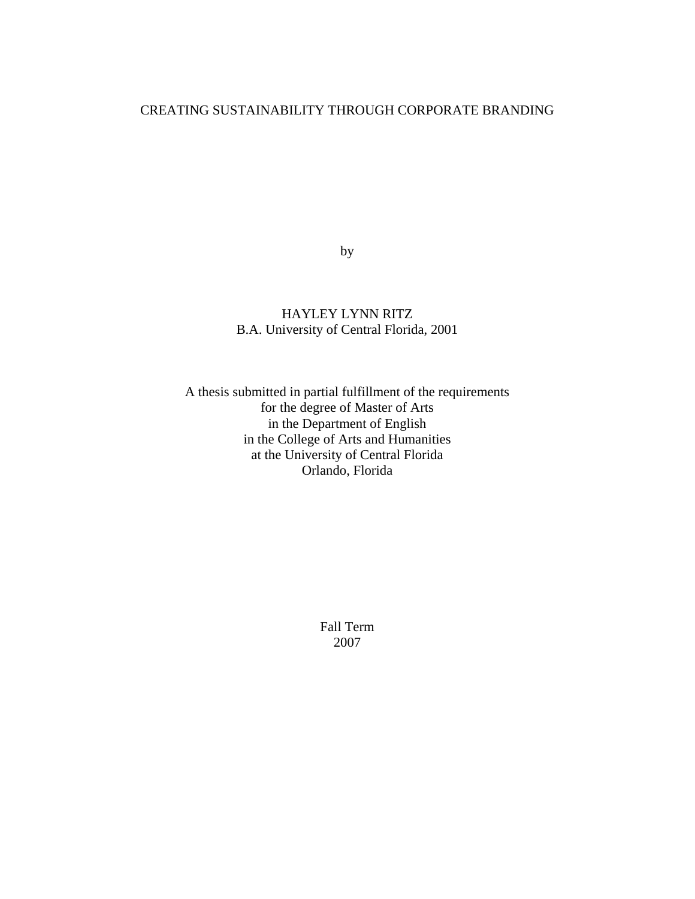# CREATING SUSTAINABILITY THROUGH CORPORATE BRANDING

by

HAYLEY LYNN RITZ
B.A. University of Central Florida, 2001

A thesis submitted in partial fulfillment of the requirements
for the degree of Master of Arts
in the Department of English
in the College of Arts and Humanities
at the University of Central Florida
Orlando, Florida

Fall Term
2007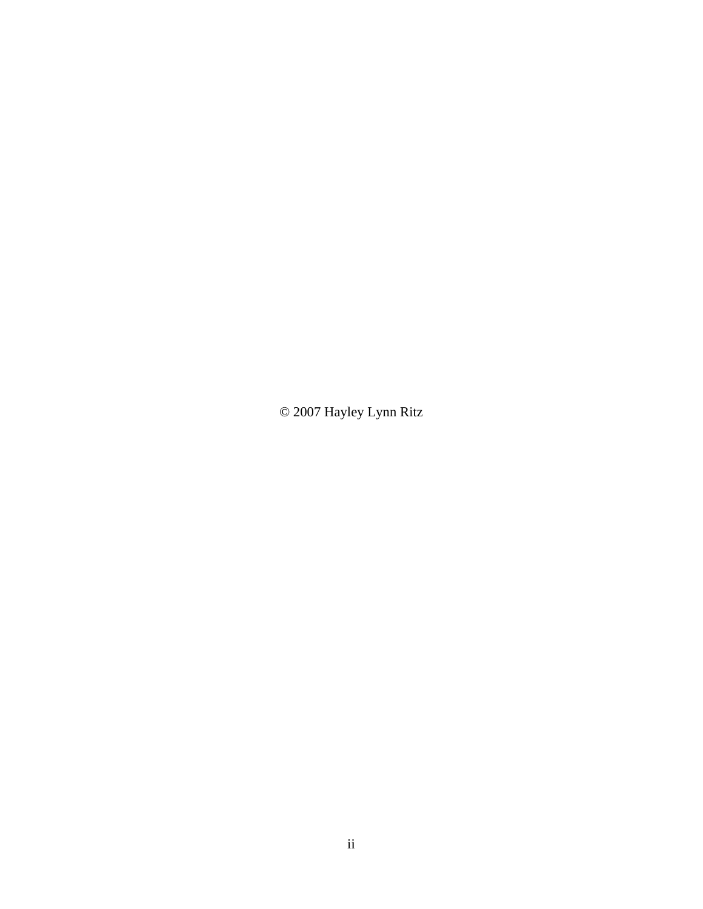© 2007 Hayley Lynn Ritz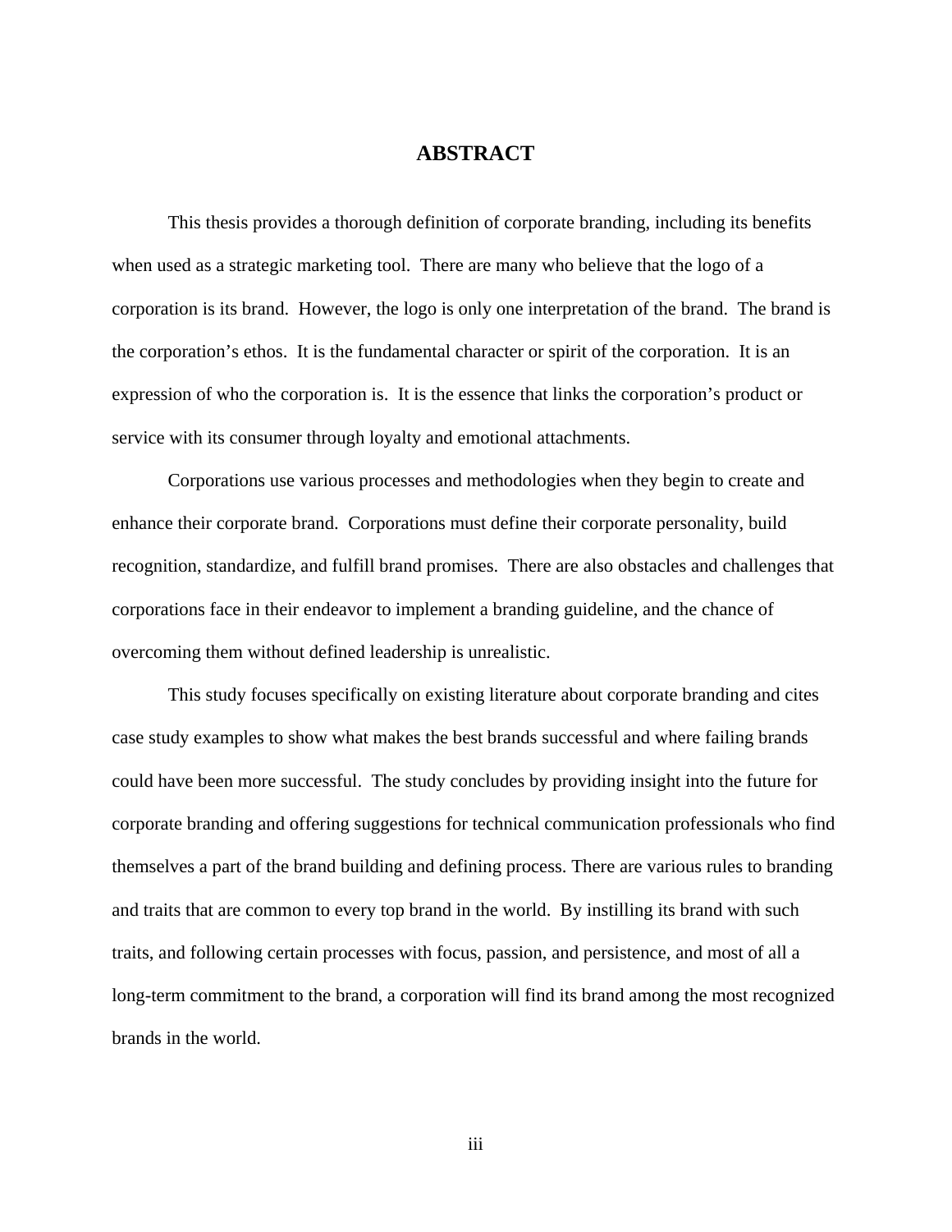# ABSTRACT

This thesis provides a thorough definition of corporate branding, including its benefits when used as a strategic marketing tool. There are many who believe that the logo of a corporation is its brand. However, the logo is only one interpretation of the brand. The brand is the corporation's ethos. It is the fundamental character or spirit of the corporation. It is an expression of who the corporation is. It is the essence that links the corporation's product or service with its consumer through loyalty and emotional attachments.

Corporations use various processes and methodologies when they begin to create and enhance their corporate brand. Corporations must define their corporate personality, build recognition, standardize, and fulfill brand promises. There are also obstacles and challenges that corporations face in their endeavor to implement a branding guideline, and the chance of overcoming them without defined leadership is unrealistic.

This study focuses specifically on existing literature about corporate branding and cites case study examples to show what makes the best brands successful and where failing brands could have been more successful. The study concludes by providing insight into the future for corporate branding and offering suggestions for technical communication professionals who find themselves a part of the brand building and defining process. There are various rules to branding and traits that are common to every top brand in the world. By instilling its brand with such traits, and following certain processes with focus, passion, and persistence, and most of all a long-term commitment to the brand, a corporation will find its brand among the most recognized brands in the world.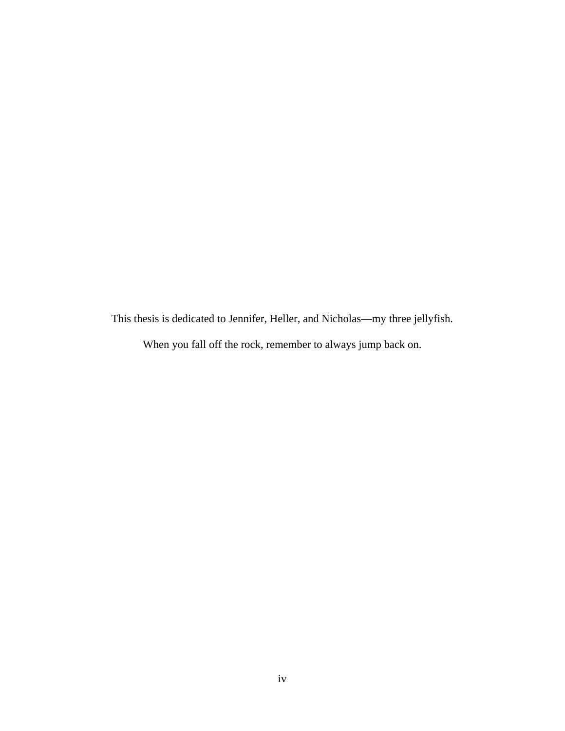This thesis is dedicated to Jennifer, Heller, and Nicholas—my three jellyfish.

When you fall off the rock, remember to always jump back on.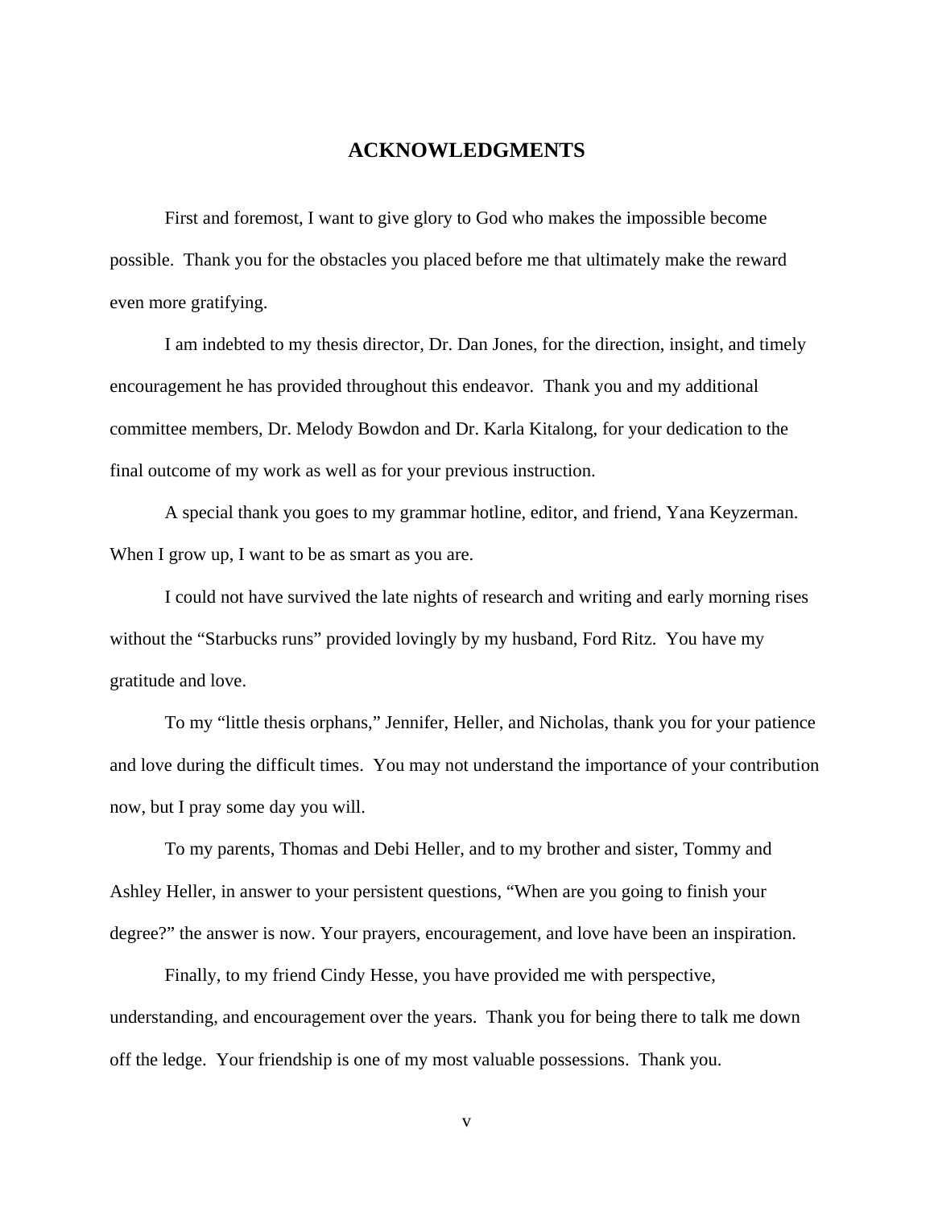# ACKNOWLEDGMENTS

First and foremost, I want to give glory to God who makes the impossible become possible. Thank you for the obstacles you placed before me that ultimately make the reward even more gratifying.

I am indebted to my thesis director, Dr. Dan Jones, for the direction, insight, and timely encouragement he has provided throughout this endeavor. Thank you and my additional committee members, Dr. Melody Bowdon and Dr. Karla Kitalong, for your dedication to the final outcome of my work as well as for your previous instruction.

A special thank you goes to my grammar hotline, editor, and friend, Yana Keyzerman. When I grow up, I want to be as smart as you are.

I could not have survived the late nights of research and writing and early morning rises without the "Starbucks runs" provided lovingly by my husband, Ford Ritz. You have my gratitude and love.

To my "little thesis orphans," Jennifer, Heller, and Nicholas, thank you for your patience and love during the difficult times. You may not understand the importance of your contribution now, but I pray some day you will.

To my parents, Thomas and Debi Heller, and to my brother and sister, Tommy and Ashley Heller, in answer to your persistent questions, "When are you going to finish your degree?" the answer is now. Your prayers, encouragement, and love have been an inspiration.

Finally, to my friend Cindy Hesse, you have provided me with perspective, understanding, and encouragement over the years. Thank you for being there to talk me down off the ledge. Your friendship is one of my most valuable possessions. Thank you.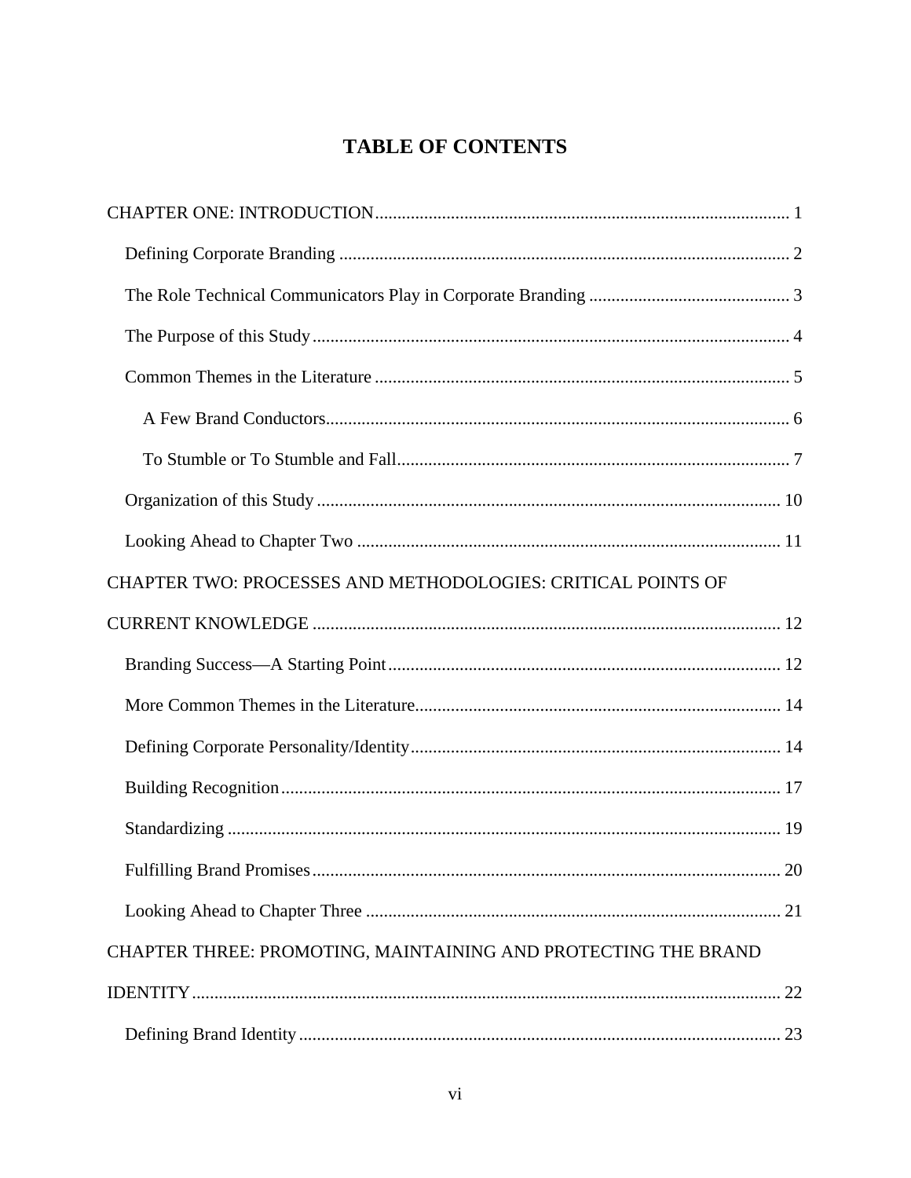# TABLE OF CONTENTS

CHAPTER ONE: INTRODUCTION ........................................................................................... 1

- Defining Corporate Branding ................................................................................................. 2
- The Role Technical Communicators Play in Corporate Branding ........................................... 3
- The Purpose of this Study ....................................................................................................... 4
- Common Themes in the Literature ......................................................................................... 5
  - A Few Brand Conductors ................................................................................................... 6
  - To Stumble or To Stumble and Fall ..................................................................................... 7
- Organization of this Study ..................................................................................................... 10
- Looking Ahead to Chapter Two ............................................................................................ 11

CHAPTER TWO: PROCESSES AND METHODOLOGIES: CRITICAL POINTS OF CURRENT KNOWLEDGE ....................................................................................................... 12

- Branding Success—A Starting Point ...................................................................................... 12
- More Common Themes in the Literature ............................................................................... 14
- Defining Corporate Personality/Identity ................................................................................ 14
- Building Recognition ............................................................................................................. 17
- Standardizing ......................................................................................................................... 19
- Fulfilling Brand Promises ....................................................................................................... 20
- Looking Ahead to Chapter Three .......................................................................................... 21

CHAPTER THREE: PROMOTING, MAINTAINING AND PROTECTING THE BRAND IDENTITY ................................................................................................................................. 22

- Defining Brand Identity ......................................................................................................... 23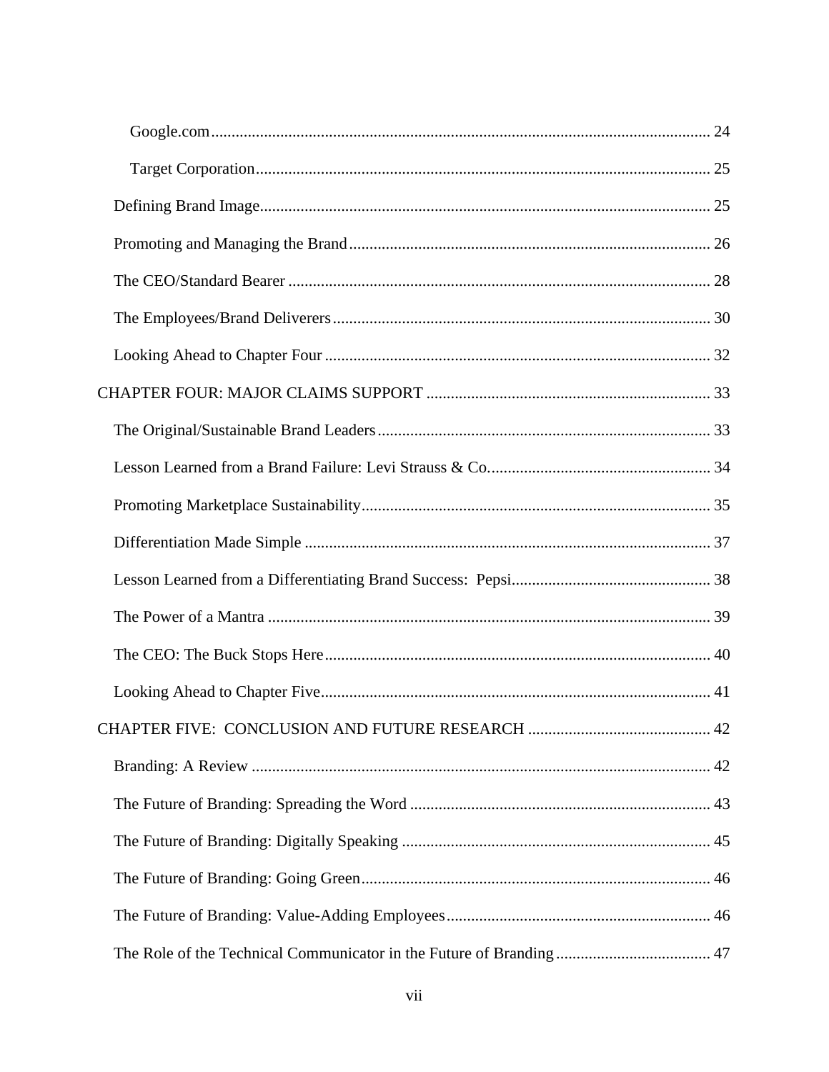Google.com ........................................................................................................................ 24

Target Corporation ............................................................................................................. 25

Defining Brand Image ............................................................................................................ 25

Promoting and Managing the Brand ...................................................................................... 26

The CEO/Standard Bearer ..................................................................................................... 28

The Employees/Brand Deliverers .......................................................................................... 30

Looking Ahead to Chapter Four ............................................................................................ 32

CHAPTER FOUR: MAJOR CLAIMS SUPPORT ................................................................... 33

The Original/Sustainable Brand Leaders ............................................................................... 33

Lesson Learned from a Brand Failure: Levi Strauss & Co. .................................................... 34

Promoting Marketplace Sustainability ................................................................................... 35

Differentiation Made Simple ................................................................................................. 37

Lesson Learned from a Differentiating Brand Success: Pepsi ............................................... 38

The Power of a Mantra .......................................................................................................... 39

The CEO: The Buck Stops Here ............................................................................................ 40

Looking Ahead to Chapter Five ............................................................................................. 41

CHAPTER FIVE: CONCLUSION AND FUTURE RESEARCH ........................................... 42

Branding: A Review ............................................................................................................... 42

The Future of Branding: Spreading the Word ........................................................................ 43

The Future of Branding: Digitally Speaking .......................................................................... 45

The Future of Branding: Going Green ................................................................................... 46

The Future of Branding: Value-Adding Employees ............................................................... 46

The Role of the Technical Communicator in the Future of Branding .................................... 47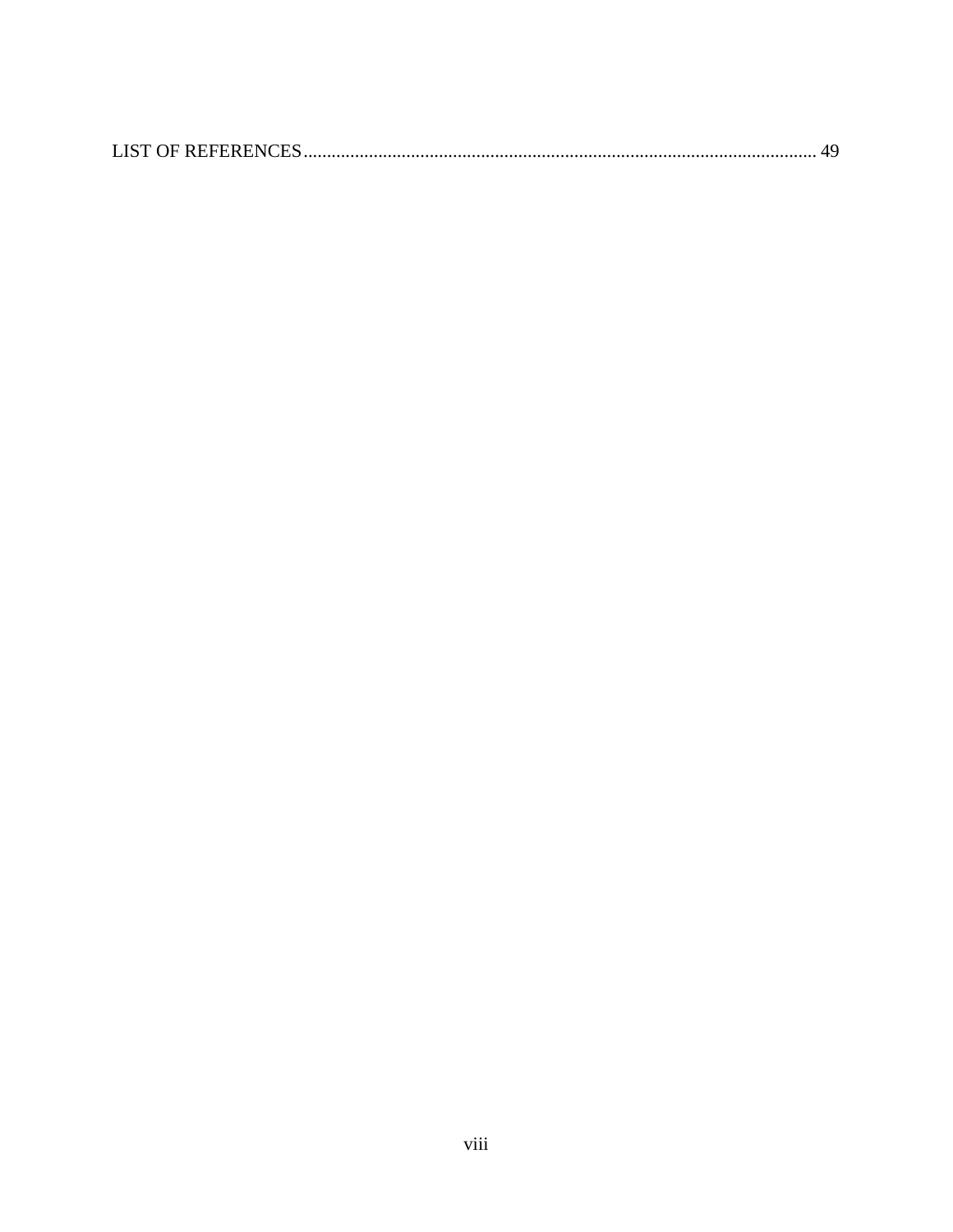LIST OF REFERENCES .............................................................................................................. 49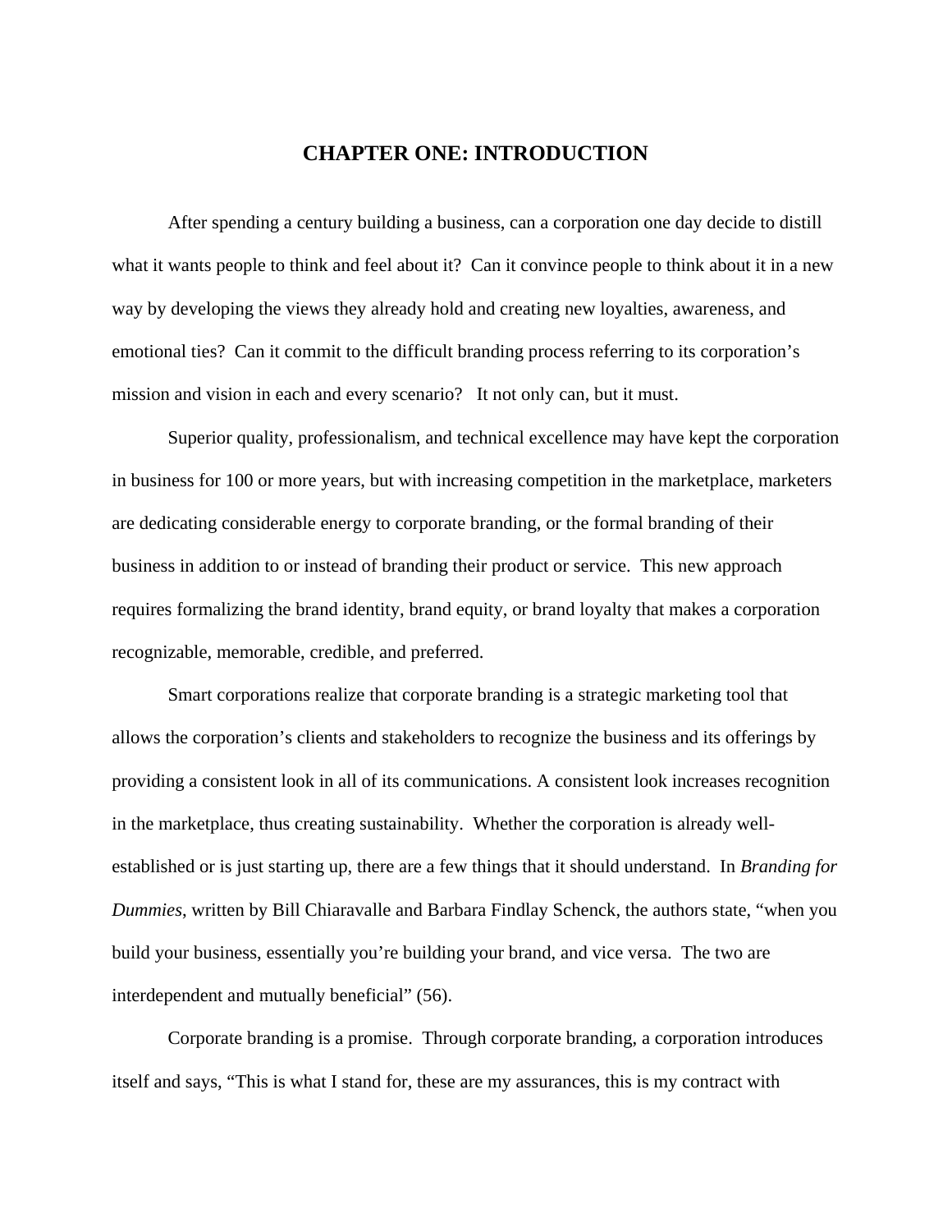# CHAPTER ONE: INTRODUCTION

After spending a century building a business, can a corporation one day decide to distill what it wants people to think and feel about it? Can it convince people to think about it in a new way by developing the views they already hold and creating new loyalties, awareness, and emotional ties? Can it commit to the difficult branding process referring to its corporation's mission and vision in each and every scenario? It not only can, but it must.

Superior quality, professionalism, and technical excellence may have kept the corporation in business for 100 or more years, but with increasing competition in the marketplace, marketers are dedicating considerable energy to corporate branding, or the formal branding of their business in addition to or instead of branding their product or service. This new approach requires formalizing the brand identity, brand equity, or brand loyalty that makes a corporation recognizable, memorable, credible, and preferred.

Smart corporations realize that corporate branding is a strategic marketing tool that allows the corporation's clients and stakeholders to recognize the business and its offerings by providing a consistent look in all of its communications. A consistent look increases recognition in the marketplace, thus creating sustainability. Whether the corporation is already well-established or is just starting up, there are a few things that it should understand. In *Branding for Dummies*, written by Bill Chiaravalle and Barbara Findlay Schenck, the authors state, "when you build your business, essentially you're building your brand, and vice versa. The two are interdependent and mutually beneficial" (56).

Corporate branding is a promise. Through corporate branding, a corporation introduces itself and says, "This is what I stand for, these are my assurances, this is my contract with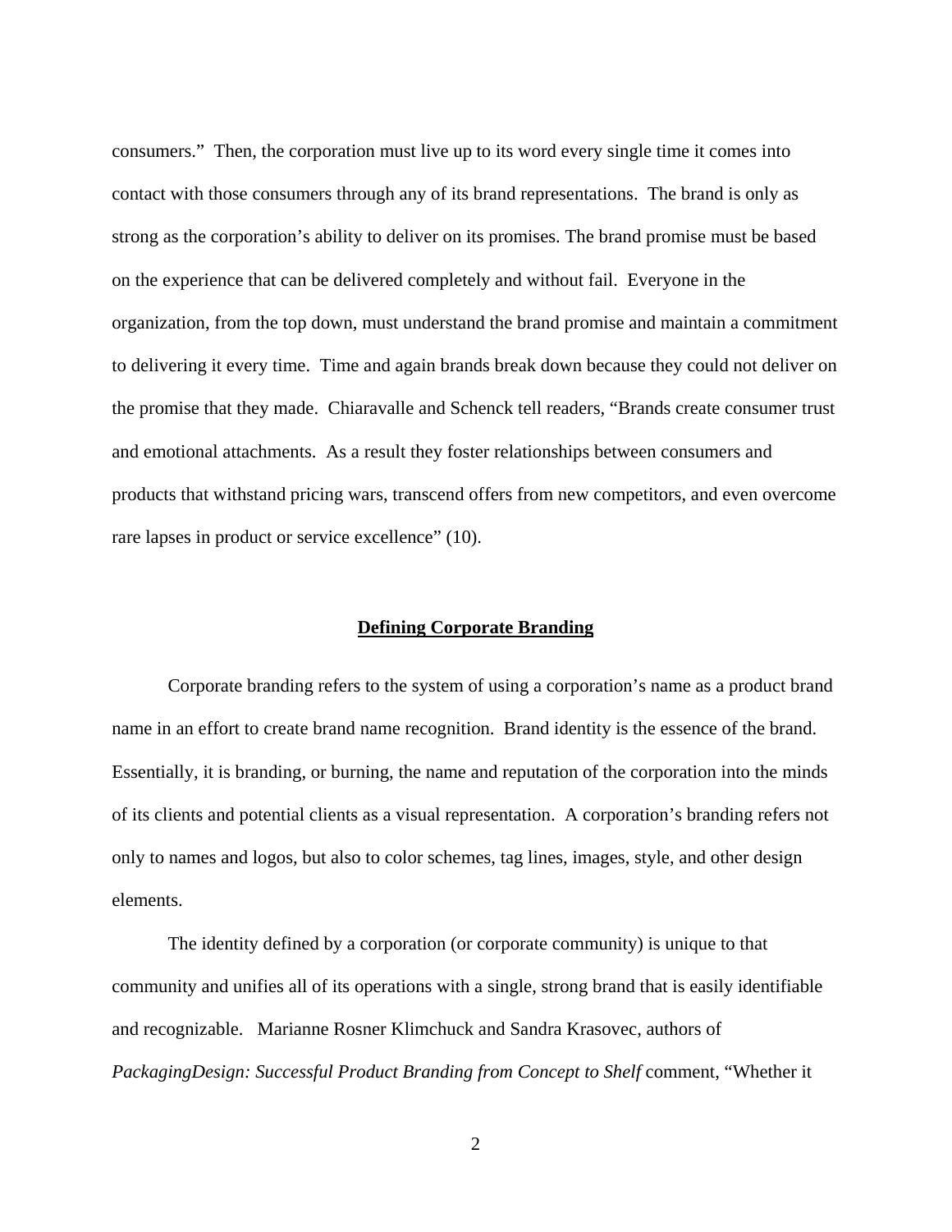consumers." Then, the corporation must live up to its word every single time it comes into contact with those consumers through any of its brand representations. The brand is only as strong as the corporation's ability to deliver on its promises. The brand promise must be based on the experience that can be delivered completely and without fail. Everyone in the organization, from the top down, must understand the brand promise and maintain a commitment to delivering it every time. Time and again brands break down because they could not deliver on the promise that they made. Chiaravalle and Schenck tell readers, "Brands create consumer trust and emotional attachments. As a result they foster relationships between consumers and products that withstand pricing wars, transcend offers from new competitors, and even overcome rare lapses in product or service excellence" (10).

## **Defining Corporate Branding**

Corporate branding refers to the system of using a corporation's name as a product brand name in an effort to create brand name recognition. Brand identity is the essence of the brand. Essentially, it is branding, or burning, the name and reputation of the corporation into the minds of its clients and potential clients as a visual representation. A corporation's branding refers not only to names and logos, but also to color schemes, tag lines, images, style, and other design elements.

The identity defined by a corporation (or corporate community) is unique to that community and unifies all of its operations with a single, strong brand that is easily identifiable and recognizable. Marianne Rosner Klimchuck and Sandra Krasovec, authors of *PackagingDesign: Successful Product Branding from Concept to Shelf* comment, "Whether it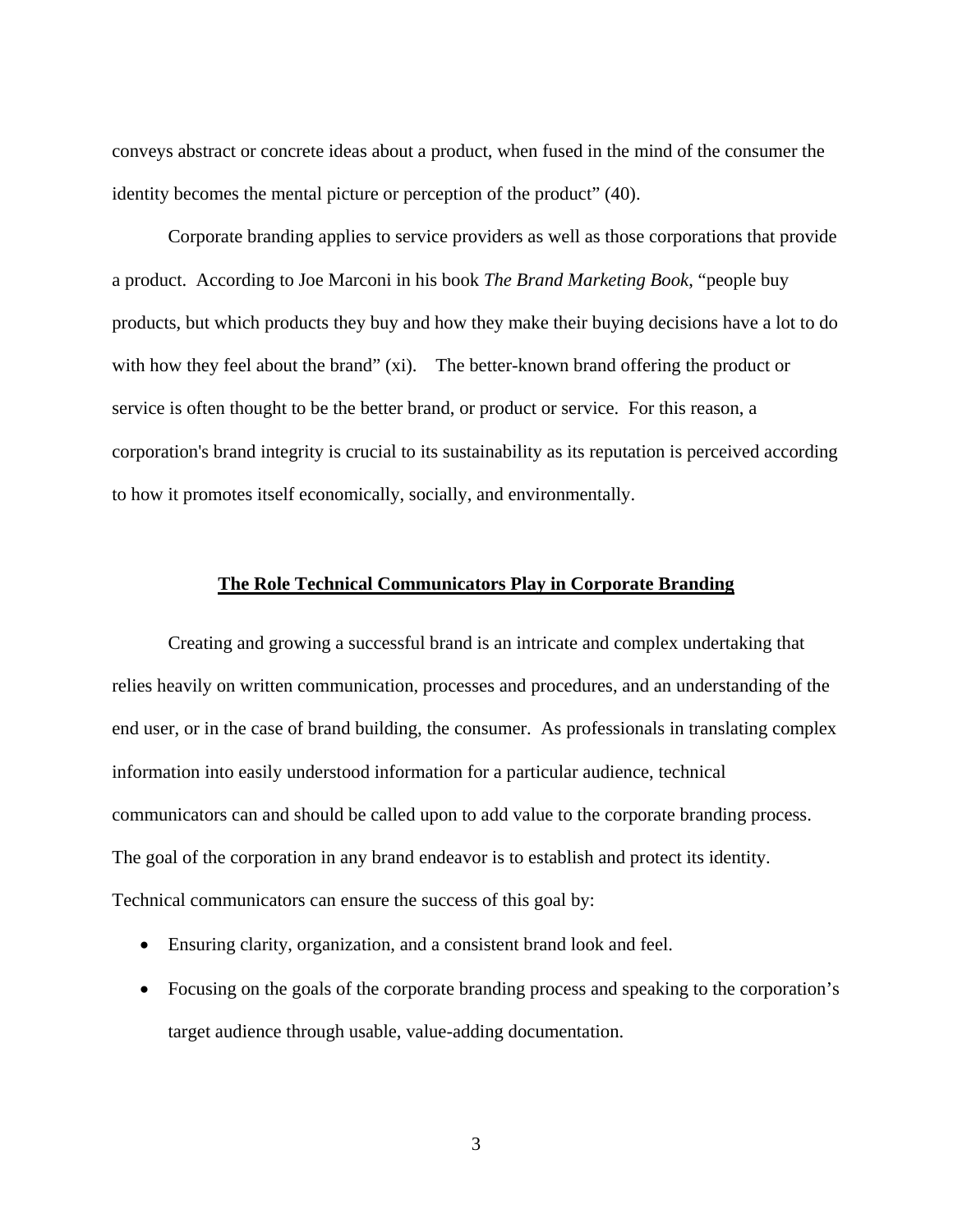conveys abstract or concrete ideas about a product, when fused in the mind of the consumer the identity becomes the mental picture or perception of the product" (40).

Corporate branding applies to service providers as well as those corporations that provide a product. According to Joe Marconi in his book *The Brand Marketing Book*, "people buy products, but which products they buy and how they make their buying decisions have a lot to do with how they feel about the brand" (xi). The better-known brand offering the product or service is often thought to be the better brand, or product or service. For this reason, a corporation's brand integrity is crucial to its sustainability as its reputation is perceived according to how it promotes itself economically, socially, and environmentally.

## The Role Technical Communicators Play in Corporate Branding

Creating and growing a successful brand is an intricate and complex undertaking that relies heavily on written communication, processes and procedures, and an understanding of the end user, or in the case of brand building, the consumer. As professionals in translating complex information into easily understood information for a particular audience, technical communicators can and should be called upon to add value to the corporate branding process. The goal of the corporation in any brand endeavor is to establish and protect its identity. Technical communicators can ensure the success of this goal by:

- Ensuring clarity, organization, and a consistent brand look and feel.
- Focusing on the goals of the corporate branding process and speaking to the corporation's target audience through usable, value-adding documentation.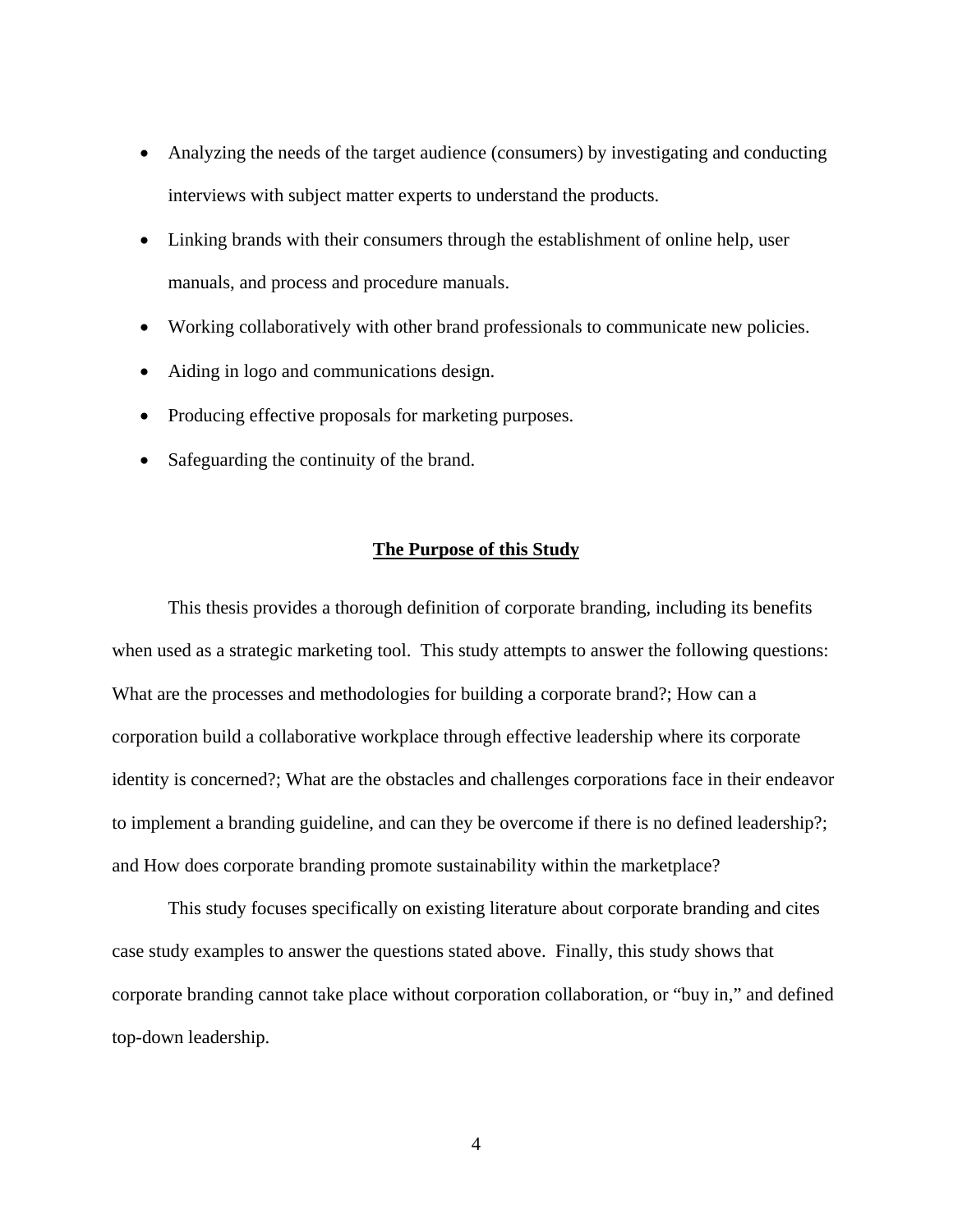- Analyzing the needs of the target audience (consumers) by investigating and conducting interviews with subject matter experts to understand the products.
- Linking brands with their consumers through the establishment of online help, user manuals, and process and procedure manuals.
- Working collaboratively with other brand professionals to communicate new policies.
- Aiding in logo and communications design.
- Producing effective proposals for marketing purposes.
- Safeguarding the continuity of the brand.

## **The Purpose of this Study**

This thesis provides a thorough definition of corporate branding, including its benefits when used as a strategic marketing tool. This study attempts to answer the following questions: What are the processes and methodologies for building a corporate brand?; How can a corporation build a collaborative workplace through effective leadership where its corporate identity is concerned?; What are the obstacles and challenges corporations face in their endeavor to implement a branding guideline, and can they be overcome if there is no defined leadership?; and How does corporate branding promote sustainability within the marketplace?

This study focuses specifically on existing literature about corporate branding and cites case study examples to answer the questions stated above. Finally, this study shows that corporate branding cannot take place without corporation collaboration, or "buy in," and defined top-down leadership.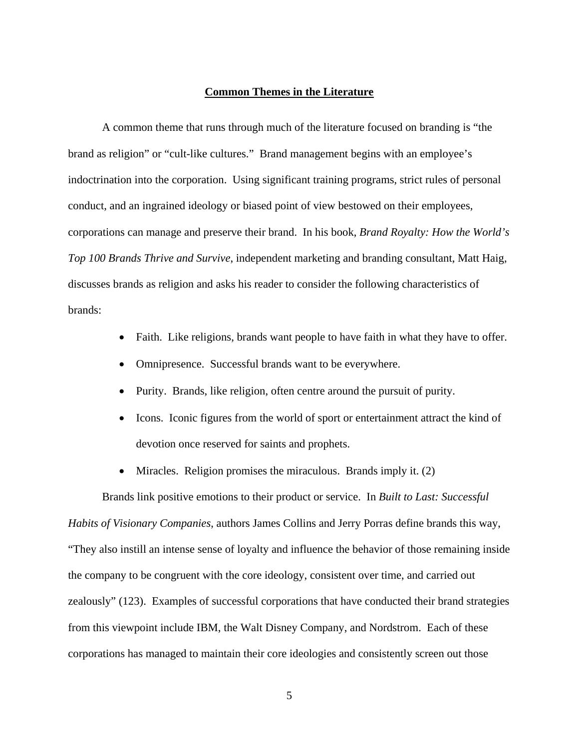## Common Themes in the Literature

A common theme that runs through much of the literature focused on branding is "the brand as religion" or "cult-like cultures." Brand management begins with an employee's indoctrination into the corporation. Using significant training programs, strict rules of personal conduct, and an ingrained ideology or biased point of view bestowed on their employees, corporations can manage and preserve their brand. In his book, *Brand Royalty: How the World's Top 100 Brands Thrive and Survive*, independent marketing and branding consultant, Matt Haig, discusses brands as religion and asks his reader to consider the following characteristics of brands:

- Faith. Like religions, brands want people to have faith in what they have to offer.
- Omnipresence. Successful brands want to be everywhere.
- Purity. Brands, like religion, often centre around the pursuit of purity.
- Icons. Iconic figures from the world of sport or entertainment attract the kind of devotion once reserved for saints and prophets.
- Miracles. Religion promises the miraculous. Brands imply it. (2)

Brands link positive emotions to their product or service. In *Built to Last: Successful Habits of Visionary Companies*, authors James Collins and Jerry Porras define brands this way, "They also instill an intense sense of loyalty and influence the behavior of those remaining inside the company to be congruent with the core ideology, consistent over time, and carried out zealously" (123). Examples of successful corporations that have conducted their brand strategies from this viewpoint include IBM, the Walt Disney Company, and Nordstrom. Each of these corporations has managed to maintain their core ideologies and consistently screen out those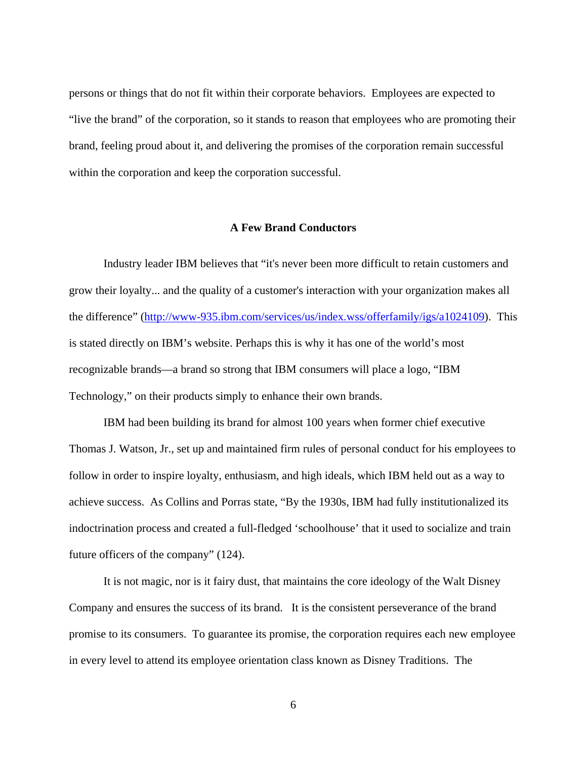persons or things that do not fit within their corporate behaviors. Employees are expected to "live the brand" of the corporation, so it stands to reason that employees who are promoting their brand, feeling proud about it, and delivering the promises of the corporation remain successful within the corporation and keep the corporation successful.

### A Few Brand Conductors

Industry leader IBM believes that "it's never been more difficult to retain customers and grow their loyalty... and the quality of a customer's interaction with your organization makes all the difference" (http://www-935.ibm.com/services/us/index.wss/offerfamily/igs/a1024109). This is stated directly on IBM's website. Perhaps this is why it has one of the world's most recognizable brands—a brand so strong that IBM consumers will place a logo, "IBM Technology," on their products simply to enhance their own brands.

IBM had been building its brand for almost 100 years when former chief executive Thomas J. Watson, Jr., set up and maintained firm rules of personal conduct for his employees to follow in order to inspire loyalty, enthusiasm, and high ideals, which IBM held out as a way to achieve success. As Collins and Porras state, "By the 1930s, IBM had fully institutionalized its indoctrination process and created a full-fledged 'schoolhouse' that it used to socialize and train future officers of the company" (124).

It is not magic, nor is it fairy dust, that maintains the core ideology of the Walt Disney Company and ensures the success of its brand. It is the consistent perseverance of the brand promise to its consumers. To guarantee its promise, the corporation requires each new employee in every level to attend its employee orientation class known as Disney Traditions. The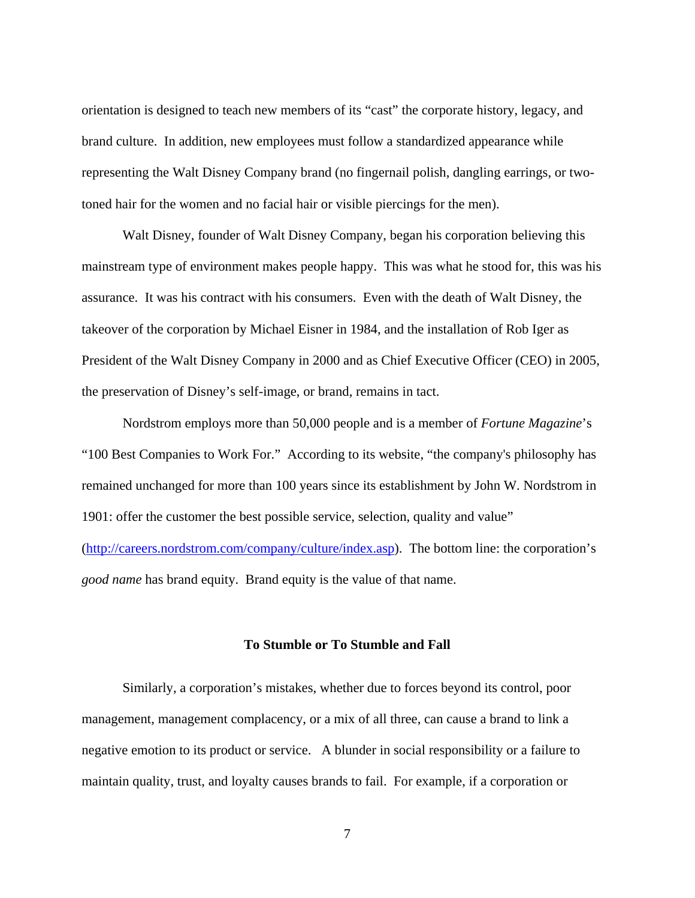orientation is designed to teach new members of its "cast" the corporate history, legacy, and brand culture. In addition, new employees must follow a standardized appearance while representing the Walt Disney Company brand (no fingernail polish, dangling earrings, or two-toned hair for the women and no facial hair or visible piercings for the men).

Walt Disney, founder of Walt Disney Company, began his corporation believing this mainstream type of environment makes people happy. This was what he stood for, this was his assurance. It was his contract with his consumers. Even with the death of Walt Disney, the takeover of the corporation by Michael Eisner in 1984, and the installation of Rob Iger as President of the Walt Disney Company in 2000 and as Chief Executive Officer (CEO) in 2005, the preservation of Disney's self-image, or brand, remains in tact.

Nordstrom employs more than 50,000 people and is a member of *Fortune Magazine*'s "100 Best Companies to Work For." According to its website, "the company's philosophy has remained unchanged for more than 100 years since its establishment by John W. Nordstrom in 1901: offer the customer the best possible service, selection, quality and value" (http://careers.nordstrom.com/company/culture/index.asp). The bottom line: the corporation's *good name* has brand equity. Brand equity is the value of that name.

**To Stumble or To Stumble and Fall**

Similarly, a corporation's mistakes, whether due to forces beyond its control, poor management, management complacency, or a mix of all three, can cause a brand to link a negative emotion to its product or service. A blunder in social responsibility or a failure to maintain quality, trust, and loyalty causes brands to fail. For example, if a corporation or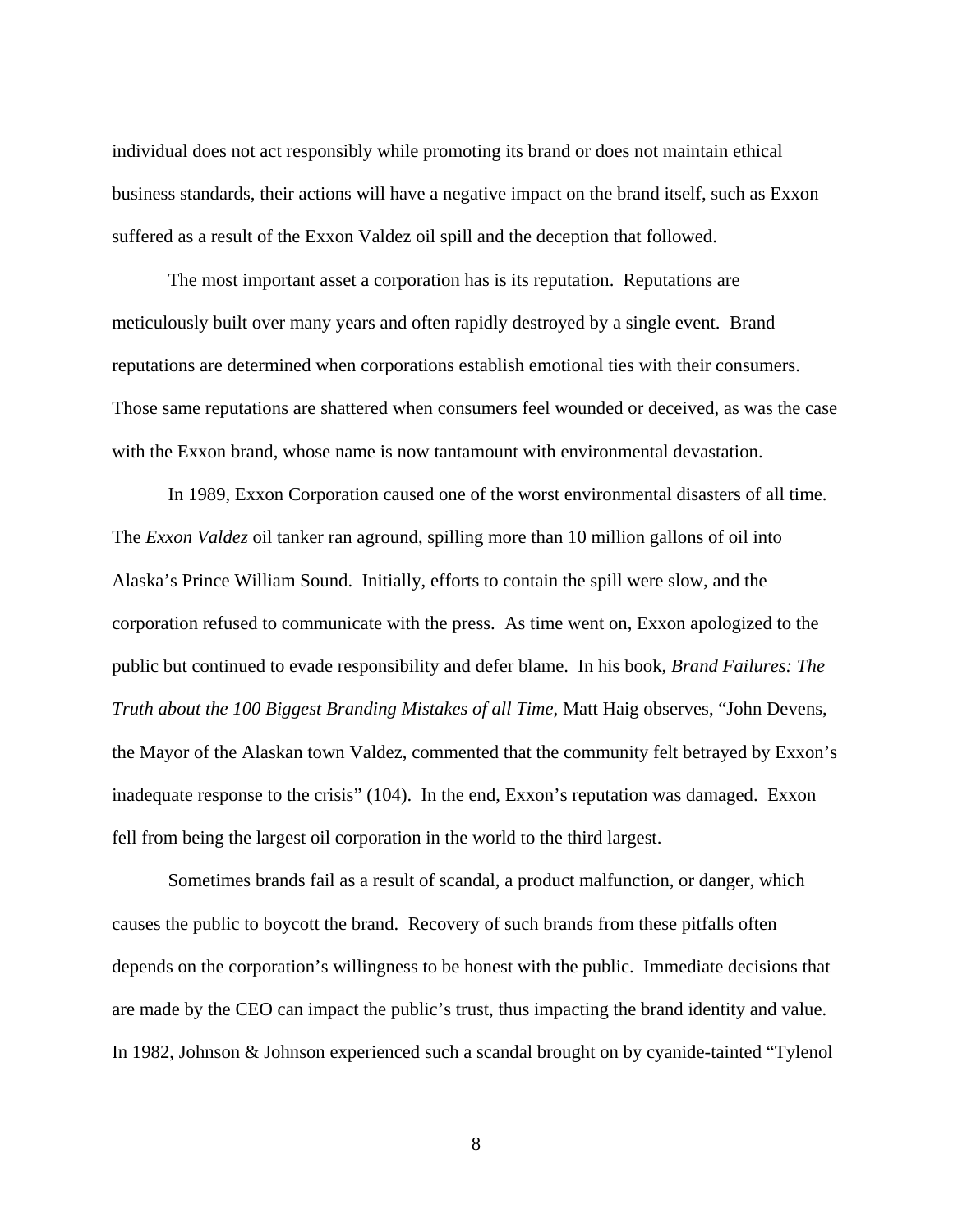individual does not act responsibly while promoting its brand or does not maintain ethical business standards, their actions will have a negative impact on the brand itself, such as Exxon suffered as a result of the Exxon Valdez oil spill and the deception that followed.

The most important asset a corporation has is its reputation. Reputations are meticulously built over many years and often rapidly destroyed by a single event. Brand reputations are determined when corporations establish emotional ties with their consumers. Those same reputations are shattered when consumers feel wounded or deceived, as was the case with the Exxon brand, whose name is now tantamount with environmental devastation.

In 1989, Exxon Corporation caused one of the worst environmental disasters of all time. The *Exxon Valdez* oil tanker ran aground, spilling more than 10 million gallons of oil into Alaska's Prince William Sound. Initially, efforts to contain the spill were slow, and the corporation refused to communicate with the press. As time went on, Exxon apologized to the public but continued to evade responsibility and defer blame. In his book, *Brand Failures: The Truth about the 100 Biggest Branding Mistakes of all Time*, Matt Haig observes, "John Devens, the Mayor of the Alaskan town Valdez, commented that the community felt betrayed by Exxon's inadequate response to the crisis" (104). In the end, Exxon's reputation was damaged. Exxon fell from being the largest oil corporation in the world to the third largest.

Sometimes brands fail as a result of scandal, a product malfunction, or danger, which causes the public to boycott the brand. Recovery of such brands from these pitfalls often depends on the corporation's willingness to be honest with the public. Immediate decisions that are made by the CEO can impact the public's trust, thus impacting the brand identity and value. In 1982, Johnson & Johnson experienced such a scandal brought on by cyanide-tainted "Tylenol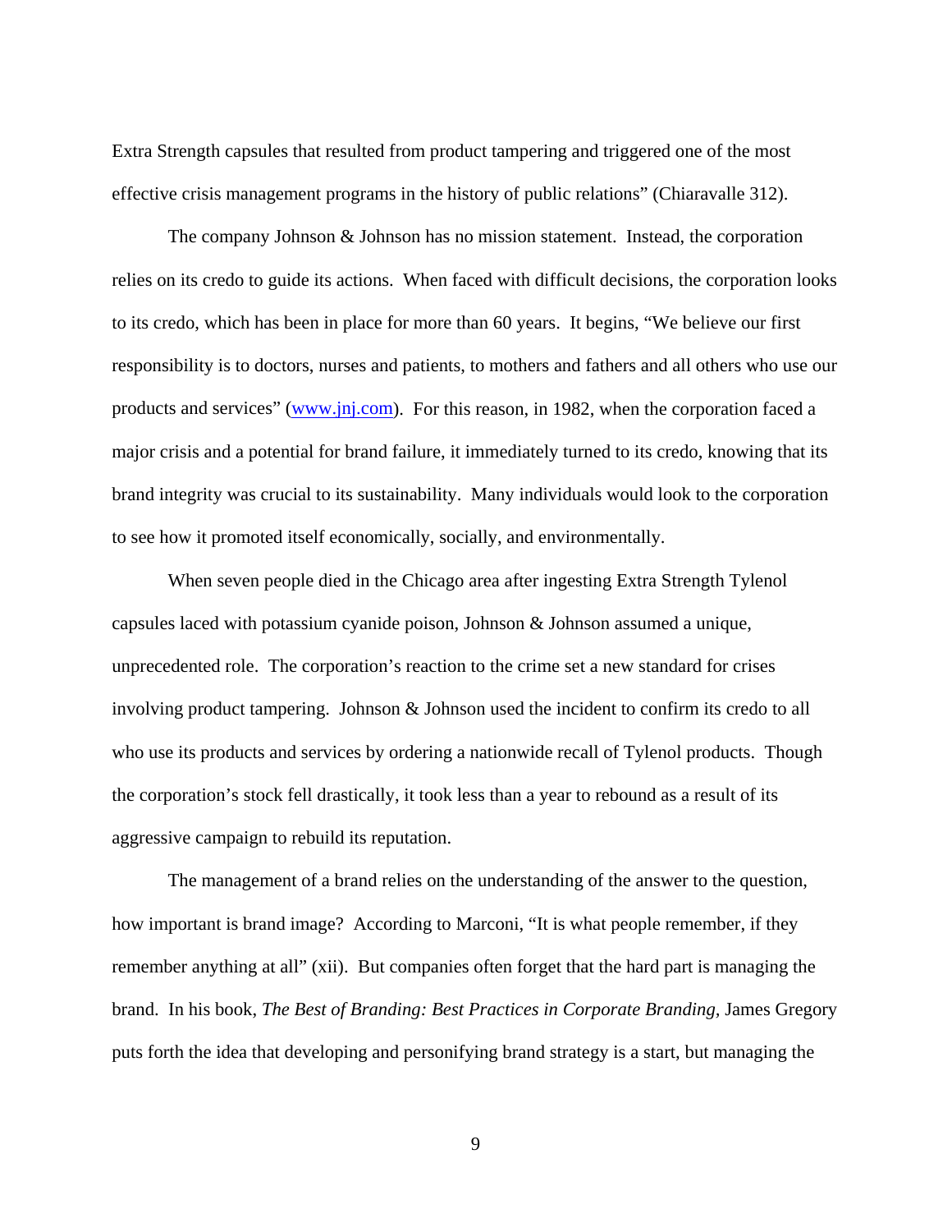Extra Strength capsules that resulted from product tampering and triggered one of the most effective crisis management programs in the history of public relations" (Chiaravalle 312).

The company Johnson & Johnson has no mission statement. Instead, the corporation relies on its credo to guide its actions. When faced with difficult decisions, the corporation looks to its credo, which has been in place for more than 60 years. It begins, "We believe our first responsibility is to doctors, nurses and patients, to mothers and fathers and all others who use our products and services" (www.jnj.com). For this reason, in 1982, when the corporation faced a major crisis and a potential for brand failure, it immediately turned to its credo, knowing that its brand integrity was crucial to its sustainability. Many individuals would look to the corporation to see how it promoted itself economically, socially, and environmentally.

When seven people died in the Chicago area after ingesting Extra Strength Tylenol capsules laced with potassium cyanide poison, Johnson & Johnson assumed a unique, unprecedented role. The corporation's reaction to the crime set a new standard for crises involving product tampering. Johnson & Johnson used the incident to confirm its credo to all who use its products and services by ordering a nationwide recall of Tylenol products. Though the corporation's stock fell drastically, it took less than a year to rebound as a result of its aggressive campaign to rebuild its reputation.

The management of a brand relies on the understanding of the answer to the question, how important is brand image? According to Marconi, "It is what people remember, if they remember anything at all" (xii). But companies often forget that the hard part is managing the brand. In his book, *The Best of Branding: Best Practices in Corporate Branding*, James Gregory puts forth the idea that developing and personifying brand strategy is a start, but managing the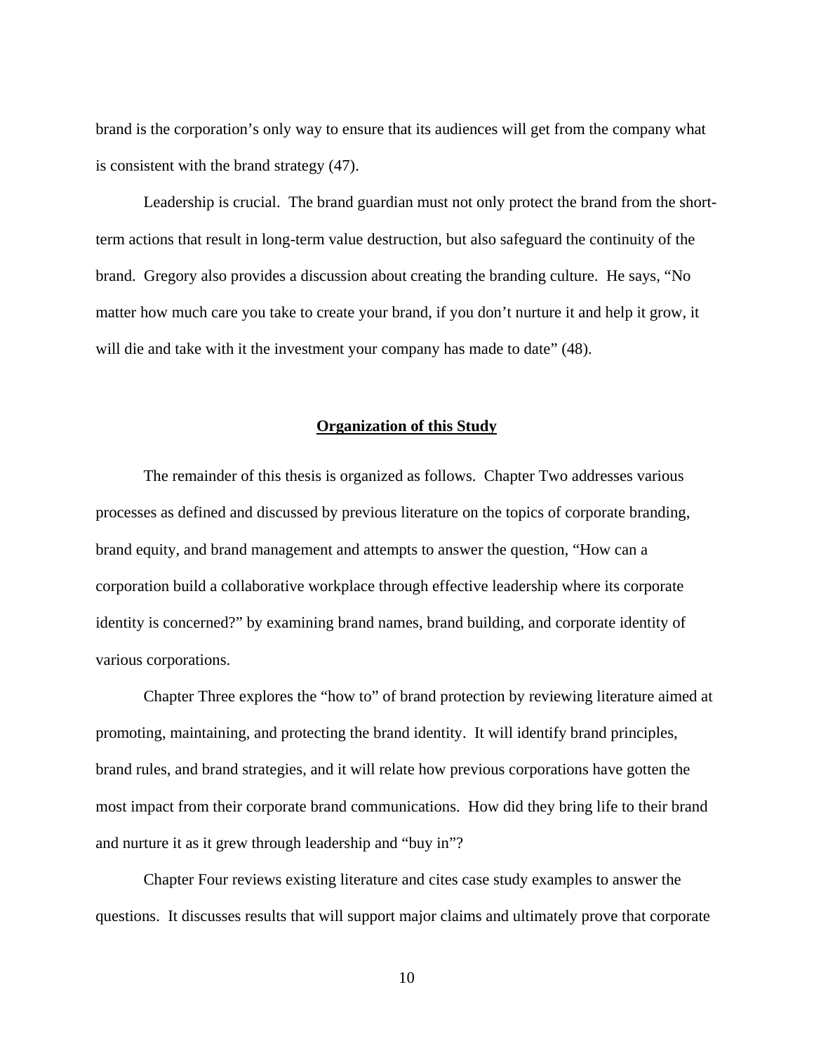brand is the corporation's only way to ensure that its audiences will get from the company what is consistent with the brand strategy (47).

Leadership is crucial. The brand guardian must not only protect the brand from the short-term actions that result in long-term value destruction, but also safeguard the continuity of the brand. Gregory also provides a discussion about creating the branding culture. He says, "No matter how much care you take to create your brand, if you don't nurture it and help it grow, it will die and take with it the investment your company has made to date" (48).

## Organization of this Study

The remainder of this thesis is organized as follows. Chapter Two addresses various processes as defined and discussed by previous literature on the topics of corporate branding, brand equity, and brand management and attempts to answer the question, "How can a corporation build a collaborative workplace through effective leadership where its corporate identity is concerned?" by examining brand names, brand building, and corporate identity of various corporations.

Chapter Three explores the "how to" of brand protection by reviewing literature aimed at promoting, maintaining, and protecting the brand identity. It will identify brand principles, brand rules, and brand strategies, and it will relate how previous corporations have gotten the most impact from their corporate brand communications. How did they bring life to their brand and nurture it as it grew through leadership and "buy in"?

Chapter Four reviews existing literature and cites case study examples to answer the questions. It discusses results that will support major claims and ultimately prove that corporate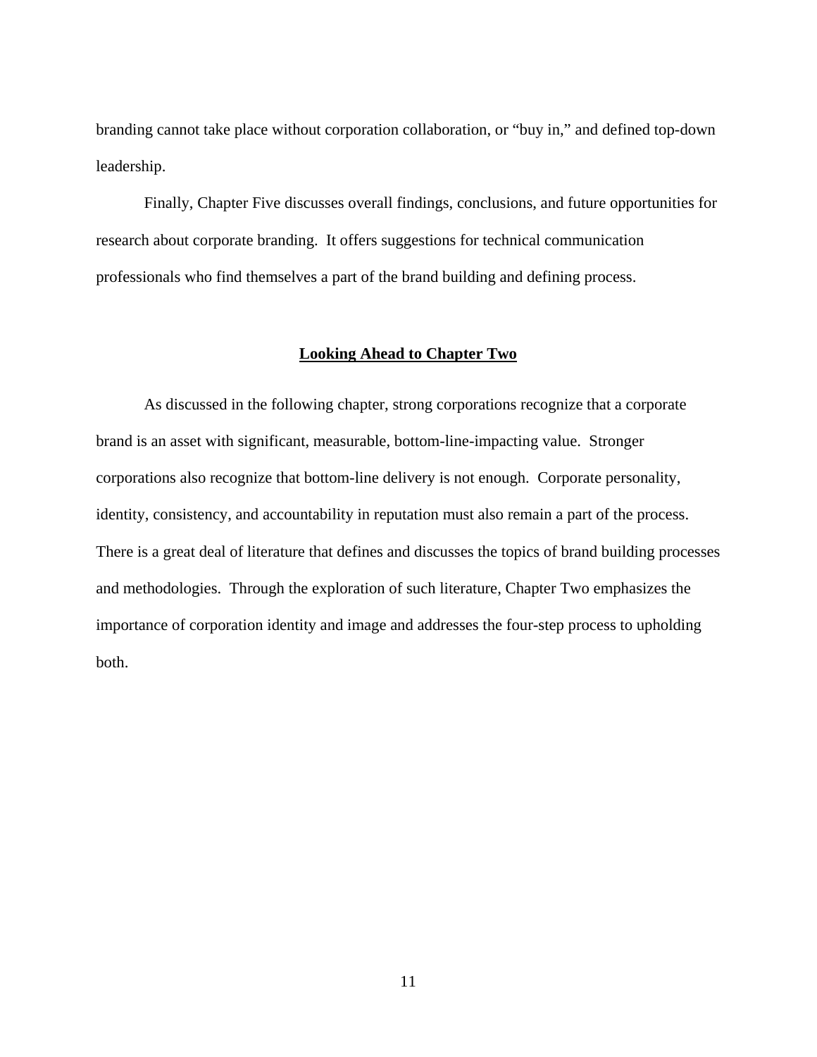branding cannot take place without corporation collaboration, or "buy in," and defined top-down leadership.

Finally, Chapter Five discusses overall findings, conclusions, and future opportunities for research about corporate branding. It offers suggestions for technical communication professionals who find themselves a part of the brand building and defining process.

## **Looking Ahead to Chapter Two**

As discussed in the following chapter, strong corporations recognize that a corporate brand is an asset with significant, measurable, bottom-line-impacting value. Stronger corporations also recognize that bottom-line delivery is not enough. Corporate personality, identity, consistency, and accountability in reputation must also remain a part of the process. There is a great deal of literature that defines and discusses the topics of brand building processes and methodologies. Through the exploration of such literature, Chapter Two emphasizes the importance of corporation identity and image and addresses the four-step process to upholding both.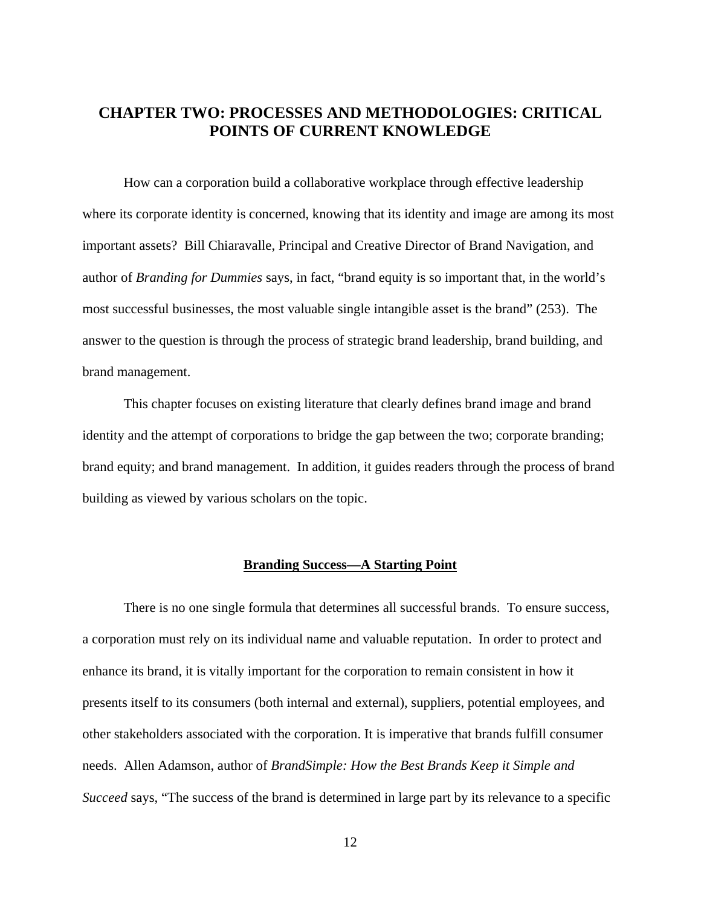# CHAPTER TWO: PROCESSES AND METHODOLOGIES: CRITICAL POINTS OF CURRENT KNOWLEDGE

How can a corporation build a collaborative workplace through effective leadership where its corporate identity is concerned, knowing that its identity and image are among its most important assets? Bill Chiaravalle, Principal and Creative Director of Brand Navigation, and author of *Branding for Dummies* says, in fact, "brand equity is so important that, in the world's most successful businesses, the most valuable single intangible asset is the brand" (253). The answer to the question is through the process of strategic brand leadership, brand building, and brand management.

This chapter focuses on existing literature that clearly defines brand image and brand identity and the attempt of corporations to bridge the gap between the two; corporate branding; brand equity; and brand management. In addition, it guides readers through the process of brand building as viewed by various scholars on the topic.

## Branding Success—A Starting Point

There is no one single formula that determines all successful brands. To ensure success, a corporation must rely on its individual name and valuable reputation. In order to protect and enhance its brand, it is vitally important for the corporation to remain consistent in how it presents itself to its consumers (both internal and external), suppliers, potential employees, and other stakeholders associated with the corporation. It is imperative that brands fulfill consumer needs. Allen Adamson, author of *BrandSimple: How the Best Brands Keep it Simple and Succeed* says, "The success of the brand is determined in large part by its relevance to a specific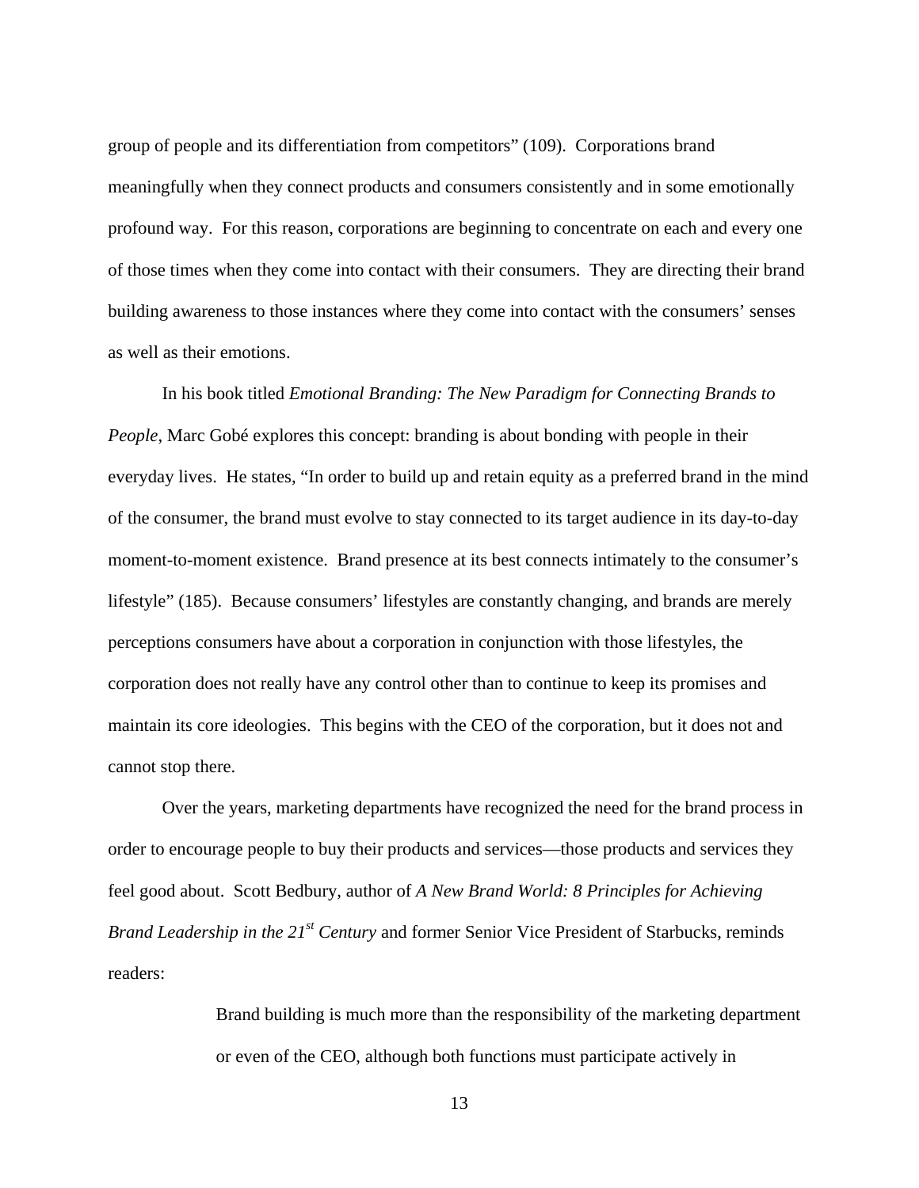group of people and its differentiation from competitors" (109). Corporations brand meaningfully when they connect products and consumers consistently and in some emotionally profound way. For this reason, corporations are beginning to concentrate on each and every one of those times when they come into contact with their consumers. They are directing their brand building awareness to those instances where they come into contact with the consumers' senses as well as their emotions.

In his book titled *Emotional Branding: The New Paradigm for Connecting Brands to People*, Marc Gobé explores this concept: branding is about bonding with people in their everyday lives. He states, "In order to build up and retain equity as a preferred brand in the mind of the consumer, the brand must evolve to stay connected to its target audience in its day-to-day moment-to-moment existence. Brand presence at its best connects intimately to the consumer's lifestyle" (185). Because consumers' lifestyles are constantly changing, and brands are merely perceptions consumers have about a corporation in conjunction with those lifestyles, the corporation does not really have any control other than to continue to keep its promises and maintain its core ideologies. This begins with the CEO of the corporation, but it does not and cannot stop there.

Over the years, marketing departments have recognized the need for the brand process in order to encourage people to buy their products and services—those products and services they feel good about. Scott Bedbury, author of *A New Brand World: 8 Principles for Achieving Brand Leadership in the 21st Century* and former Senior Vice President of Starbucks, reminds readers:

> Brand building is much more than the responsibility of the marketing department or even of the CEO, although both functions must participate actively in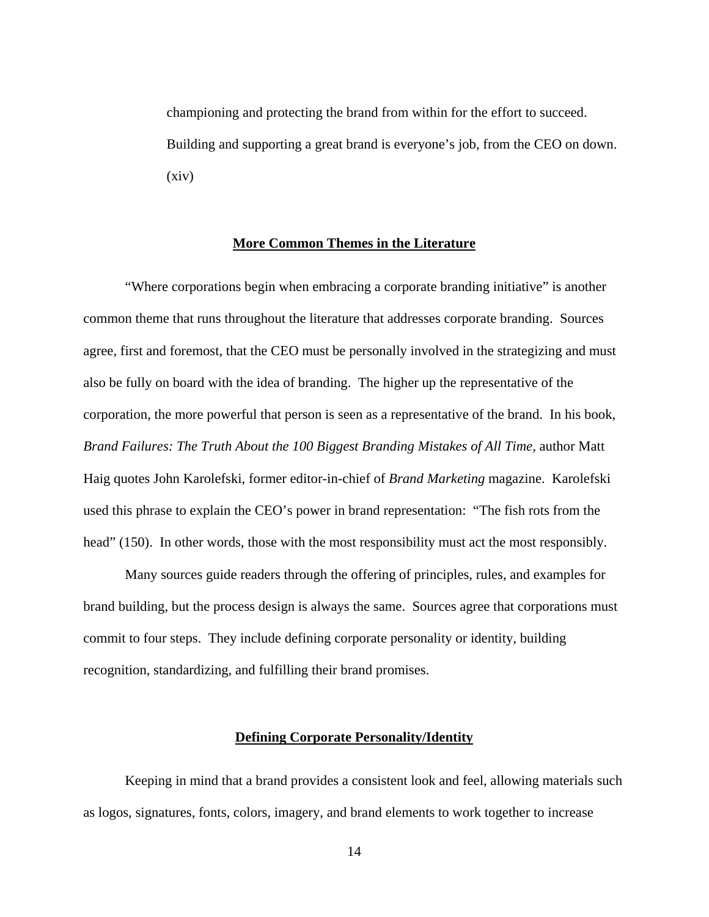> championing and protecting the brand from within for the effort to succeed. Building and supporting a great brand is everyone's job, from the CEO on down. (xiv)

## **More Common Themes in the Literature**

"Where corporations begin when embracing a corporate branding initiative" is another common theme that runs throughout the literature that addresses corporate branding. Sources agree, first and foremost, that the CEO must be personally involved in the strategizing and must also be fully on board with the idea of branding. The higher up the representative of the corporation, the more powerful that person is seen as a representative of the brand. In his book, *Brand Failures: The Truth About the 100 Biggest Branding Mistakes of All Time*, author Matt Haig quotes John Karolefski, former editor-in-chief of *Brand Marketing* magazine. Karolefski used this phrase to explain the CEO's power in brand representation: "The fish rots from the head" (150). In other words, those with the most responsibility must act the most responsibly.

Many sources guide readers through the offering of principles, rules, and examples for brand building, but the process design is always the same. Sources agree that corporations must commit to four steps. They include defining corporate personality or identity, building recognition, standardizing, and fulfilling their brand promises.

## **Defining Corporate Personality/Identity**

Keeping in mind that a brand provides a consistent look and feel, allowing materials such as logos, signatures, fonts, colors, imagery, and brand elements to work together to increase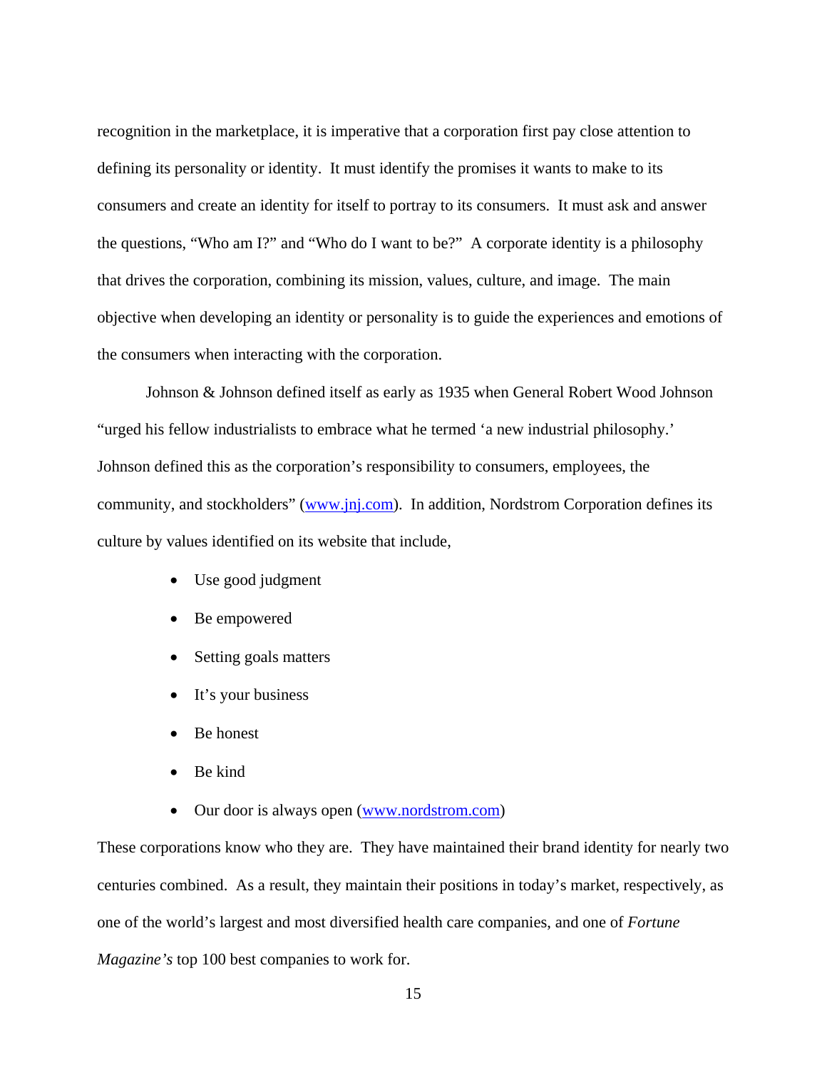recognition in the marketplace, it is imperative that a corporation first pay close attention to defining its personality or identity. It must identify the promises it wants to make to its consumers and create an identity for itself to portray to its consumers. It must ask and answer the questions, "Who am I?" and "Who do I want to be?" A corporate identity is a philosophy that drives the corporation, combining its mission, values, culture, and image. The main objective when developing an identity or personality is to guide the experiences and emotions of the consumers when interacting with the corporation.

Johnson & Johnson defined itself as early as 1935 when General Robert Wood Johnson "urged his fellow industrialists to embrace what he termed 'a new industrial philosophy.' Johnson defined this as the corporation's responsibility to consumers, employees, the community, and stockholders" (www.jnj.com). In addition, Nordstrom Corporation defines its culture by values identified on its website that include,

- Use good judgment
- Be empowered
- Setting goals matters
- It's your business
- Be honest
- Be kind
- Our door is always open (www.nordstrom.com)

These corporations know who they are. They have maintained their brand identity for nearly two centuries combined. As a result, they maintain their positions in today's market, respectively, as one of the world's largest and most diversified health care companies, and one of *Fortune Magazine's* top 100 best companies to work for.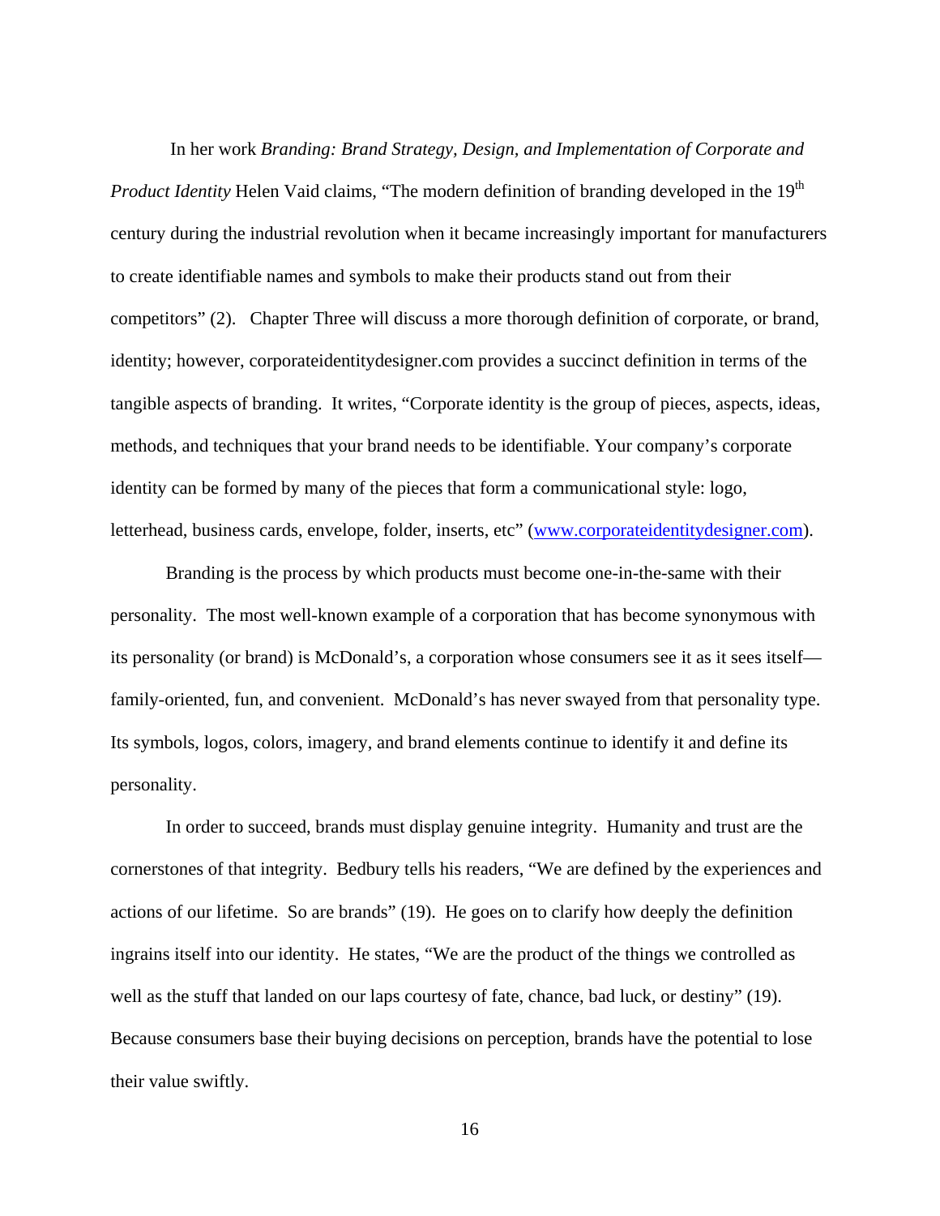In her work *Branding: Brand Strategy, Design, and Implementation of Corporate and Product Identity* Helen Vaid claims, "The modern definition of branding developed in the 19th century during the industrial revolution when it became increasingly important for manufacturers to create identifiable names and symbols to make their products stand out from their competitors" (2). Chapter Three will discuss a more thorough definition of corporate, or brand, identity; however, corporateidentitydesigner.com provides a succinct definition in terms of the tangible aspects of branding. It writes, "Corporate identity is the group of pieces, aspects, ideas, methods, and techniques that your brand needs to be identifiable. Your company's corporate identity can be formed by many of the pieces that form a communicational style: logo, letterhead, business cards, envelope, folder, inserts, etc" (www.corporateidentitydesigner.com).

Branding is the process by which products must become one-in-the-same with their personality. The most well-known example of a corporation that has become synonymous with its personality (or brand) is McDonald's, a corporation whose consumers see it as it sees itself—family-oriented, fun, and convenient. McDonald's has never swayed from that personality type. Its symbols, logos, colors, imagery, and brand elements continue to identify it and define its personality.

In order to succeed, brands must display genuine integrity. Humanity and trust are the cornerstones of that integrity. Bedbury tells his readers, "We are defined by the experiences and actions of our lifetime. So are brands" (19). He goes on to clarify how deeply the definition ingrains itself into our identity. He states, "We are the product of the things we controlled as well as the stuff that landed on our laps courtesy of fate, chance, bad luck, or destiny" (19). Because consumers base their buying decisions on perception, brands have the potential to lose their value swiftly.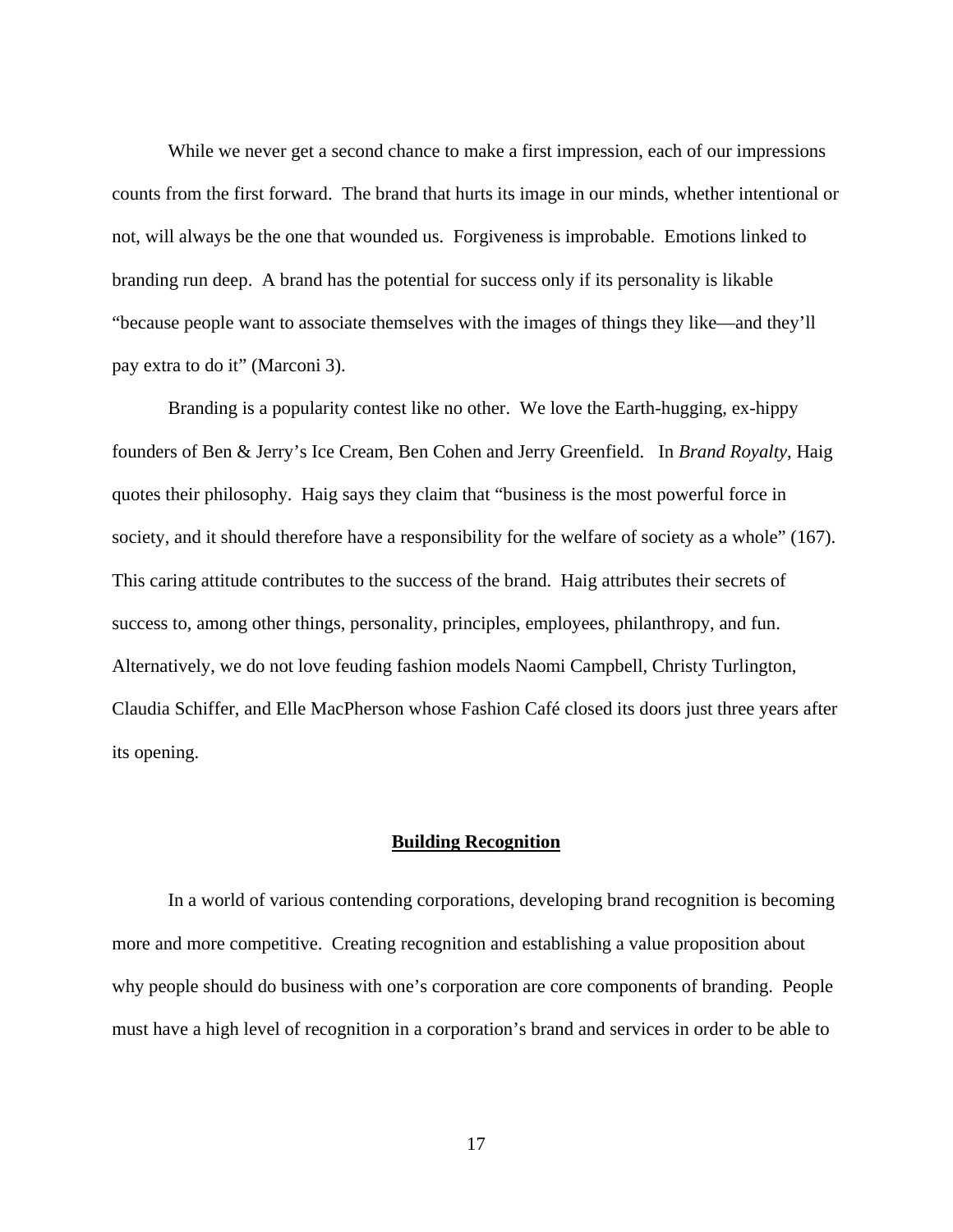While we never get a second chance to make a first impression, each of our impressions counts from the first forward. The brand that hurts its image in our minds, whether intentional or not, will always be the one that wounded us. Forgiveness is improbable. Emotions linked to branding run deep. A brand has the potential for success only if its personality is likable "because people want to associate themselves with the images of things they like—and they'll pay extra to do it" (Marconi 3).

Branding is a popularity contest like no other. We love the Earth-hugging, ex-hippy founders of Ben & Jerry's Ice Cream, Ben Cohen and Jerry Greenfield. In *Brand Royalty*, Haig quotes their philosophy. Haig says they claim that "business is the most powerful force in society, and it should therefore have a responsibility for the welfare of society as a whole" (167). This caring attitude contributes to the success of the brand. Haig attributes their secrets of success to, among other things, personality, principles, employees, philanthropy, and fun. Alternatively, we do not love feuding fashion models Naomi Campbell, Christy Turlington, Claudia Schiffer, and Elle MacPherson whose Fashion Café closed its doors just three years after its opening.

## Building Recognition

In a world of various contending corporations, developing brand recognition is becoming more and more competitive. Creating recognition and establishing a value proposition about why people should do business with one's corporation are core components of branding. People must have a high level of recognition in a corporation's brand and services in order to be able to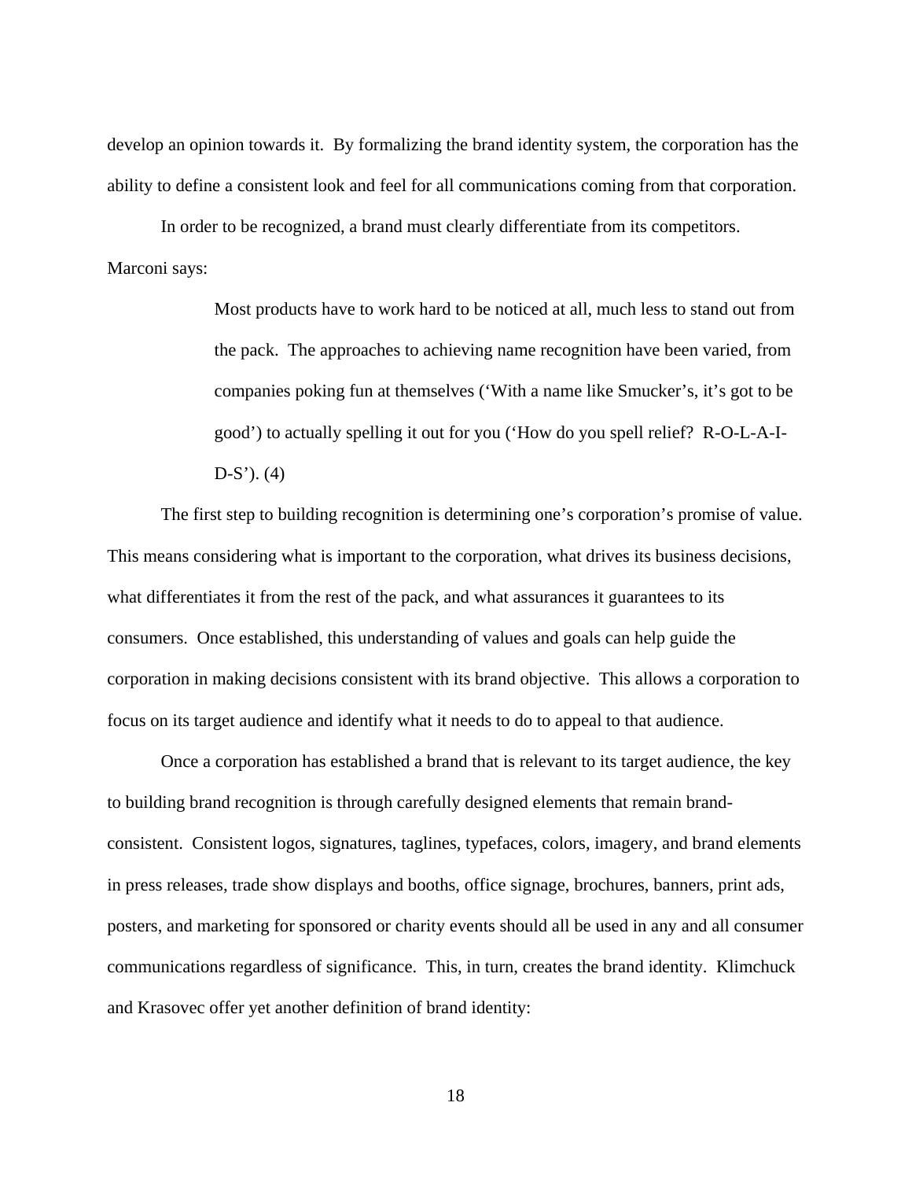develop an opinion towards it. By formalizing the brand identity system, the corporation has the ability to define a consistent look and feel for all communications coming from that corporation.

In order to be recognized, a brand must clearly differentiate from its competitors. Marconi says:

> Most products have to work hard to be noticed at all, much less to stand out from the pack. The approaches to achieving name recognition have been varied, from companies poking fun at themselves ('With a name like Smucker's, it's got to be good') to actually spelling it out for you ('How do you spell relief? R-O-L-A-I-D-S'). (4)

The first step to building recognition is determining one's corporation's promise of value. This means considering what is important to the corporation, what drives its business decisions, what differentiates it from the rest of the pack, and what assurances it guarantees to its consumers. Once established, this understanding of values and goals can help guide the corporation in making decisions consistent with its brand objective. This allows a corporation to focus on its target audience and identify what it needs to do to appeal to that audience.

Once a corporation has established a brand that is relevant to its target audience, the key to building brand recognition is through carefully designed elements that remain brand-consistent. Consistent logos, signatures, taglines, typefaces, colors, imagery, and brand elements in press releases, trade show displays and booths, office signage, brochures, banners, print ads, posters, and marketing for sponsored or charity events should all be used in any and all consumer communications regardless of significance. This, in turn, creates the brand identity. Klimchuck and Krasovec offer yet another definition of brand identity: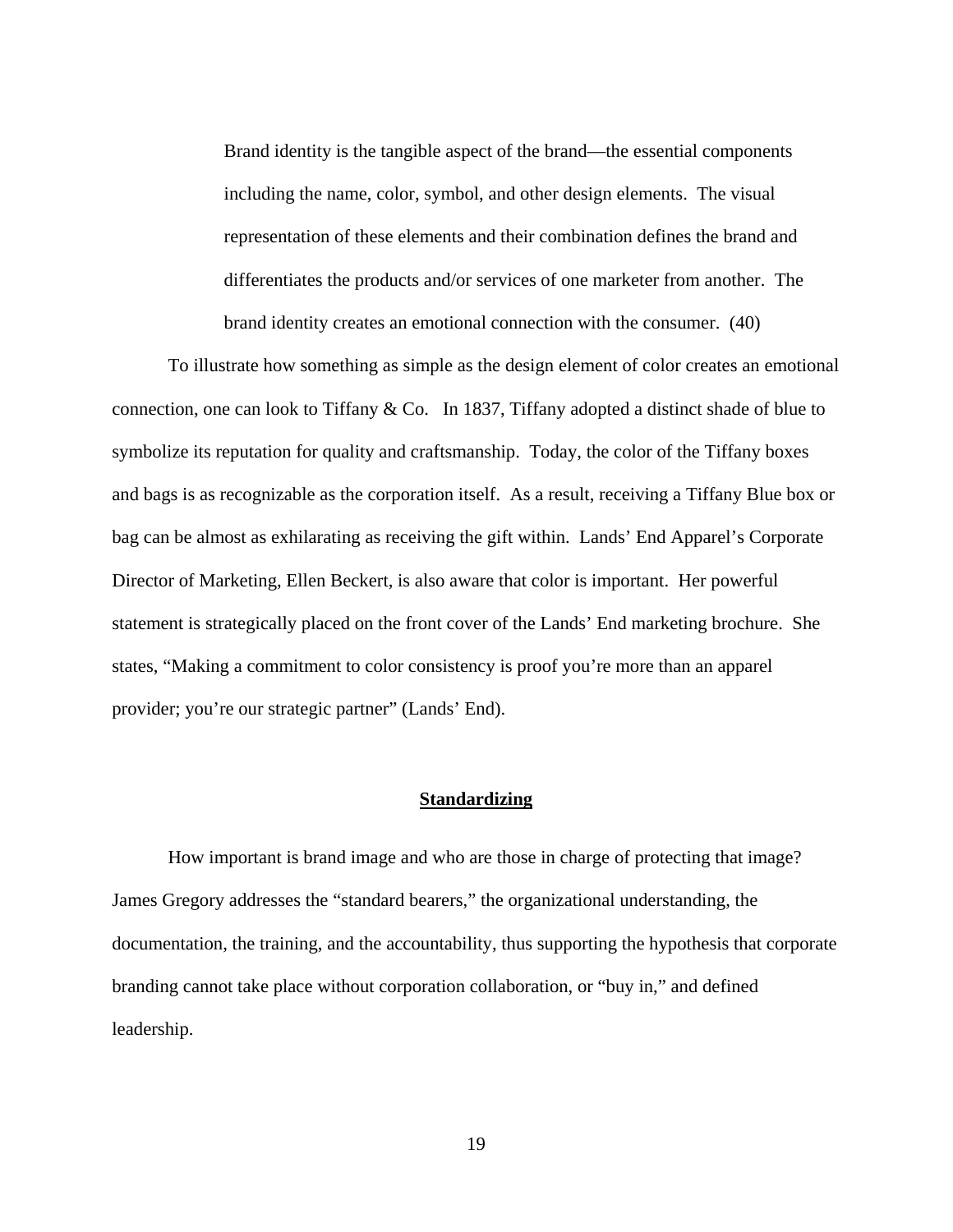> Brand identity is the tangible aspect of the brand—the essential components including the name, color, symbol, and other design elements. The visual representation of these elements and their combination defines the brand and differentiates the products and/or services of one marketer from another. The brand identity creates an emotional connection with the consumer. (40)

To illustrate how something as simple as the design element of color creates an emotional connection, one can look to Tiffany & Co. In 1837, Tiffany adopted a distinct shade of blue to symbolize its reputation for quality and craftsmanship. Today, the color of the Tiffany boxes and bags is as recognizable as the corporation itself. As a result, receiving a Tiffany Blue box or bag can be almost as exhilarating as receiving the gift within. Lands' End Apparel's Corporate Director of Marketing, Ellen Beckert, is also aware that color is important. Her powerful statement is strategically placed on the front cover of the Lands' End marketing brochure. She states, "Making a commitment to color consistency is proof you're more than an apparel provider; you're our strategic partner" (Lands' End).

## Standardizing

How important is brand image and who are those in charge of protecting that image? James Gregory addresses the "standard bearers," the organizational understanding, the documentation, the training, and the accountability, thus supporting the hypothesis that corporate branding cannot take place without corporation collaboration, or "buy in," and defined leadership.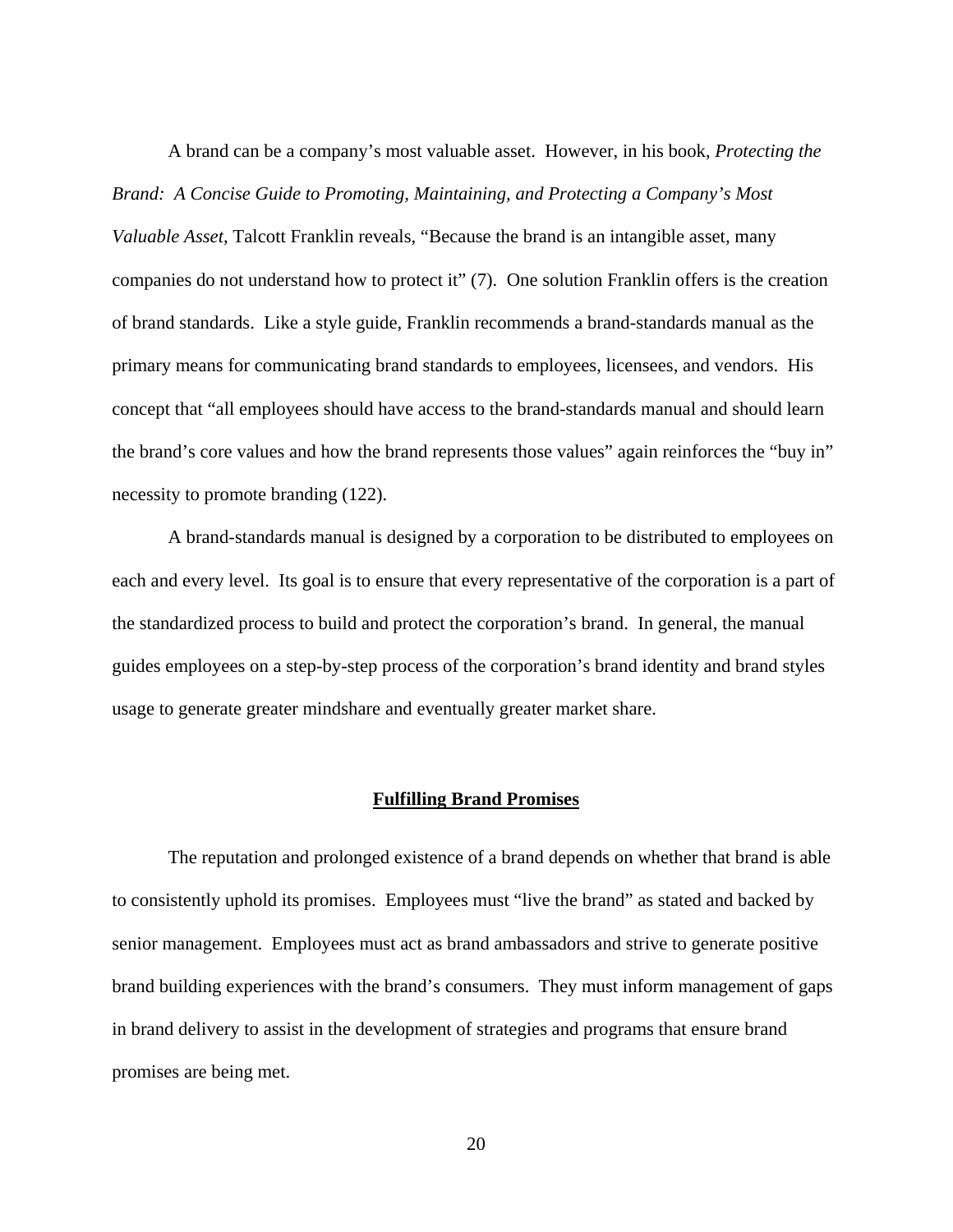A brand can be a company's most valuable asset. However, in his book, *Protecting the Brand: A Concise Guide to Promoting, Maintaining, and Protecting a Company's Most Valuable Asset*, Talcott Franklin reveals, "Because the brand is an intangible asset, many companies do not understand how to protect it" (7). One solution Franklin offers is the creation of brand standards. Like a style guide, Franklin recommends a brand-standards manual as the primary means for communicating brand standards to employees, licensees, and vendors. His concept that "all employees should have access to the brand-standards manual and should learn the brand's core values and how the brand represents those values" again reinforces the "buy in" necessity to promote branding (122).

A brand-standards manual is designed by a corporation to be distributed to employees on each and every level. Its goal is to ensure that every representative of the corporation is a part of the standardized process to build and protect the corporation's brand. In general, the manual guides employees on a step-by-step process of the corporation's brand identity and brand styles usage to generate greater mindshare and eventually greater market share.

## Fulfilling Brand Promises

The reputation and prolonged existence of a brand depends on whether that brand is able to consistently uphold its promises. Employees must "live the brand" as stated and backed by senior management. Employees must act as brand ambassadors and strive to generate positive brand building experiences with the brand's consumers. They must inform management of gaps in brand delivery to assist in the development of strategies and programs that ensure brand promises are being met.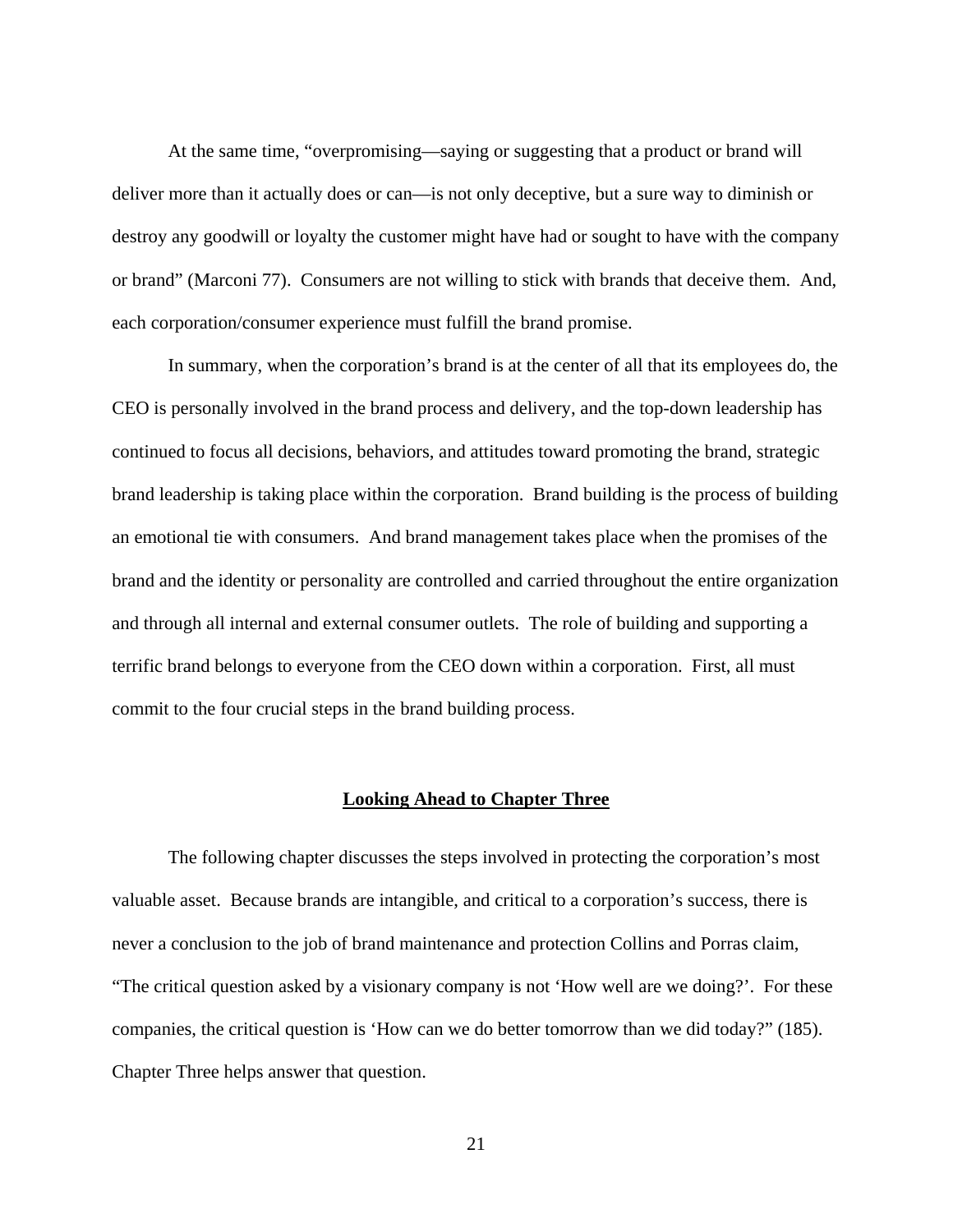At the same time, "overpromising—saying or suggesting that a product or brand will deliver more than it actually does or can—is not only deceptive, but a sure way to diminish or destroy any goodwill or loyalty the customer might have had or sought to have with the company or brand" (Marconi 77). Consumers are not willing to stick with brands that deceive them. And, each corporation/consumer experience must fulfill the brand promise.

In summary, when the corporation's brand is at the center of all that its employees do, the CEO is personally involved in the brand process and delivery, and the top-down leadership has continued to focus all decisions, behaviors, and attitudes toward promoting the brand, strategic brand leadership is taking place within the corporation. Brand building is the process of building an emotional tie with consumers. And brand management takes place when the promises of the brand and the identity or personality are controlled and carried throughout the entire organization and through all internal and external consumer outlets. The role of building and supporting a terrific brand belongs to everyone from the CEO down within a corporation. First, all must commit to the four crucial steps in the brand building process.

## Looking Ahead to Chapter Three

The following chapter discusses the steps involved in protecting the corporation's most valuable asset. Because brands are intangible, and critical to a corporation's success, there is never a conclusion to the job of brand maintenance and protection Collins and Porras claim, "The critical question asked by a visionary company is not 'How well are we doing?'. For these companies, the critical question is 'How can we do better tomorrow than we did today?" (185). Chapter Three helps answer that question.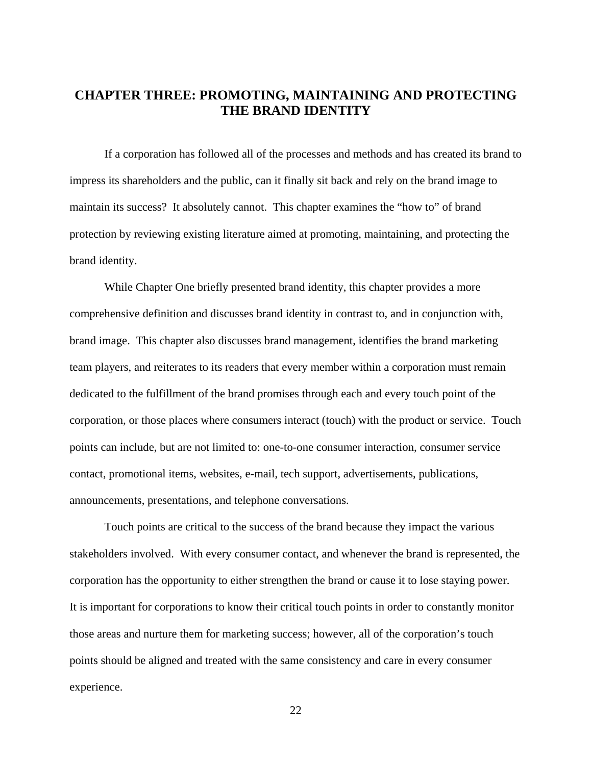# CHAPTER THREE: PROMOTING, MAINTAINING AND PROTECTING THE BRAND IDENTITY

If a corporation has followed all of the processes and methods and has created its brand to impress its shareholders and the public, can it finally sit back and rely on the brand image to maintain its success? It absolutely cannot. This chapter examines the "how to" of brand protection by reviewing existing literature aimed at promoting, maintaining, and protecting the brand identity.

While Chapter One briefly presented brand identity, this chapter provides a more comprehensive definition and discusses brand identity in contrast to, and in conjunction with, brand image. This chapter also discusses brand management, identifies the brand marketing team players, and reiterates to its readers that every member within a corporation must remain dedicated to the fulfillment of the brand promises through each and every touch point of the corporation, or those places where consumers interact (touch) with the product or service. Touch points can include, but are not limited to: one-to-one consumer interaction, consumer service contact, promotional items, websites, e-mail, tech support, advertisements, publications, announcements, presentations, and telephone conversations.

Touch points are critical to the success of the brand because they impact the various stakeholders involved. With every consumer contact, and whenever the brand is represented, the corporation has the opportunity to either strengthen the brand or cause it to lose staying power. It is important for corporations to know their critical touch points in order to constantly monitor those areas and nurture them for marketing success; however, all of the corporation's touch points should be aligned and treated with the same consistency and care in every consumer experience.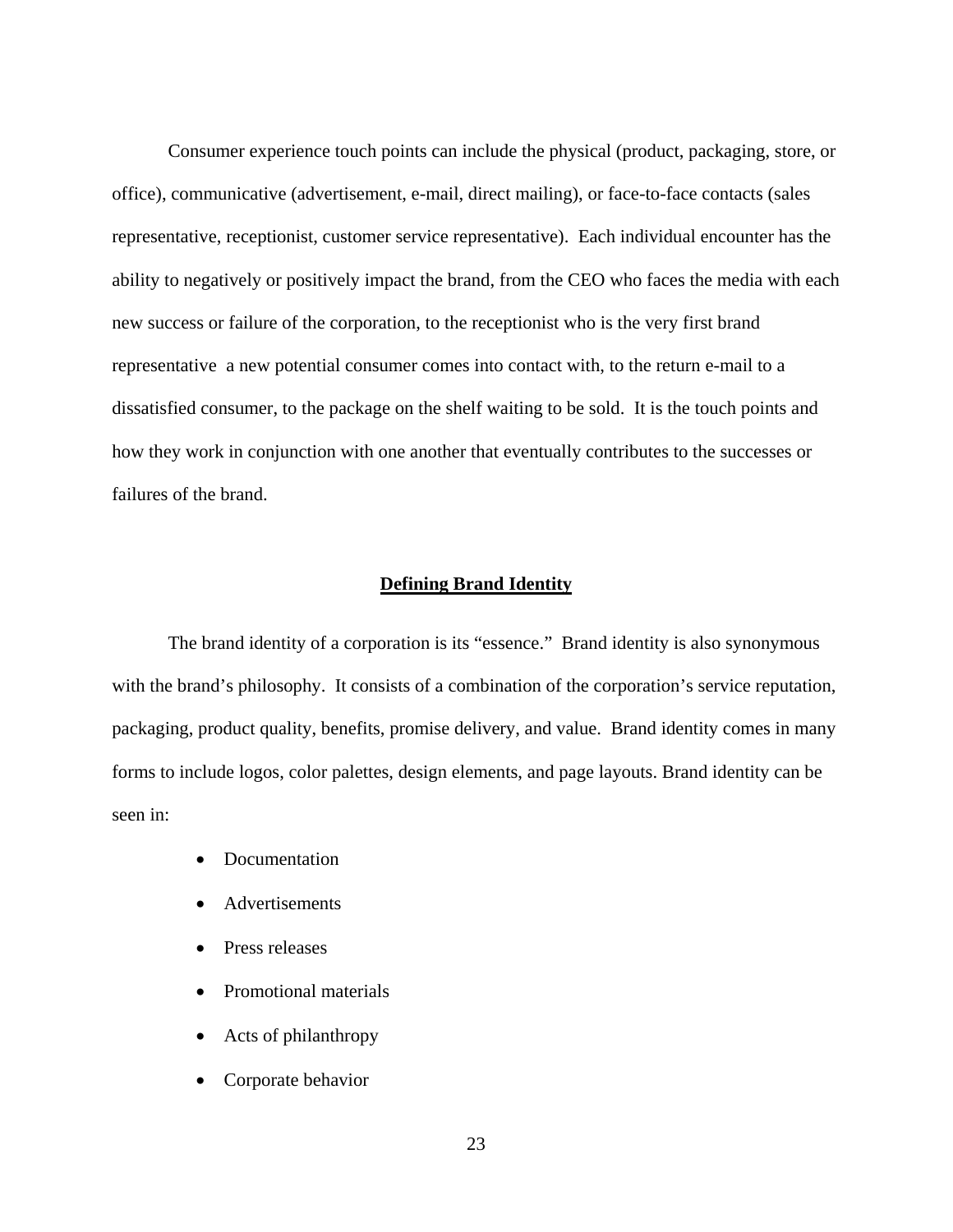Consumer experience touch points can include the physical (product, packaging, store, or office), communicative (advertisement, e-mail, direct mailing), or face-to-face contacts (sales representative, receptionist, customer service representative). Each individual encounter has the ability to negatively or positively impact the brand, from the CEO who faces the media with each new success or failure of the corporation, to the receptionist who is the very first brand representative a new potential consumer comes into contact with, to the return e-mail to a dissatisfied consumer, to the package on the shelf waiting to be sold. It is the touch points and how they work in conjunction with one another that eventually contributes to the successes or failures of the brand.

## Defining Brand Identity

The brand identity of a corporation is its “essence.” Brand identity is also synonymous with the brand’s philosophy. It consists of a combination of the corporation’s service reputation, packaging, product quality, benefits, promise delivery, and value. Brand identity comes in many forms to include logos, color palettes, design elements, and page layouts. Brand identity can be seen in:

- Documentation
- Advertisements
- Press releases
- Promotional materials
- Acts of philanthropy
- Corporate behavior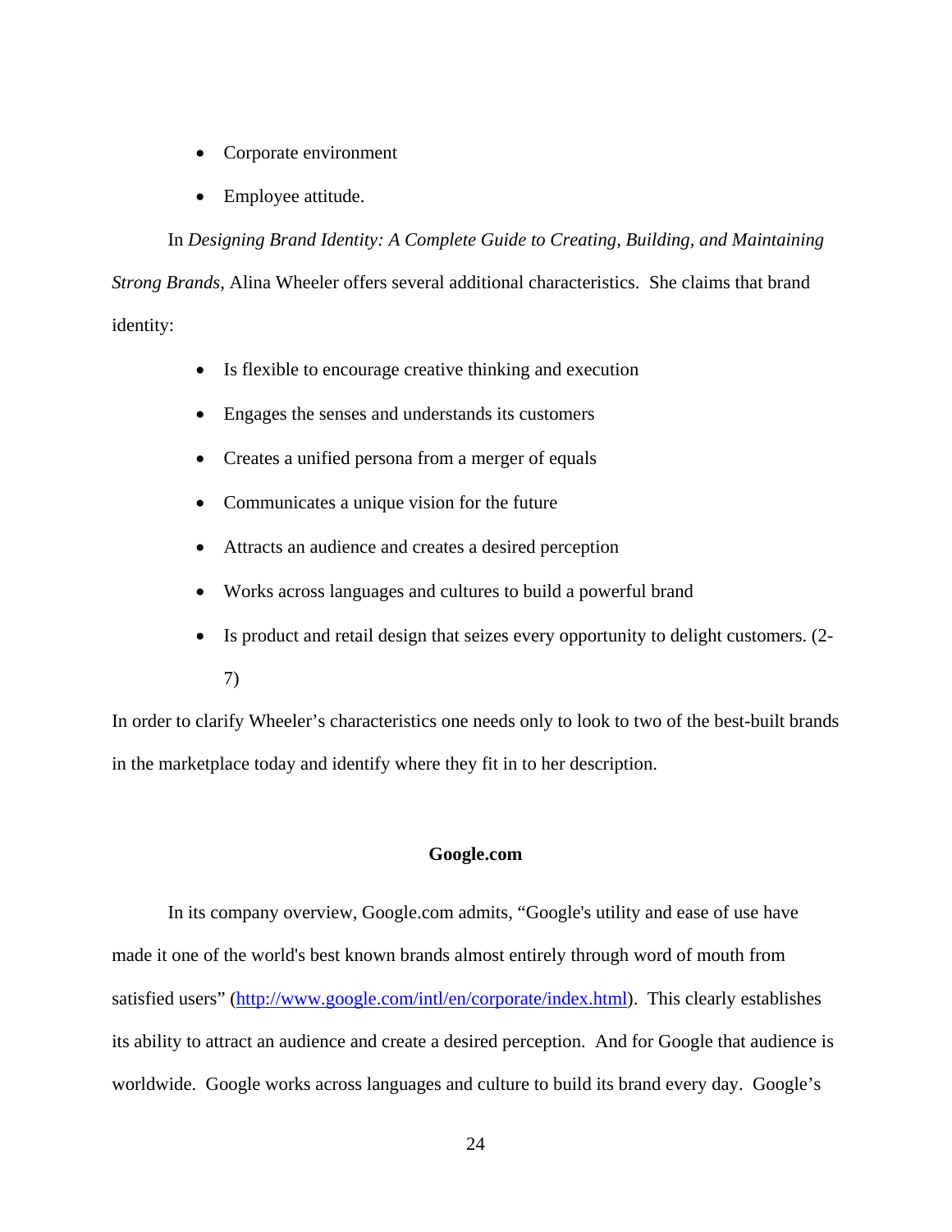- Corporate environment
- Employee attitude.

In *Designing Brand Identity: A Complete Guide to Creating, Building, and Maintaining Strong Brands*, Alina Wheeler offers several additional characteristics. She claims that brand identity:

- Is flexible to encourage creative thinking and execution
- Engages the senses and understands its customers
- Creates a unified persona from a merger of equals
- Communicates a unique vision for the future
- Attracts an audience and creates a desired perception
- Works across languages and cultures to build a powerful brand
- Is product and retail design that seizes every opportunity to delight customers. (2-7)

In order to clarify Wheeler's characteristics one needs only to look to two of the best-built brands in the marketplace today and identify where they fit in to her description.

**Google.com**

In its company overview, Google.com admits, "Google's utility and ease of use have made it one of the world's best known brands almost entirely through word of mouth from satisfied users" (http://www.google.com/intl/en/corporate/index.html). This clearly establishes its ability to attract an audience and create a desired perception. And for Google that audience is worldwide. Google works across languages and culture to build its brand every day. Google's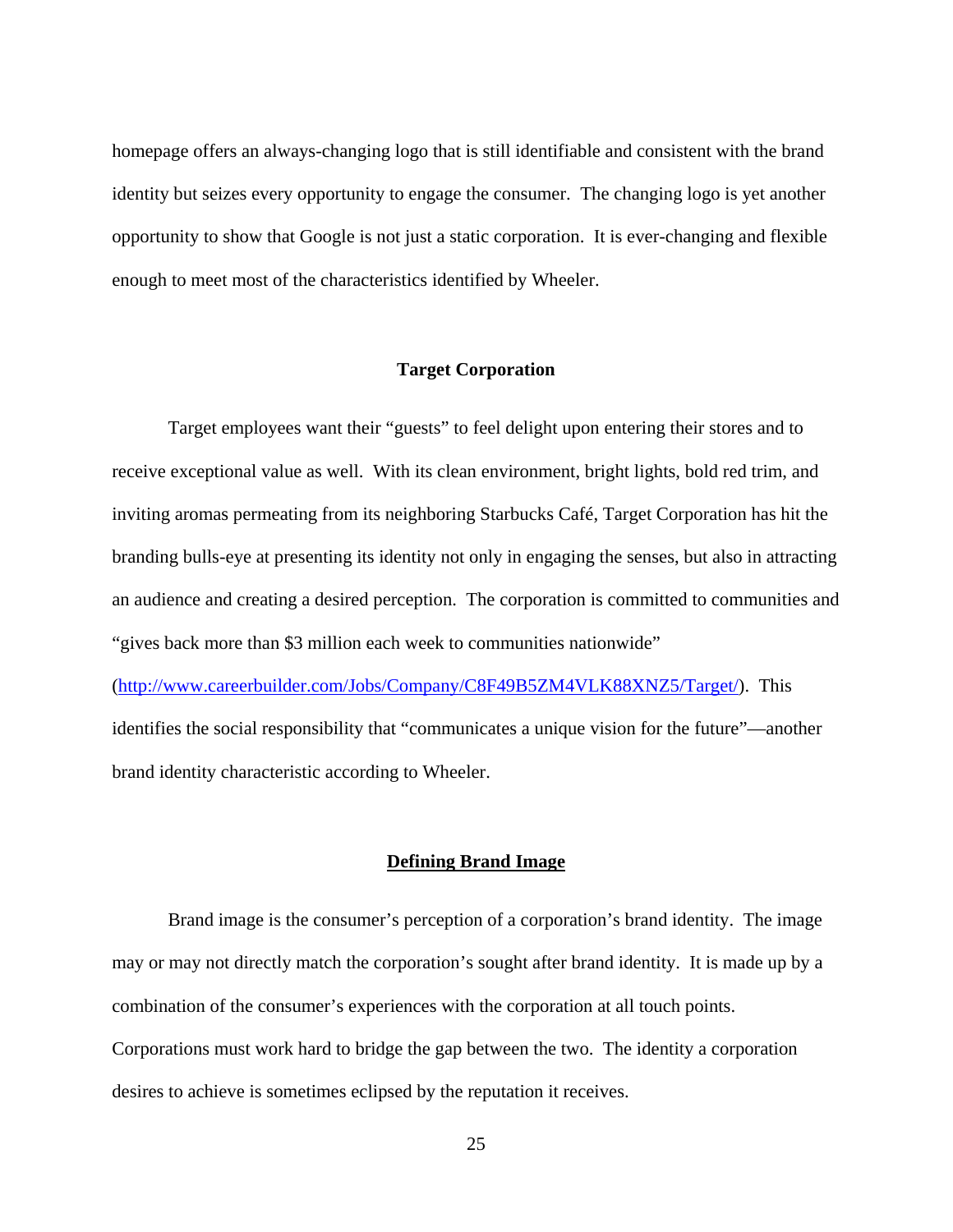homepage offers an always-changing logo that is still identifiable and consistent with the brand identity but seizes every opportunity to engage the consumer. The changing logo is yet another opportunity to show that Google is not just a static corporation. It is ever-changing and flexible enough to meet most of the characteristics identified by Wheeler.

### Target Corporation

Target employees want their "guests" to feel delight upon entering their stores and to receive exceptional value as well. With its clean environment, bright lights, bold red trim, and inviting aromas permeating from its neighboring Starbucks Café, Target Corporation has hit the branding bulls-eye at presenting its identity not only in engaging the senses, but also in attracting an audience and creating a desired perception. The corporation is committed to communities and "gives back more than $3 million each week to communities nationwide" (http://www.careerbuilder.com/Jobs/Company/C8F49B5ZM4VLK88XNZ5/Target/). This identifies the social responsibility that "communicates a unique vision for the future"—another brand identity characteristic according to Wheeler.

## Defining Brand Image

Brand image is the consumer's perception of a corporation's brand identity. The image may or may not directly match the corporation's sought after brand identity. It is made up by a combination of the consumer's experiences with the corporation at all touch points. Corporations must work hard to bridge the gap between the two. The identity a corporation desires to achieve is sometimes eclipsed by the reputation it receives.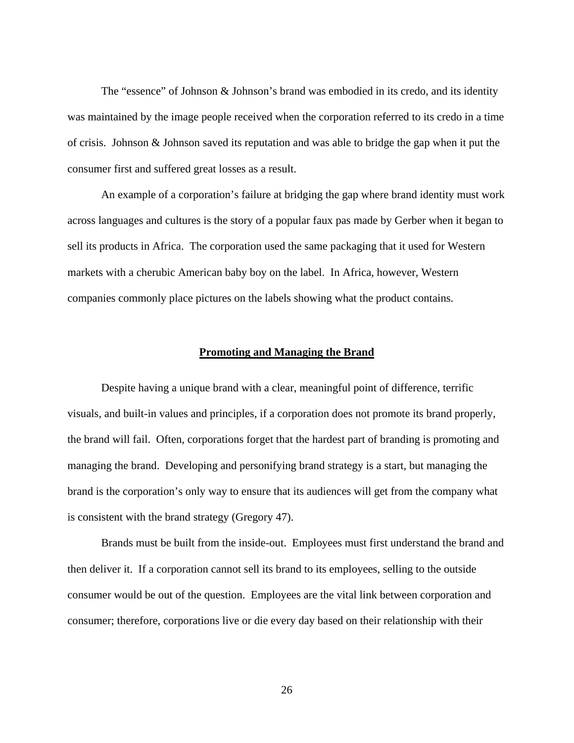The "essence" of Johnson & Johnson's brand was embodied in its credo, and its identity was maintained by the image people received when the corporation referred to its credo in a time of crisis. Johnson & Johnson saved its reputation and was able to bridge the gap when it put the consumer first and suffered great losses as a result.

An example of a corporation's failure at bridging the gap where brand identity must work across languages and cultures is the story of a popular faux pas made by Gerber when it began to sell its products in Africa. The corporation used the same packaging that it used for Western markets with a cherubic American baby boy on the label. In Africa, however, Western companies commonly place pictures on the labels showing what the product contains.

## Promoting and Managing the Brand

Despite having a unique brand with a clear, meaningful point of difference, terrific visuals, and built-in values and principles, if a corporation does not promote its brand properly, the brand will fail. Often, corporations forget that the hardest part of branding is promoting and managing the brand. Developing and personifying brand strategy is a start, but managing the brand is the corporation's only way to ensure that its audiences will get from the company what is consistent with the brand strategy (Gregory 47).

Brands must be built from the inside-out. Employees must first understand the brand and then deliver it. If a corporation cannot sell its brand to its employees, selling to the outside consumer would be out of the question. Employees are the vital link between corporation and consumer; therefore, corporations live or die every day based on their relationship with their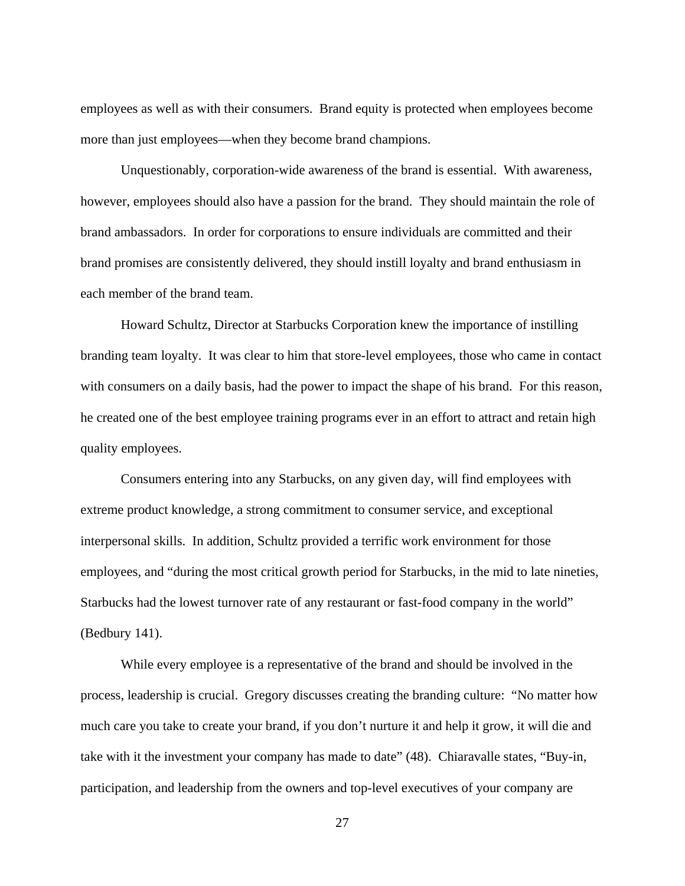employees as well as with their consumers. Brand equity is protected when employees become more than just employees—when they become brand champions.

Unquestionably, corporation-wide awareness of the brand is essential. With awareness, however, employees should also have a passion for the brand. They should maintain the role of brand ambassadors. In order for corporations to ensure individuals are committed and their brand promises are consistently delivered, they should instill loyalty and brand enthusiasm in each member of the brand team.

Howard Schultz, Director at Starbucks Corporation knew the importance of instilling branding team loyalty. It was clear to him that store-level employees, those who came in contact with consumers on a daily basis, had the power to impact the shape of his brand. For this reason, he created one of the best employee training programs ever in an effort to attract and retain high quality employees.

Consumers entering into any Starbucks, on any given day, will find employees with extreme product knowledge, a strong commitment to consumer service, and exceptional interpersonal skills. In addition, Schultz provided a terrific work environment for those employees, and "during the most critical growth period for Starbucks, in the mid to late nineties, Starbucks had the lowest turnover rate of any restaurant or fast-food company in the world" (Bedbury 141).

While every employee is a representative of the brand and should be involved in the process, leadership is crucial. Gregory discusses creating the branding culture: "No matter how much care you take to create your brand, if you don't nurture it and help it grow, it will die and take with it the investment your company has made to date" (48). Chiaravalle states, "Buy-in, participation, and leadership from the owners and top-level executives of your company are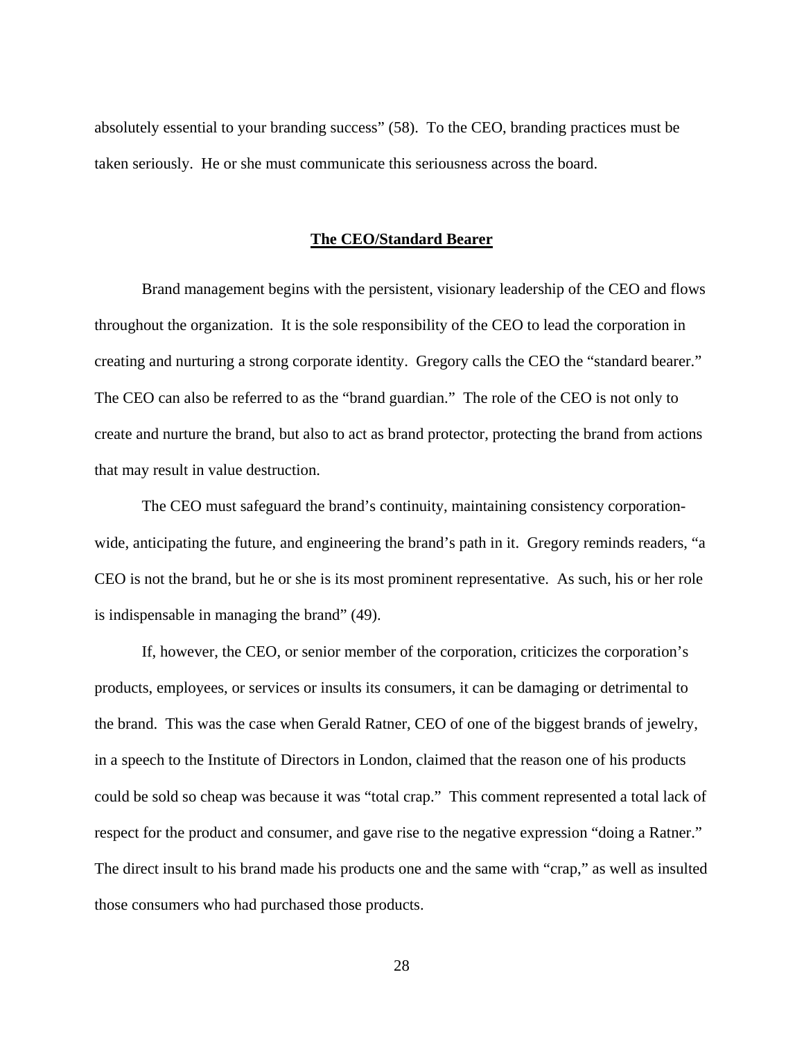absolutely essential to your branding success" (58). To the CEO, branding practices must be taken seriously. He or she must communicate this seriousness across the board.

## The CEO/Standard Bearer

Brand management begins with the persistent, visionary leadership of the CEO and flows throughout the organization. It is the sole responsibility of the CEO to lead the corporation in creating and nurturing a strong corporate identity. Gregory calls the CEO the "standard bearer." The CEO can also be referred to as the "brand guardian." The role of the CEO is not only to create and nurture the brand, but also to act as brand protector, protecting the brand from actions that may result in value destruction.

The CEO must safeguard the brand's continuity, maintaining consistency corporation-wide, anticipating the future, and engineering the brand's path in it. Gregory reminds readers, "a CEO is not the brand, but he or she is its most prominent representative. As such, his or her role is indispensable in managing the brand" (49).

If, however, the CEO, or senior member of the corporation, criticizes the corporation's products, employees, or services or insults its consumers, it can be damaging or detrimental to the brand. This was the case when Gerald Ratner, CEO of one of the biggest brands of jewelry, in a speech to the Institute of Directors in London, claimed that the reason one of his products could be sold so cheap was because it was "total crap." This comment represented a total lack of respect for the product and consumer, and gave rise to the negative expression "doing a Ratner." The direct insult to his brand made his products one and the same with "crap," as well as insulted those consumers who had purchased those products.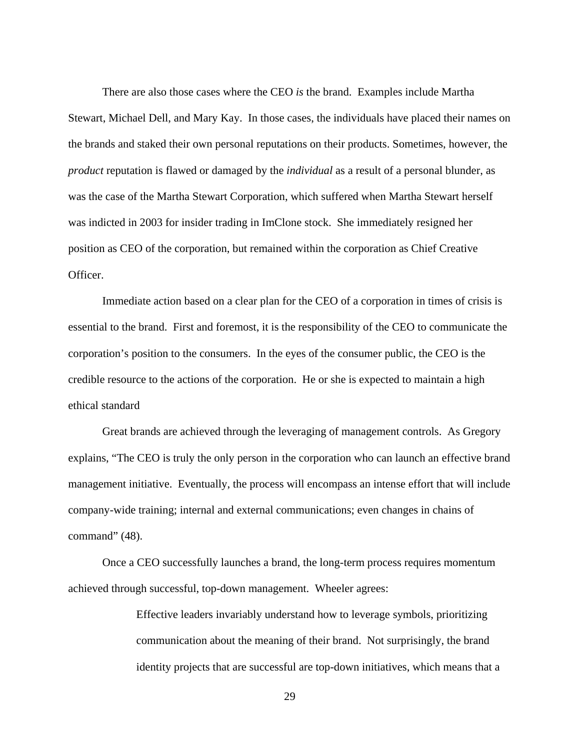There are also those cases where the CEO *is* the brand. Examples include Martha Stewart, Michael Dell, and Mary Kay. In those cases, the individuals have placed their names on the brands and staked their own personal reputations on their products. Sometimes, however, the *product* reputation is flawed or damaged by the *individual* as a result of a personal blunder, as was the case of the Martha Stewart Corporation, which suffered when Martha Stewart herself was indicted in 2003 for insider trading in ImClone stock. She immediately resigned her position as CEO of the corporation, but remained within the corporation as Chief Creative Officer.

Immediate action based on a clear plan for the CEO of a corporation in times of crisis is essential to the brand. First and foremost, it is the responsibility of the CEO to communicate the corporation's position to the consumers. In the eyes of the consumer public, the CEO is the credible resource to the actions of the corporation. He or she is expected to maintain a high ethical standard

Great brands are achieved through the leveraging of management controls. As Gregory explains, "The CEO is truly the only person in the corporation who can launch an effective brand management initiative. Eventually, the process will encompass an intense effort that will include company-wide training; internal and external communications; even changes in chains of command" (48).

Once a CEO successfully launches a brand, the long-term process requires momentum achieved through successful, top-down management. Wheeler agrees:

> Effective leaders invariably understand how to leverage symbols, prioritizing communication about the meaning of their brand. Not surprisingly, the brand identity projects that are successful are top-down initiatives, which means that a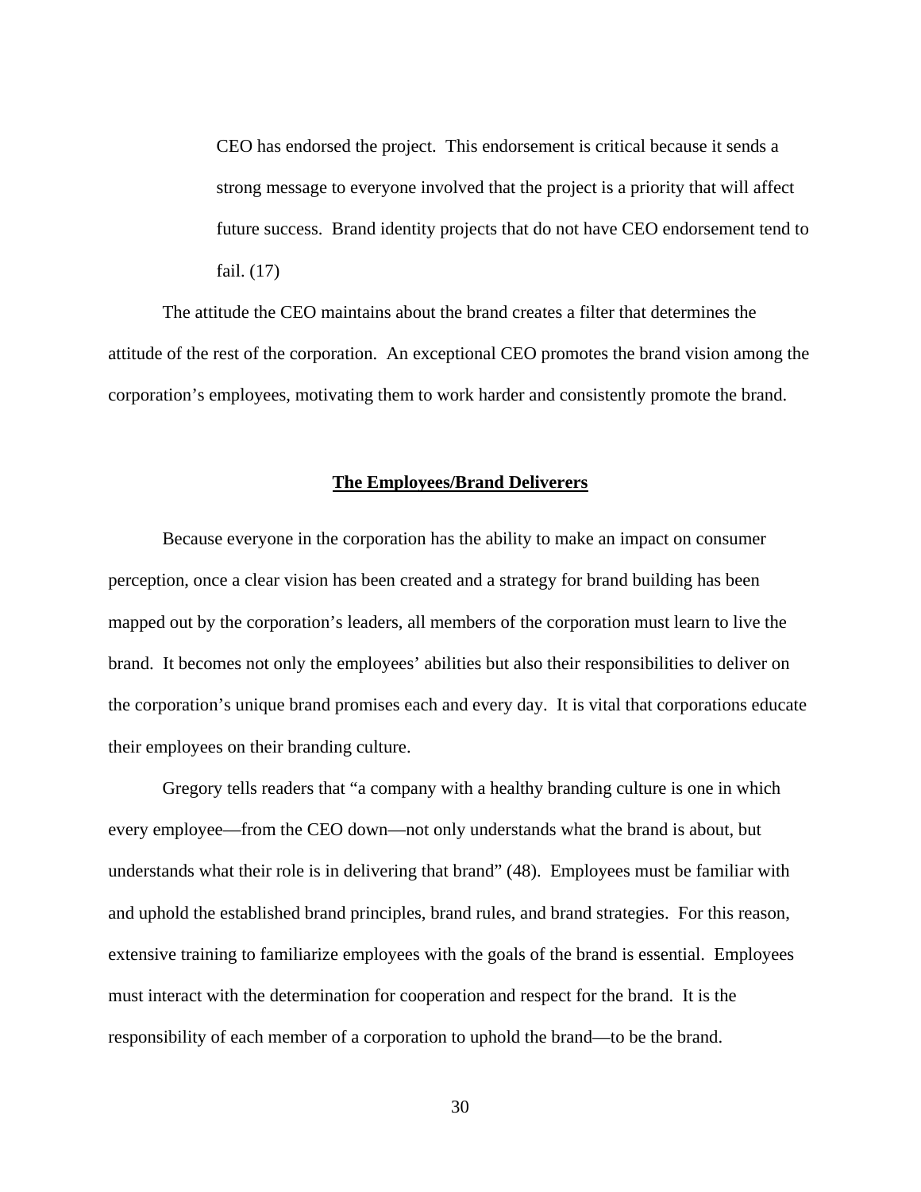> CEO has endorsed the project. This endorsement is critical because it sends a strong message to everyone involved that the project is a priority that will affect future success. Brand identity projects that do not have CEO endorsement tend to fail. (17)

The attitude the CEO maintains about the brand creates a filter that determines the attitude of the rest of the corporation. An exceptional CEO promotes the brand vision among the corporation's employees, motivating them to work harder and consistently promote the brand.

## **The Employees/Brand Deliverers**

Because everyone in the corporation has the ability to make an impact on consumer perception, once a clear vision has been created and a strategy for brand building has been mapped out by the corporation's leaders, all members of the corporation must learn to live the brand. It becomes not only the employees' abilities but also their responsibilities to deliver on the corporation's unique brand promises each and every day. It is vital that corporations educate their employees on their branding culture.

Gregory tells readers that "a company with a healthy branding culture is one in which every employee—from the CEO down—not only understands what the brand is about, but understands what their role is in delivering that brand" (48). Employees must be familiar with and uphold the established brand principles, brand rules, and brand strategies. For this reason, extensive training to familiarize employees with the goals of the brand is essential. Employees must interact with the determination for cooperation and respect for the brand. It is the responsibility of each member of a corporation to uphold the brand—to be the brand.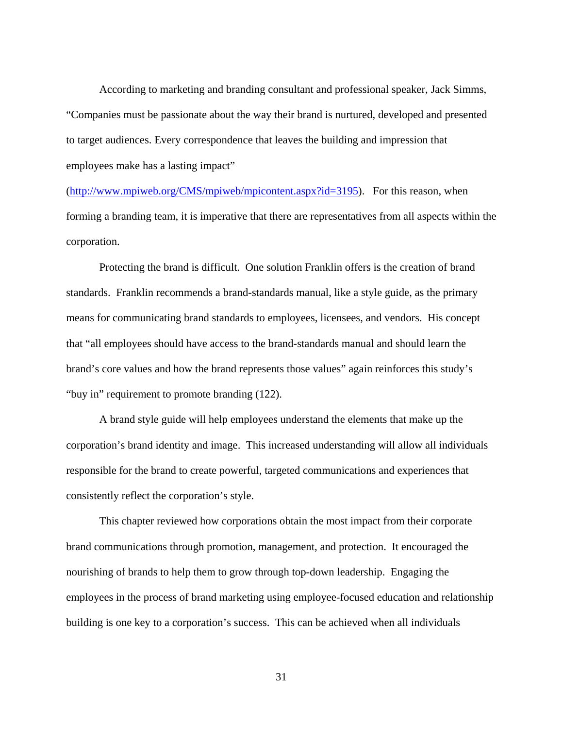According to marketing and branding consultant and professional speaker, Jack Simms, “Companies must be passionate about the way their brand is nurtured, developed and presented to target audiences. Every correspondence that leaves the building and impression that employees make has a lasting impact” (http://www.mpiweb.org/CMS/mpiweb/mpicontent.aspx?id=3195). For this reason, when forming a branding team, it is imperative that there are representatives from all aspects within the corporation.

Protecting the brand is difficult. One solution Franklin offers is the creation of brand standards. Franklin recommends a brand-standards manual, like a style guide, as the primary means for communicating brand standards to employees, licensees, and vendors. His concept that “all employees should have access to the brand-standards manual and should learn the brand’s core values and how the brand represents those values” again reinforces this study’s “buy in” requirement to promote branding (122).

A brand style guide will help employees understand the elements that make up the corporation’s brand identity and image. This increased understanding will allow all individuals responsible for the brand to create powerful, targeted communications and experiences that consistently reflect the corporation’s style.

This chapter reviewed how corporations obtain the most impact from their corporate brand communications through promotion, management, and protection. It encouraged the nourishing of brands to help them to grow through top-down leadership. Engaging the employees in the process of brand marketing using employee-focused education and relationship building is one key to a corporation’s success. This can be achieved when all individuals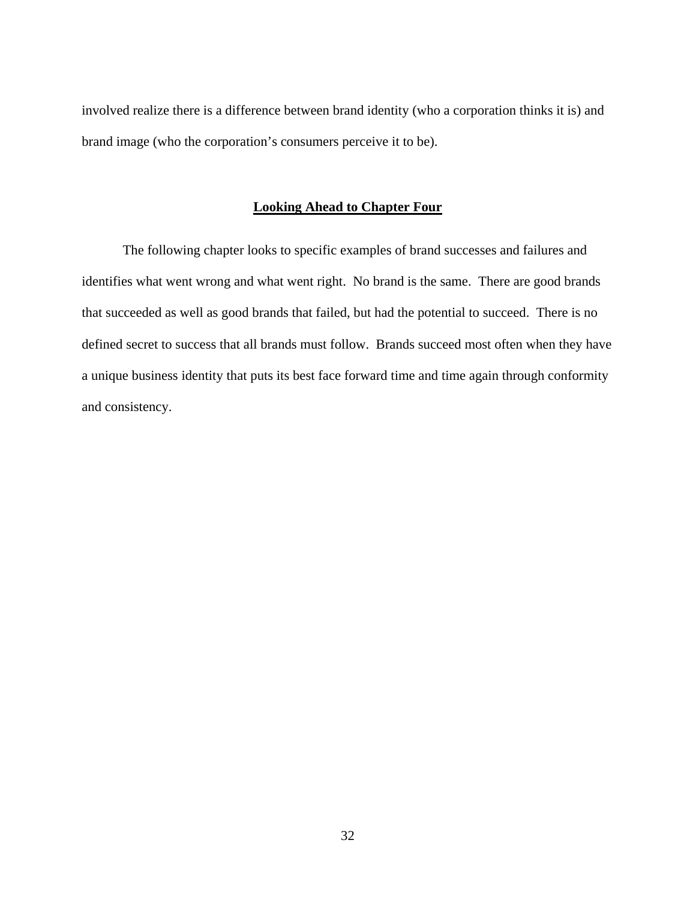involved realize there is a difference between brand identity (who a corporation thinks it is) and brand image (who the corporation's consumers perceive it to be).

## Looking Ahead to Chapter Four

The following chapter looks to specific examples of brand successes and failures and identifies what went wrong and what went right. No brand is the same. There are good brands that succeeded as well as good brands that failed, but had the potential to succeed. There is no defined secret to success that all brands must follow. Brands succeed most often when they have a unique business identity that puts its best face forward time and time again through conformity and consistency.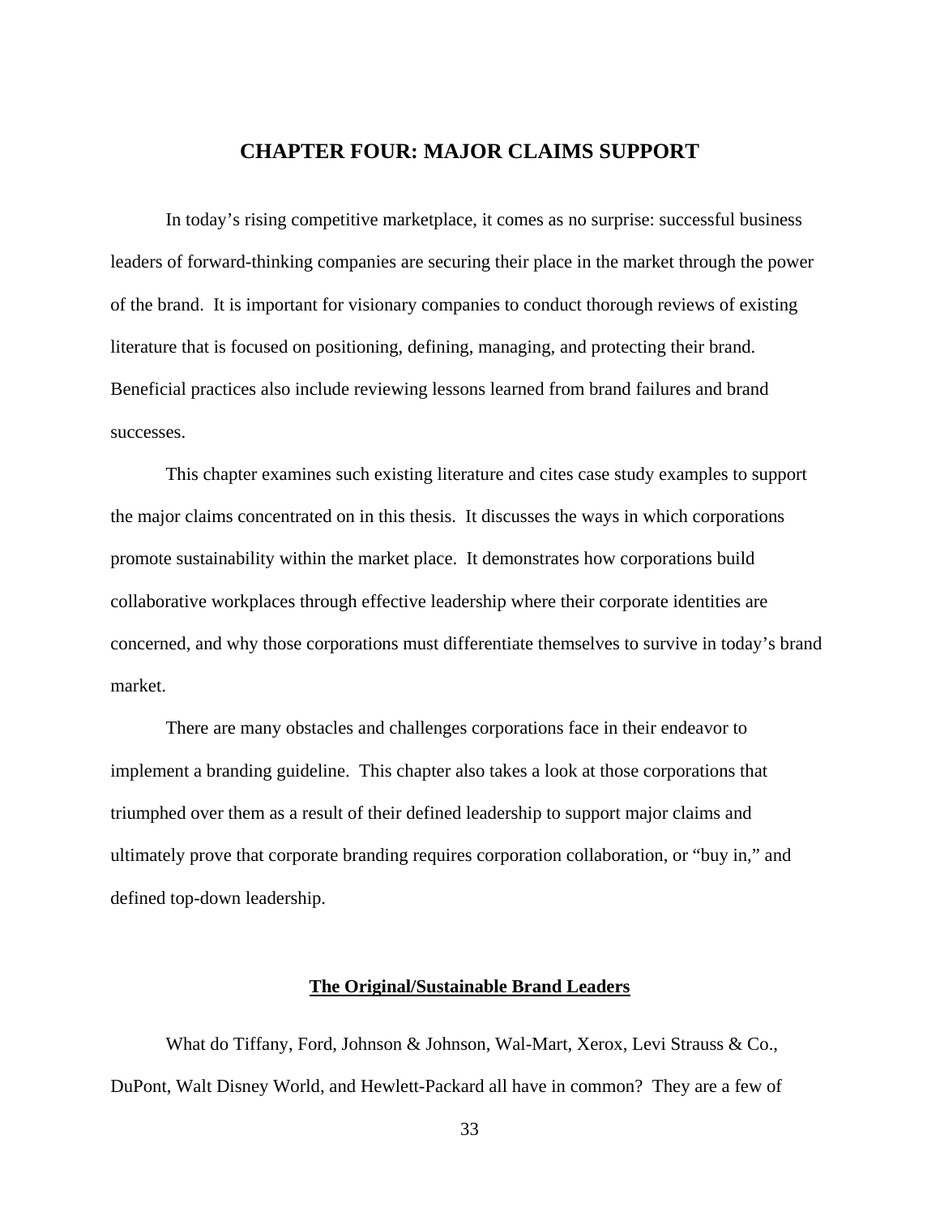# CHAPTER FOUR: MAJOR CLAIMS SUPPORT

In today's rising competitive marketplace, it comes as no surprise: successful business leaders of forward-thinking companies are securing their place in the market through the power of the brand. It is important for visionary companies to conduct thorough reviews of existing literature that is focused on positioning, defining, managing, and protecting their brand. Beneficial practices also include reviewing lessons learned from brand failures and brand successes.

This chapter examines such existing literature and cites case study examples to support the major claims concentrated on in this thesis. It discusses the ways in which corporations promote sustainability within the market place. It demonstrates how corporations build collaborative workplaces through effective leadership where their corporate identities are concerned, and why those corporations must differentiate themselves to survive in today's brand market.

There are many obstacles and challenges corporations face in their endeavor to implement a branding guideline. This chapter also takes a look at those corporations that triumphed over them as a result of their defined leadership to support major claims and ultimately prove that corporate branding requires corporation collaboration, or "buy in," and defined top-down leadership.

## **The Original/Sustainable Brand Leaders**

What do Tiffany, Ford, Johnson & Johnson, Wal-Mart, Xerox, Levi Strauss & Co., DuPont, Walt Disney World, and Hewlett-Packard all have in common? They are a few of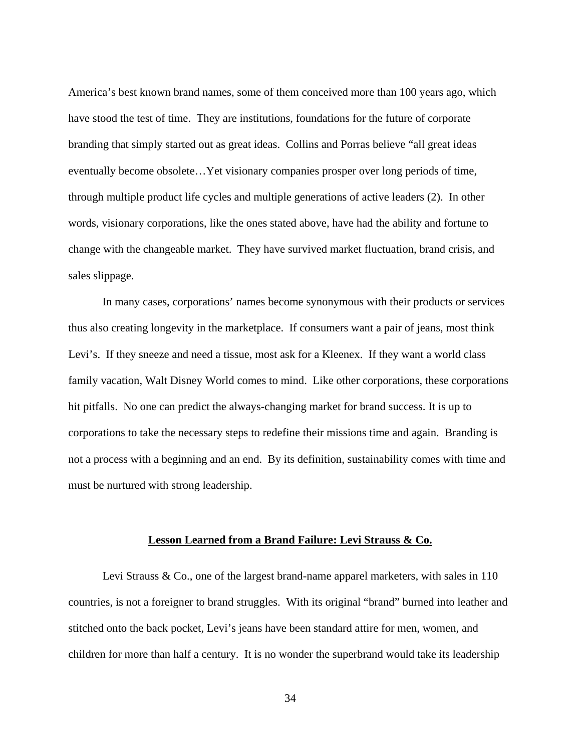America's best known brand names, some of them conceived more than 100 years ago, which have stood the test of time. They are institutions, foundations for the future of corporate branding that simply started out as great ideas. Collins and Porras believe "all great ideas eventually become obsolete…Yet visionary companies prosper over long periods of time, through multiple product life cycles and multiple generations of active leaders (2). In other words, visionary corporations, like the ones stated above, have had the ability and fortune to change with the changeable market. They have survived market fluctuation, brand crisis, and sales slippage.

In many cases, corporations' names become synonymous with their products or services thus also creating longevity in the marketplace. If consumers want a pair of jeans, most think Levi's. If they sneeze and need a tissue, most ask for a Kleenex. If they want a world class family vacation, Walt Disney World comes to mind. Like other corporations, these corporations hit pitfalls. No one can predict the always-changing market for brand success. It is up to corporations to take the necessary steps to redefine their missions time and again. Branding is not a process with a beginning and an end. By its definition, sustainability comes with time and must be nurtured with strong leadership.

## Lesson Learned from a Brand Failure: Levi Strauss & Co.

Levi Strauss & Co., one of the largest brand-name apparel marketers, with sales in 110 countries, is not a foreigner to brand struggles. With its original "brand" burned into leather and stitched onto the back pocket, Levi's jeans have been standard attire for men, women, and children for more than half a century. It is no wonder the superbrand would take its leadership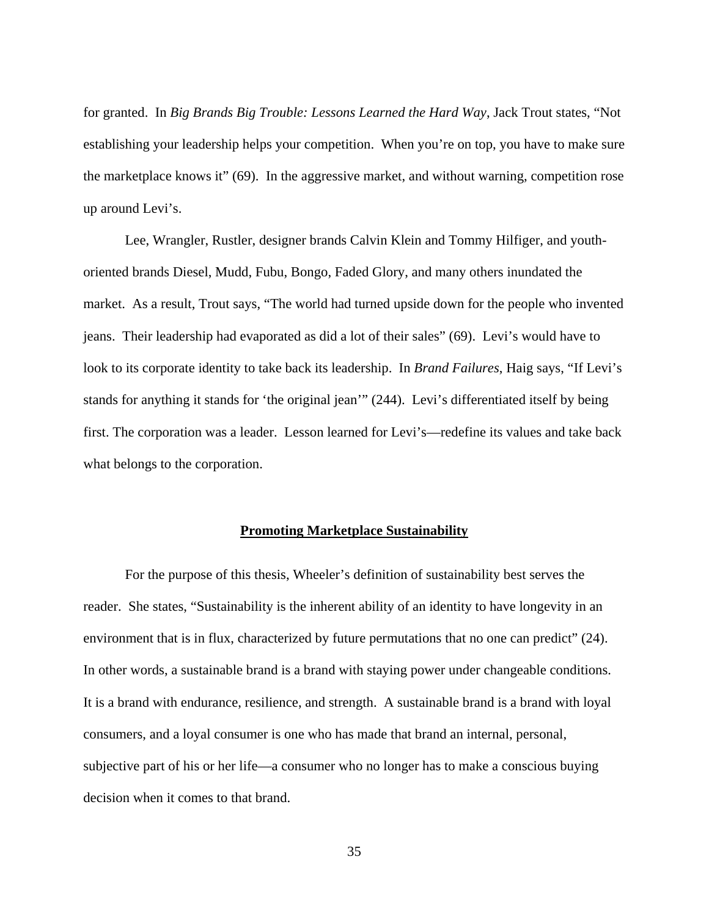for granted. In *Big Brands Big Trouble: Lessons Learned the Hard Way*, Jack Trout states, "Not establishing your leadership helps your competition. When you're on top, you have to make sure the marketplace knows it" (69). In the aggressive market, and without warning, competition rose up around Levi's.

Lee, Wrangler, Rustler, designer brands Calvin Klein and Tommy Hilfiger, and youth-oriented brands Diesel, Mudd, Fubu, Bongo, Faded Glory, and many others inundated the market. As a result, Trout says, "The world had turned upside down for the people who invented jeans. Their leadership had evaporated as did a lot of their sales" (69). Levi's would have to look to its corporate identity to take back its leadership. In *Brand Failures*, Haig says, "If Levi's stands for anything it stands for 'the original jean'" (244). Levi's differentiated itself by being first. The corporation was a leader. Lesson learned for Levi's—redefine its values and take back what belongs to the corporation.

## **Promoting Marketplace Sustainability**

For the purpose of this thesis, Wheeler's definition of sustainability best serves the reader. She states, "Sustainability is the inherent ability of an identity to have longevity in an environment that is in flux, characterized by future permutations that no one can predict" (24). In other words, a sustainable brand is a brand with staying power under changeable conditions. It is a brand with endurance, resilience, and strength. A sustainable brand is a brand with loyal consumers, and a loyal consumer is one who has made that brand an internal, personal, subjective part of his or her life—a consumer who no longer has to make a conscious buying decision when it comes to that brand.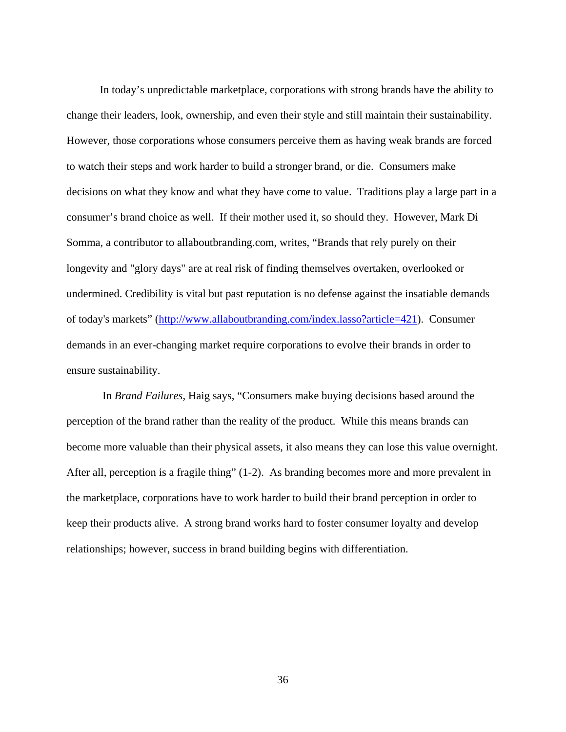In today's unpredictable marketplace, corporations with strong brands have the ability to change their leaders, look, ownership, and even their style and still maintain their sustainability. However, those corporations whose consumers perceive them as having weak brands are forced to watch their steps and work harder to build a stronger brand, or die. Consumers make decisions on what they know and what they have come to value. Traditions play a large part in a consumer's brand choice as well. If their mother used it, so should they. However, Mark Di Somma, a contributor to allaboutbranding.com, writes, "Brands that rely purely on their longevity and "glory days" are at real risk of finding themselves overtaken, overlooked or undermined. Credibility is vital but past reputation is no defense against the insatiable demands of today's markets" (http://www.allaboutbranding.com/index.lasso?article=421). Consumer demands in an ever-changing market require corporations to evolve their brands in order to ensure sustainability.

In *Brand Failures*, Haig says, "Consumers make buying decisions based around the perception of the brand rather than the reality of the product. While this means brands can become more valuable than their physical assets, it also means they can lose this value overnight. After all, perception is a fragile thing" (1-2). As branding becomes more and more prevalent in the marketplace, corporations have to work harder to build their brand perception in order to keep their products alive. A strong brand works hard to foster consumer loyalty and develop relationships; however, success in brand building begins with differentiation.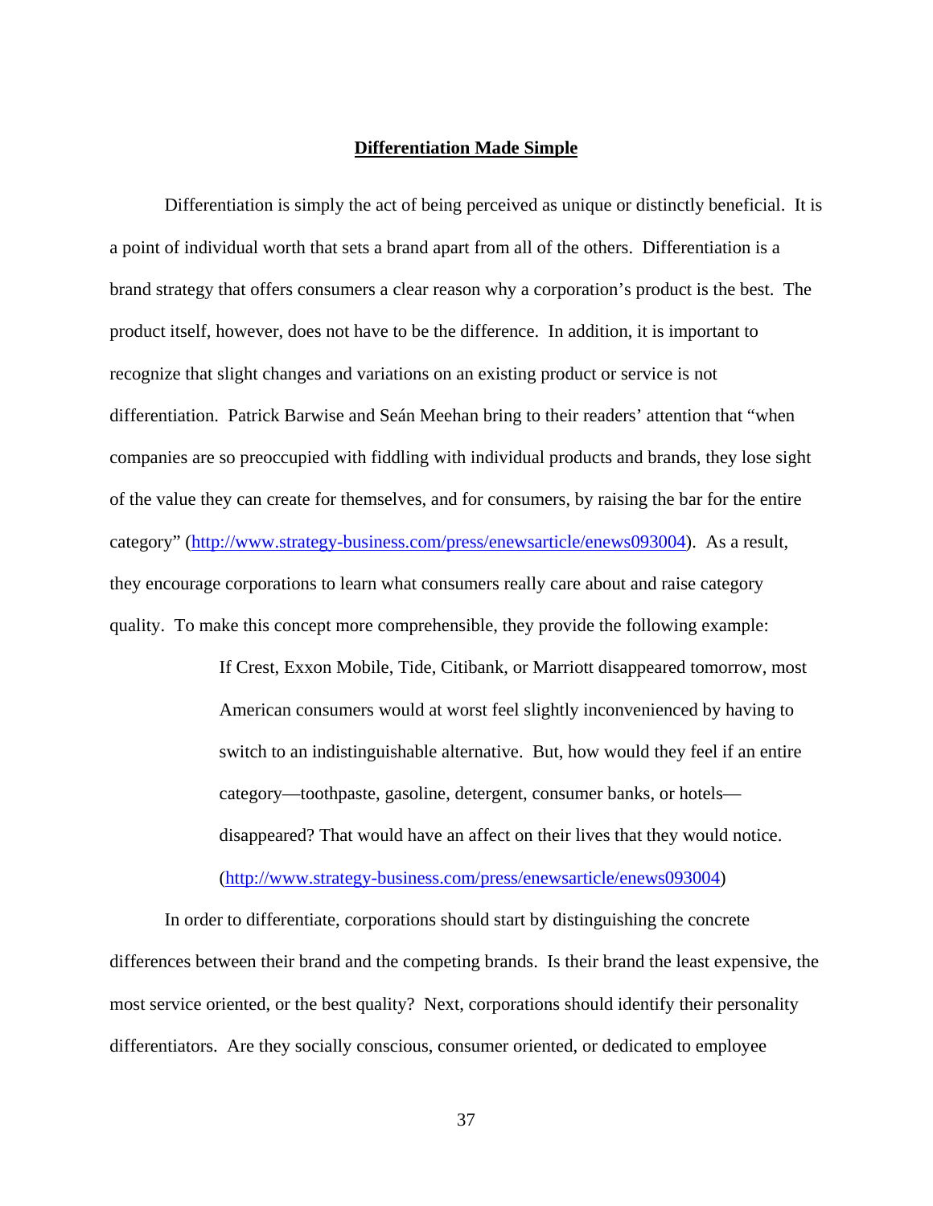## Differentiation Made Simple

Differentiation is simply the act of being perceived as unique or distinctly beneficial. It is a point of individual worth that sets a brand apart from all of the others. Differentiation is a brand strategy that offers consumers a clear reason why a corporation's product is the best. The product itself, however, does not have to be the difference. In addition, it is important to recognize that slight changes and variations on an existing product or service is not differentiation. Patrick Barwise and Seán Meehan bring to their readers' attention that "when companies are so preoccupied with fiddling with individual products and brands, they lose sight of the value they can create for themselves, and for consumers, by raising the bar for the entire category" (http://www.strategy-business.com/press/enewsarticle/enews093004). As a result, they encourage corporations to learn what consumers really care about and raise category quality. To make this concept more comprehensible, they provide the following example:

> If Crest, Exxon Mobile, Tide, Citibank, or Marriott disappeared tomorrow, most American consumers would at worst feel slightly inconvenienced by having to switch to an indistinguishable alternative. But, how would they feel if an entire category—toothpaste, gasoline, detergent, consumer banks, or hotels—disappeared? That would have an affect on their lives that they would notice. (http://www.strategy-business.com/press/enewsarticle/enews093004)

In order to differentiate, corporations should start by distinguishing the concrete differences between their brand and the competing brands. Is their brand the least expensive, the most service oriented, or the best quality? Next, corporations should identify their personality differentiators. Are they socially conscious, consumer oriented, or dedicated to employee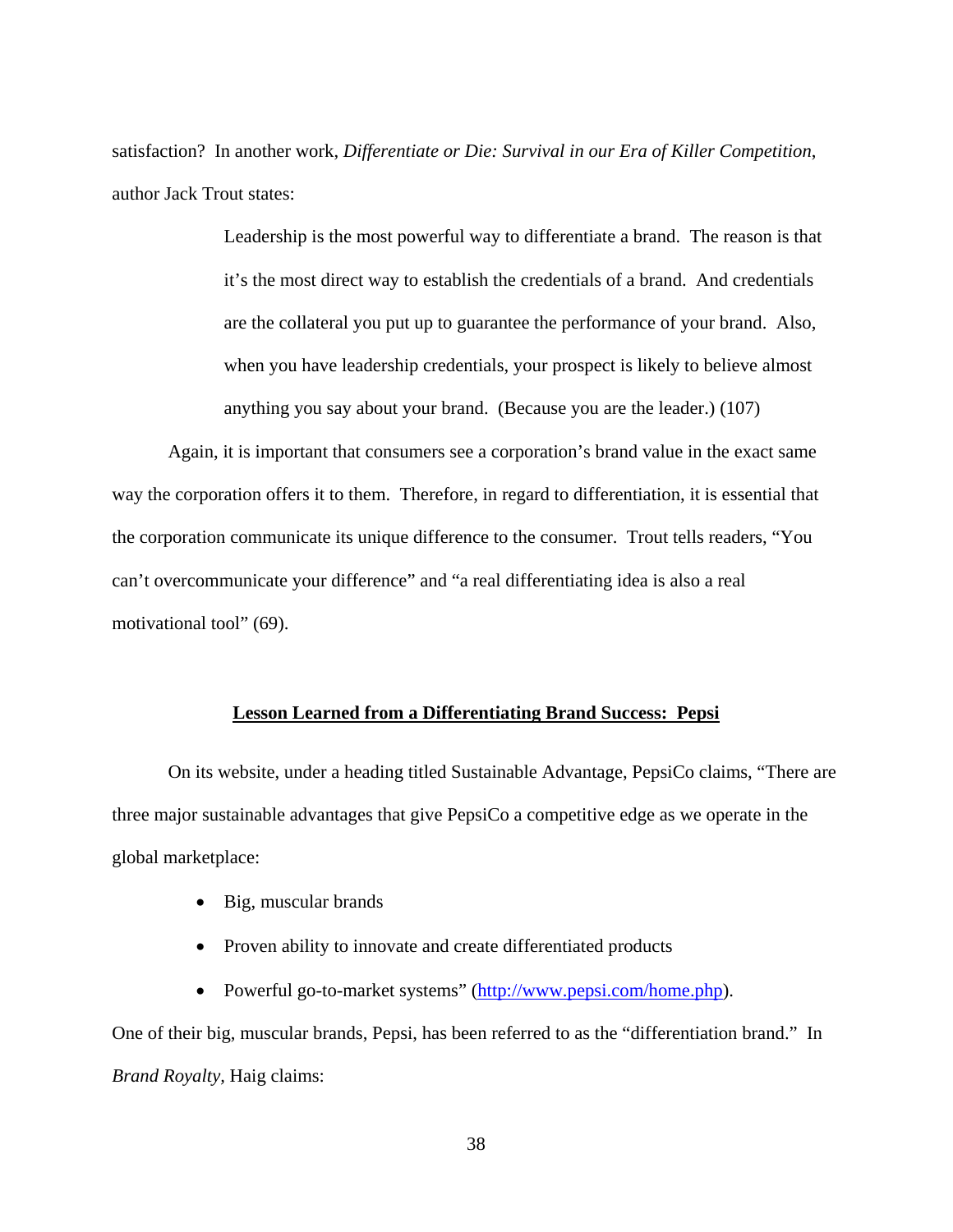satisfaction? In another work, *Differentiate or Die: Survival in our Era of Killer Competition*, author Jack Trout states:

> Leadership is the most powerful way to differentiate a brand. The reason is that it's the most direct way to establish the credentials of a brand. And credentials are the collateral you put up to guarantee the performance of your brand. Also, when you have leadership credentials, your prospect is likely to believe almost anything you say about your brand. (Because you are the leader.) (107)

Again, it is important that consumers see a corporation's brand value in the exact same way the corporation offers it to them. Therefore, in regard to differentiation, it is essential that the corporation communicate its unique difference to the consumer. Trout tells readers, "You can't overcommunicate your difference" and "a real differentiating idea is also a real motivational tool" (69).

## Lesson Learned from a Differentiating Brand Success: Pepsi

On its website, under a heading titled Sustainable Advantage, PepsiCo claims, "There are three major sustainable advantages that give PepsiCo a competitive edge as we operate in the global marketplace:

- Big, muscular brands
- Proven ability to innovate and create differentiated products
- Powerful go-to-market systems" (http://www.pepsi.com/home.php).

One of their big, muscular brands, Pepsi, has been referred to as the "differentiation brand." In *Brand Royalty*, Haig claims: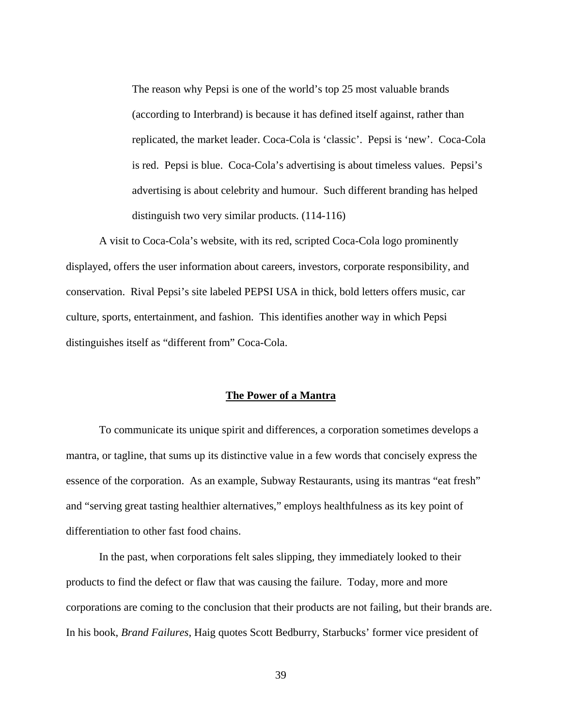> The reason why Pepsi is one of the world's top 25 most valuable brands (according to Interbrand) is because it has defined itself against, rather than replicated, the market leader. Coca-Cola is 'classic'. Pepsi is 'new'. Coca-Cola is red. Pepsi is blue. Coca-Cola's advertising is about timeless values. Pepsi's advertising is about celebrity and humour. Such different branding has helped distinguish two very similar products. (114-116)

A visit to Coca-Cola's website, with its red, scripted Coca-Cola logo prominently displayed, offers the user information about careers, investors, corporate responsibility, and conservation. Rival Pepsi's site labeled PEPSI USA in thick, bold letters offers music, car culture, sports, entertainment, and fashion. This identifies another way in which Pepsi distinguishes itself as "different from" Coca-Cola.

## The Power of a Mantra

To communicate its unique spirit and differences, a corporation sometimes develops a mantra, or tagline, that sums up its distinctive value in a few words that concisely express the essence of the corporation. As an example, Subway Restaurants, using its mantras "eat fresh" and "serving great tasting healthier alternatives," employs healthfulness as its key point of differentiation to other fast food chains.

In the past, when corporations felt sales slipping, they immediately looked to their products to find the defect or flaw that was causing the failure. Today, more and more corporations are coming to the conclusion that their products are not failing, but their brands are. In his book, *Brand Failures*, Haig quotes Scott Bedburry, Starbucks' former vice president of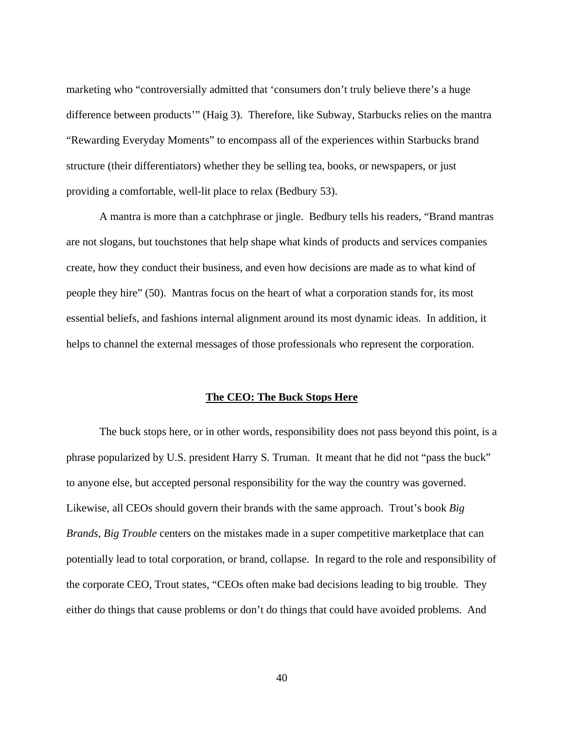marketing who "controversially admitted that 'consumers don't truly believe there's a huge difference between products'" (Haig 3). Therefore, like Subway, Starbucks relies on the mantra "Rewarding Everyday Moments" to encompass all of the experiences within Starbucks brand structure (their differentiators) whether they be selling tea, books, or newspapers, or just providing a comfortable, well-lit place to relax (Bedbury 53).

A mantra is more than a catchphrase or jingle. Bedbury tells his readers, "Brand mantras are not slogans, but touchstones that help shape what kinds of products and services companies create, how they conduct their business, and even how decisions are made as to what kind of people they hire" (50). Mantras focus on the heart of what a corporation stands for, its most essential beliefs, and fashions internal alignment around its most dynamic ideas. In addition, it helps to channel the external messages of those professionals who represent the corporation.

## The CEO: The Buck Stops Here

The buck stops here, or in other words, responsibility does not pass beyond this point, is a phrase popularized by U.S. president Harry S. Truman. It meant that he did not "pass the buck" to anyone else, but accepted personal responsibility for the way the country was governed. Likewise, all CEOs should govern their brands with the same approach. Trout's book *Big Brands, Big Trouble* centers on the mistakes made in a super competitive marketplace that can potentially lead to total corporation, or brand, collapse. In regard to the role and responsibility of the corporate CEO, Trout states, "CEOs often make bad decisions leading to big trouble. They either do things that cause problems or don't do things that could have avoided problems. And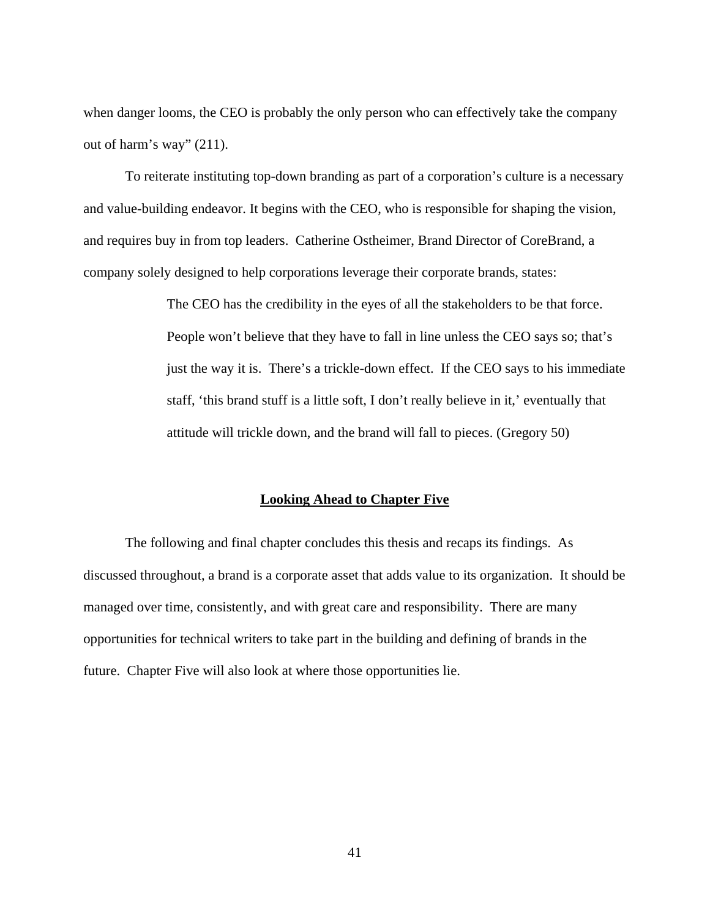when danger looms, the CEO is probably the only person who can effectively take the company out of harm's way" (211).

To reiterate instituting top-down branding as part of a corporation's culture is a necessary and value-building endeavor. It begins with the CEO, who is responsible for shaping the vision, and requires buy in from top leaders. Catherine Ostheimer, Brand Director of CoreBrand, a company solely designed to help corporations leverage their corporate brands, states:

> The CEO has the credibility in the eyes of all the stakeholders to be that force. People won't believe that they have to fall in line unless the CEO says so; that's just the way it is. There's a trickle-down effect. If the CEO says to his immediate staff, 'this brand stuff is a little soft, I don't really believe in it,' eventually that attitude will trickle down, and the brand will fall to pieces. (Gregory 50)

## Looking Ahead to Chapter Five

The following and final chapter concludes this thesis and recaps its findings. As discussed throughout, a brand is a corporate asset that adds value to its organization. It should be managed over time, consistently, and with great care and responsibility. There are many opportunities for technical writers to take part in the building and defining of brands in the future. Chapter Five will also look at where those opportunities lie.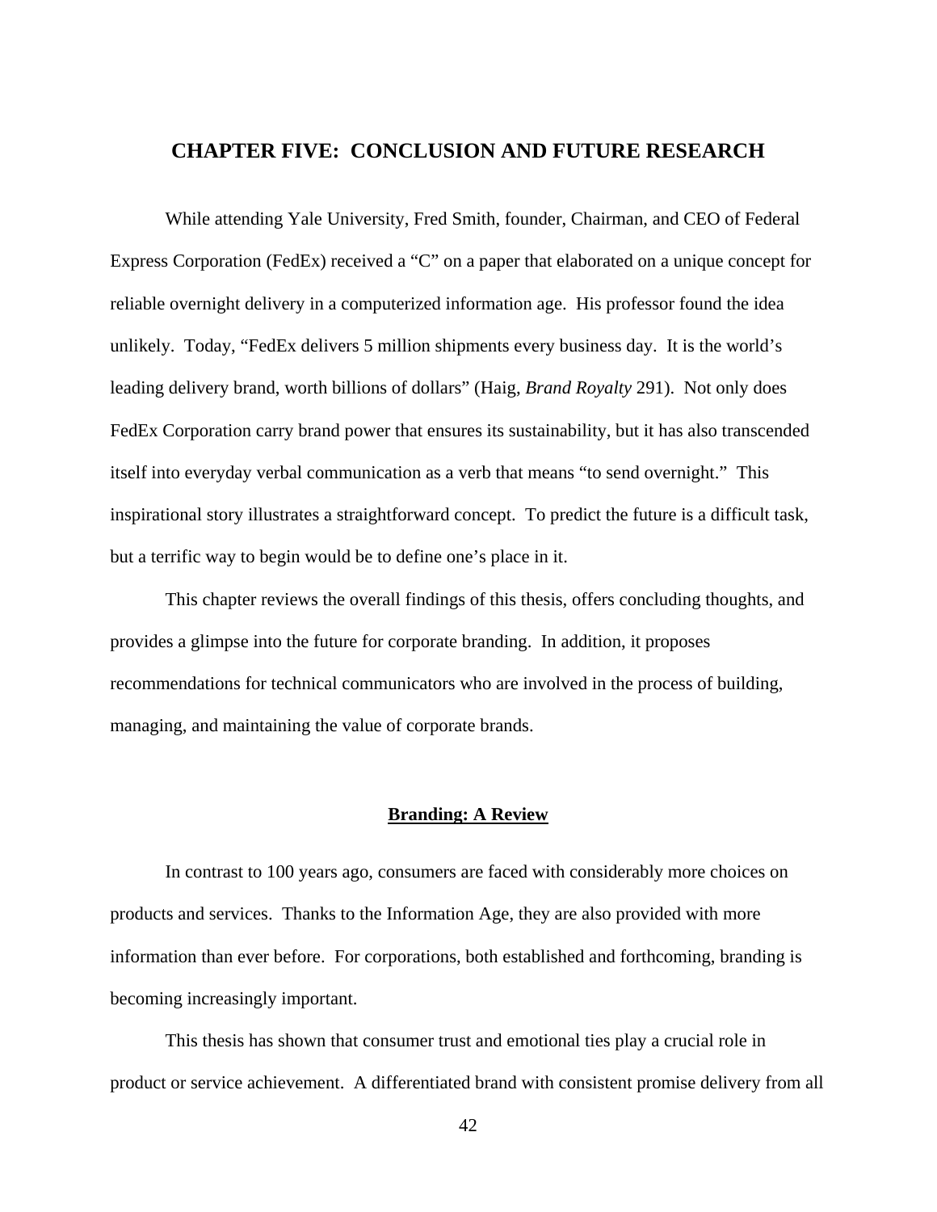# CHAPTER FIVE: CONCLUSION AND FUTURE RESEARCH

While attending Yale University, Fred Smith, founder, Chairman, and CEO of Federal Express Corporation (FedEx) received a "C" on a paper that elaborated on a unique concept for reliable overnight delivery in a computerized information age. His professor found the idea unlikely. Today, "FedEx delivers 5 million shipments every business day. It is the world's leading delivery brand, worth billions of dollars" (Haig, *Brand Royalty* 291). Not only does FedEx Corporation carry brand power that ensures its sustainability, but it has also transcended itself into everyday verbal communication as a verb that means "to send overnight." This inspirational story illustrates a straightforward concept. To predict the future is a difficult task, but a terrific way to begin would be to define one's place in it.

This chapter reviews the overall findings of this thesis, offers concluding thoughts, and provides a glimpse into the future for corporate branding. In addition, it proposes recommendations for technical communicators who are involved in the process of building, managing, and maintaining the value of corporate brands.

## Branding: A Review

In contrast to 100 years ago, consumers are faced with considerably more choices on products and services. Thanks to the Information Age, they are also provided with more information than ever before. For corporations, both established and forthcoming, branding is becoming increasingly important.

This thesis has shown that consumer trust and emotional ties play a crucial role in product or service achievement. A differentiated brand with consistent promise delivery from all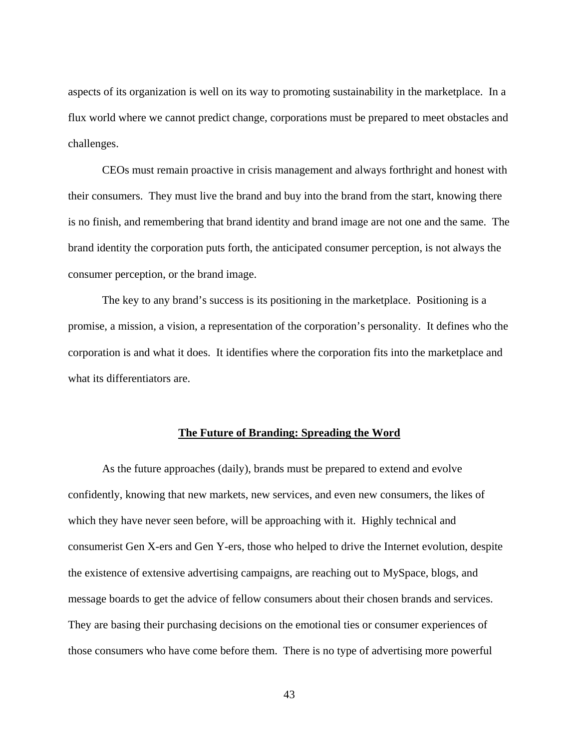aspects of its organization is well on its way to promoting sustainability in the marketplace. In a flux world where we cannot predict change, corporations must be prepared to meet obstacles and challenges.

CEOs must remain proactive in crisis management and always forthright and honest with their consumers. They must live the brand and buy into the brand from the start, knowing there is no finish, and remembering that brand identity and brand image are not one and the same. The brand identity the corporation puts forth, the anticipated consumer perception, is not always the consumer perception, or the brand image.

The key to any brand's success is its positioning in the marketplace. Positioning is a promise, a mission, a vision, a representation of the corporation's personality. It defines who the corporation is and what it does. It identifies where the corporation fits into the marketplace and what its differentiators are.

## **The Future of Branding: Spreading the Word**

As the future approaches (daily), brands must be prepared to extend and evolve confidently, knowing that new markets, new services, and even new consumers, the likes of which they have never seen before, will be approaching with it. Highly technical and consumerist Gen X-ers and Gen Y-ers, those who helped to drive the Internet evolution, despite the existence of extensive advertising campaigns, are reaching out to MySpace, blogs, and message boards to get the advice of fellow consumers about their chosen brands and services. They are basing their purchasing decisions on the emotional ties or consumer experiences of those consumers who have come before them. There is no type of advertising more powerful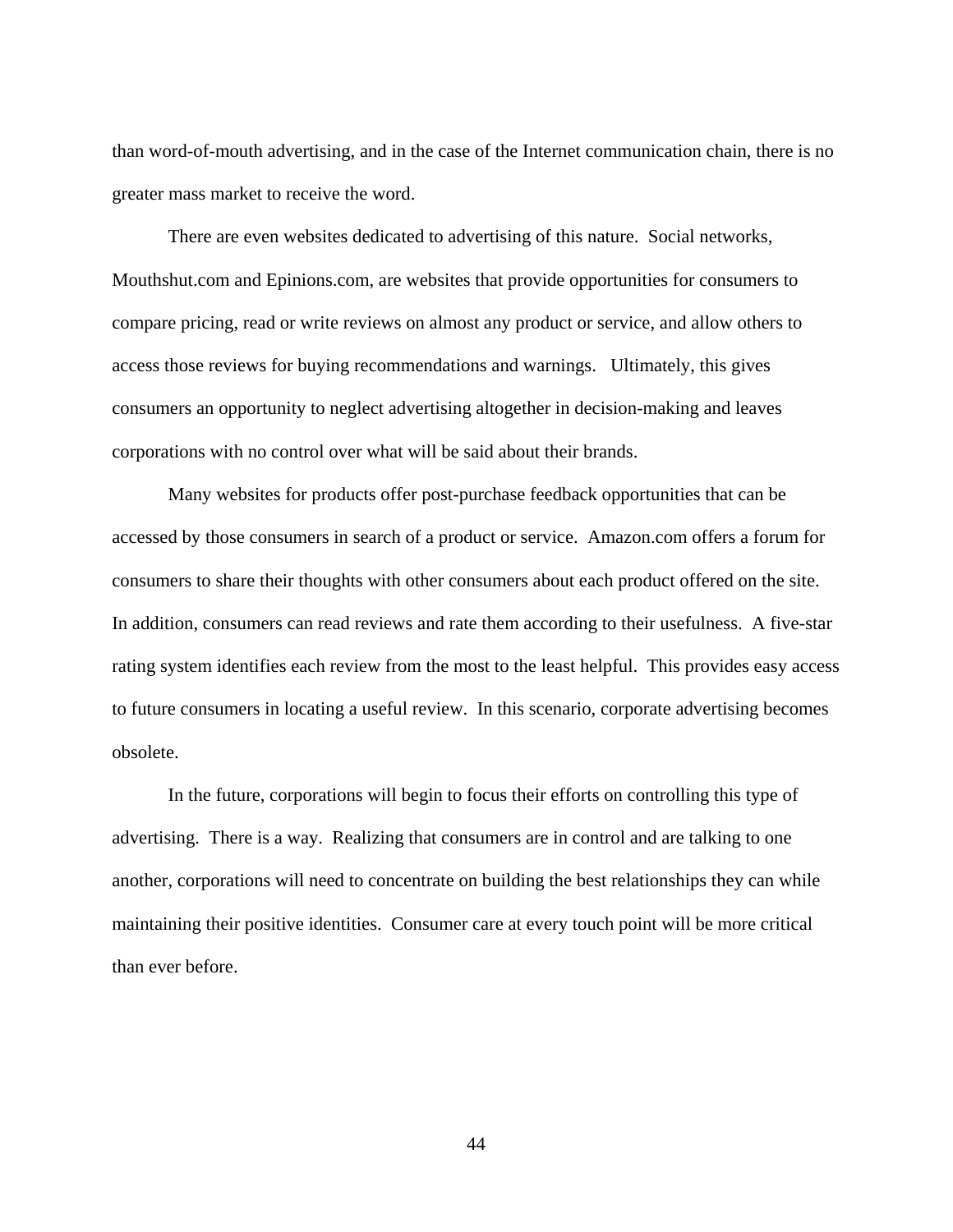than word-of-mouth advertising, and in the case of the Internet communication chain, there is no greater mass market to receive the word.

There are even websites dedicated to advertising of this nature. Social networks, Mouthshut.com and Epinions.com, are websites that provide opportunities for consumers to compare pricing, read or write reviews on almost any product or service, and allow others to access those reviews for buying recommendations and warnings. Ultimately, this gives consumers an opportunity to neglect advertising altogether in decision-making and leaves corporations with no control over what will be said about their brands.

Many websites for products offer post-purchase feedback opportunities that can be accessed by those consumers in search of a product or service. Amazon.com offers a forum for consumers to share their thoughts with other consumers about each product offered on the site. In addition, consumers can read reviews and rate them according to their usefulness. A five-star rating system identifies each review from the most to the least helpful. This provides easy access to future consumers in locating a useful review. In this scenario, corporate advertising becomes obsolete.

In the future, corporations will begin to focus their efforts on controlling this type of advertising. There is a way. Realizing that consumers are in control and are talking to one another, corporations will need to concentrate on building the best relationships they can while maintaining their positive identities. Consumer care at every touch point will be more critical than ever before.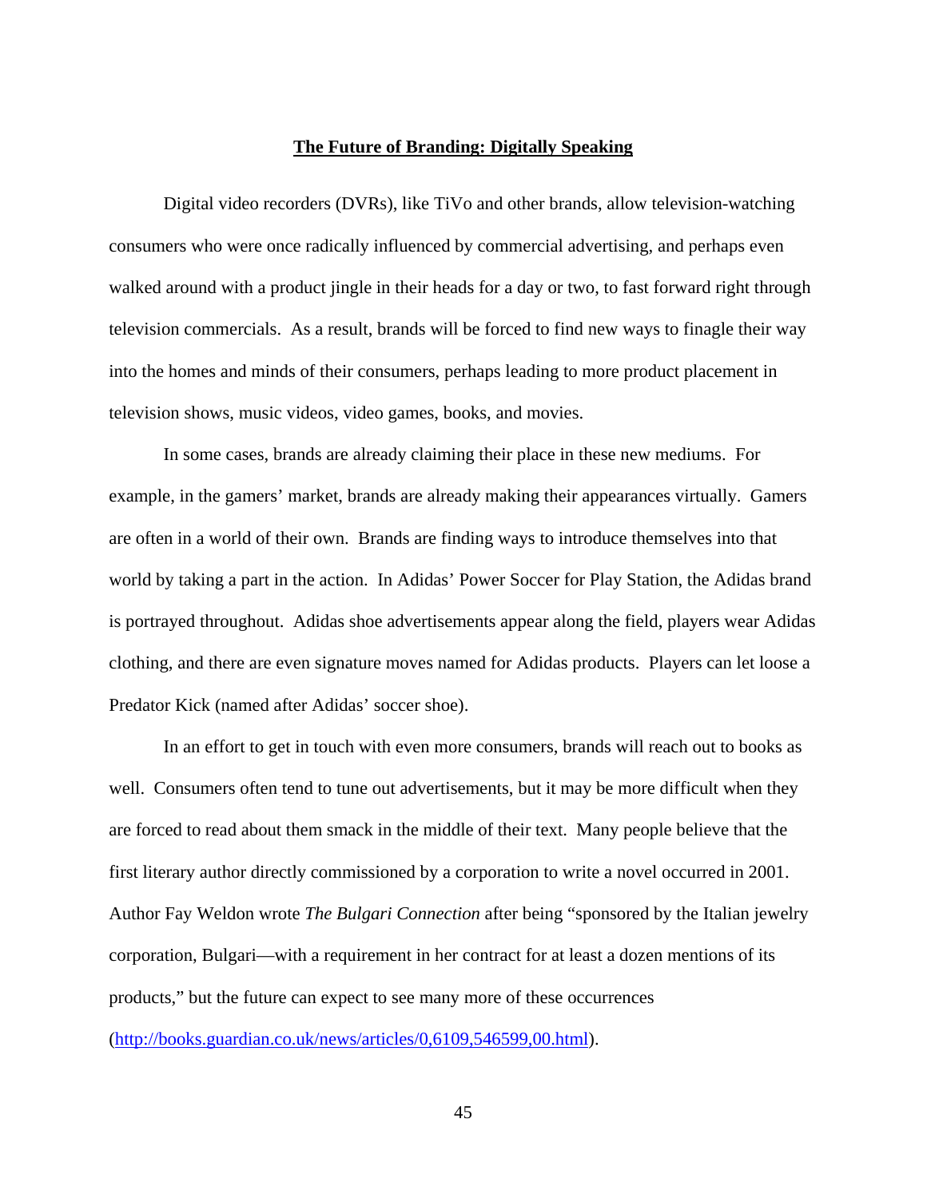## The Future of Branding: Digitally Speaking

Digital video recorders (DVRs), like TiVo and other brands, allow television-watching consumers who were once radically influenced by commercial advertising, and perhaps even walked around with a product jingle in their heads for a day or two, to fast forward right through television commercials. As a result, brands will be forced to find new ways to finagle their way into the homes and minds of their consumers, perhaps leading to more product placement in television shows, music videos, video games, books, and movies.

In some cases, brands are already claiming their place in these new mediums. For example, in the gamers' market, brands are already making their appearances virtually. Gamers are often in a world of their own. Brands are finding ways to introduce themselves into that world by taking a part in the action. In Adidas' Power Soccer for Play Station, the Adidas brand is portrayed throughout. Adidas shoe advertisements appear along the field, players wear Adidas clothing, and there are even signature moves named for Adidas products. Players can let loose a Predator Kick (named after Adidas' soccer shoe).

In an effort to get in touch with even more consumers, brands will reach out to books as well. Consumers often tend to tune out advertisements, but it may be more difficult when they are forced to read about them smack in the middle of their text. Many people believe that the first literary author directly commissioned by a corporation to write a novel occurred in 2001. Author Fay Weldon wrote *The Bulgari Connection* after being "sponsored by the Italian jewelry corporation, Bulgari—with a requirement in her contract for at least a dozen mentions of its products," but the future can expect to see many more of these occurrences (http://books.guardian.co.uk/news/articles/0,6109,546599,00.html).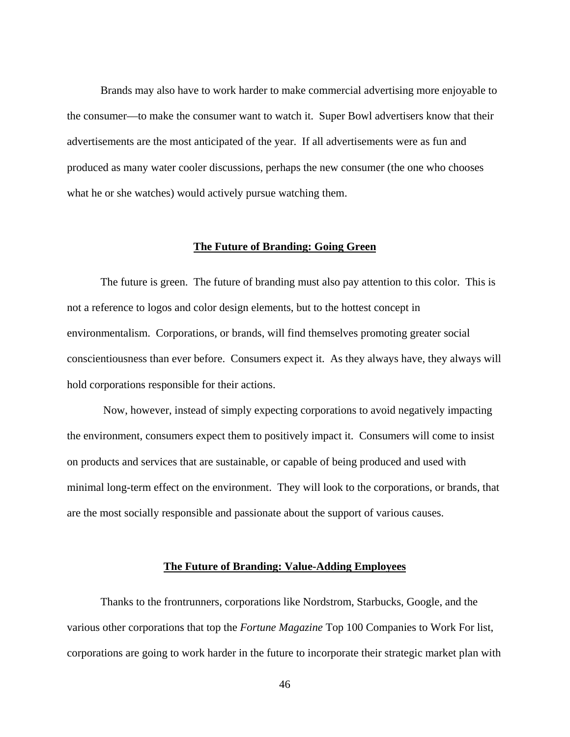Brands may also have to work harder to make commercial advertising more enjoyable to the consumer—to make the consumer want to watch it. Super Bowl advertisers know that their advertisements are the most anticipated of the year. If all advertisements were as fun and produced as many water cooler discussions, perhaps the new consumer (the one who chooses what he or she watches) would actively pursue watching them.

## The Future of Branding: Going Green

The future is green. The future of branding must also pay attention to this color. This is not a reference to logos and color design elements, but to the hottest concept in environmentalism. Corporations, or brands, will find themselves promoting greater social conscientiousness than ever before. Consumers expect it. As they always have, they always will hold corporations responsible for their actions.

Now, however, instead of simply expecting corporations to avoid negatively impacting the environment, consumers expect them to positively impact it. Consumers will come to insist on products and services that are sustainable, or capable of being produced and used with minimal long-term effect on the environment. They will look to the corporations, or brands, that are the most socially responsible and passionate about the support of various causes.

## The Future of Branding: Value-Adding Employees

Thanks to the frontrunners, corporations like Nordstrom, Starbucks, Google, and the various other corporations that top the *Fortune Magazine* Top 100 Companies to Work For list, corporations are going to work harder in the future to incorporate their strategic market plan with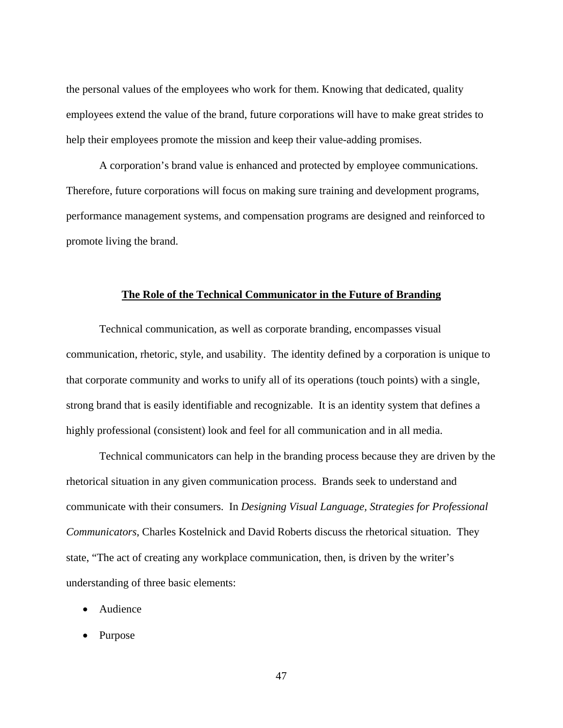the personal values of the employees who work for them. Knowing that dedicated, quality employees extend the value of the brand, future corporations will have to make great strides to help their employees promote the mission and keep their value-adding promises.

A corporation's brand value is enhanced and protected by employee communications. Therefore, future corporations will focus on making sure training and development programs, performance management systems, and compensation programs are designed and reinforced to promote living the brand.

## The Role of the Technical Communicator in the Future of Branding

Technical communication, as well as corporate branding, encompasses visual communication, rhetoric, style, and usability. The identity defined by a corporation is unique to that corporate community and works to unify all of its operations (touch points) with a single, strong brand that is easily identifiable and recognizable. It is an identity system that defines a highly professional (consistent) look and feel for all communication and in all media.

Technical communicators can help in the branding process because they are driven by the rhetorical situation in any given communication process. Brands seek to understand and communicate with their consumers. In *Designing Visual Language, Strategies for Professional Communicators*, Charles Kostelnick and David Roberts discuss the rhetorical situation. They state, "The act of creating any workplace communication, then, is driven by the writer's understanding of three basic elements:

- Audience
- Purpose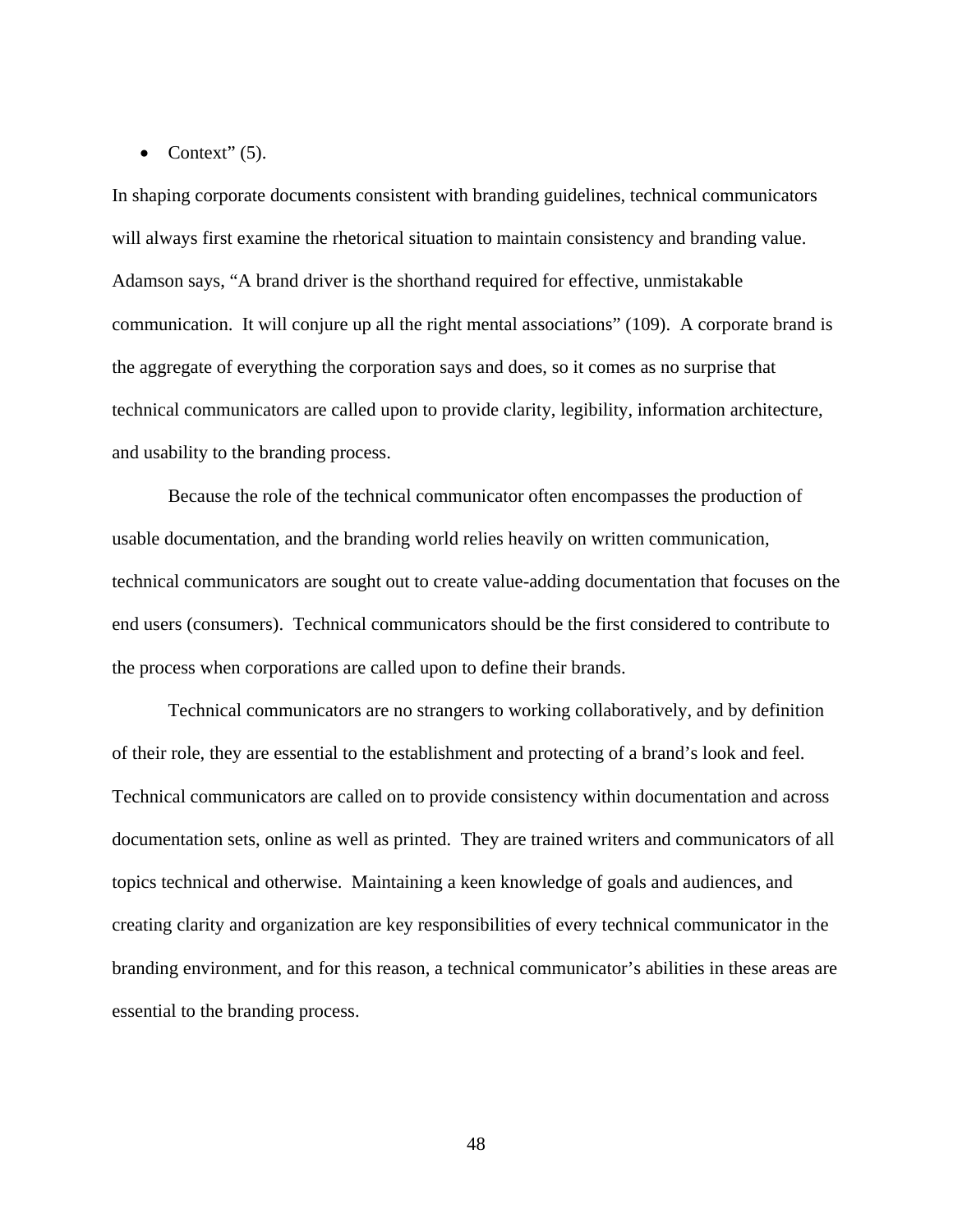- Context" (5).

In shaping corporate documents consistent with branding guidelines, technical communicators will always first examine the rhetorical situation to maintain consistency and branding value. Adamson says, "A brand driver is the shorthand required for effective, unmistakable communication. It will conjure up all the right mental associations" (109). A corporate brand is the aggregate of everything the corporation says and does, so it comes as no surprise that technical communicators are called upon to provide clarity, legibility, information architecture, and usability to the branding process.

Because the role of the technical communicator often encompasses the production of usable documentation, and the branding world relies heavily on written communication, technical communicators are sought out to create value-adding documentation that focuses on the end users (consumers). Technical communicators should be the first considered to contribute to the process when corporations are called upon to define their brands.

Technical communicators are no strangers to working collaboratively, and by definition of their role, they are essential to the establishment and protecting of a brand's look and feel. Technical communicators are called on to provide consistency within documentation and across documentation sets, online as well as printed. They are trained writers and communicators of all topics technical and otherwise. Maintaining a keen knowledge of goals and audiences, and creating clarity and organization are key responsibilities of every technical communicator in the branding environment, and for this reason, a technical communicator's abilities in these areas are essential to the branding process.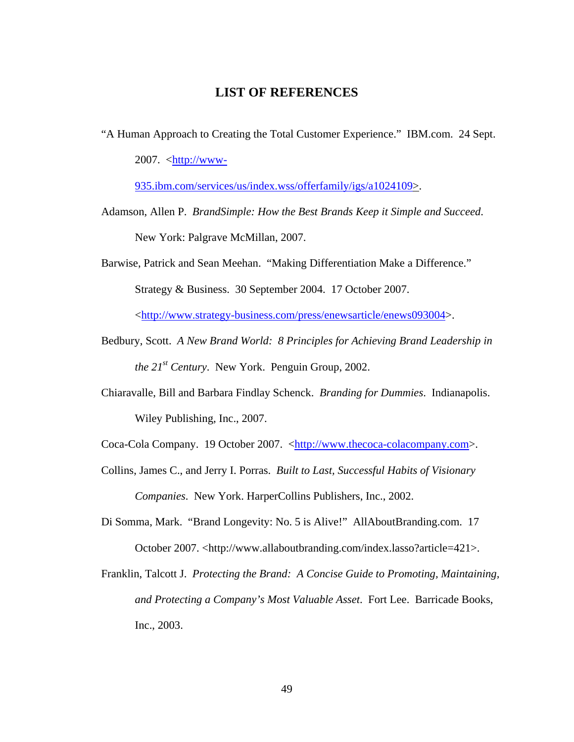# LIST OF REFERENCES

"A Human Approach to Creating the Total Customer Experience." IBM.com. 24 Sept. 2007. <http://www-935.ibm.com/services/us/index.wss/offerfamily/igs/a1024109>.

Adamson, Allen P. *BrandSimple: How the Best Brands Keep it Simple and Succeed*. New York: Palgrave McMillan, 2007.

Barwise, Patrick and Sean Meehan. "Making Differentiation Make a Difference." Strategy & Business. 30 September 2004. 17 October 2007. <http://www.strategy-business.com/press/enewsarticle/enews093004>.

Bedbury, Scott. *A New Brand World: 8 Principles for Achieving Brand Leadership in the 21st Century*. New York. Penguin Group, 2002.

Chiaravalle, Bill and Barbara Findlay Schenck. *Branding for Dummies*. Indianapolis. Wiley Publishing, Inc., 2007.

Coca-Cola Company. 19 October 2007. <http://www.thecoca-colacompany.com>.

Collins, James C., and Jerry I. Porras. *Built to Last, Successful Habits of Visionary Companies*. New York. HarperCollins Publishers, Inc., 2002.

Di Somma, Mark. "Brand Longevity: No. 5 is Alive!" AllAboutBranding.com. 17 October 2007. <http://www.allaboutbranding.com/index.lasso?article=421>.

Franklin, Talcott J. *Protecting the Brand: A Concise Guide to Promoting, Maintaining, and Protecting a Company's Most Valuable Asset*. Fort Lee. Barricade Books, Inc., 2003.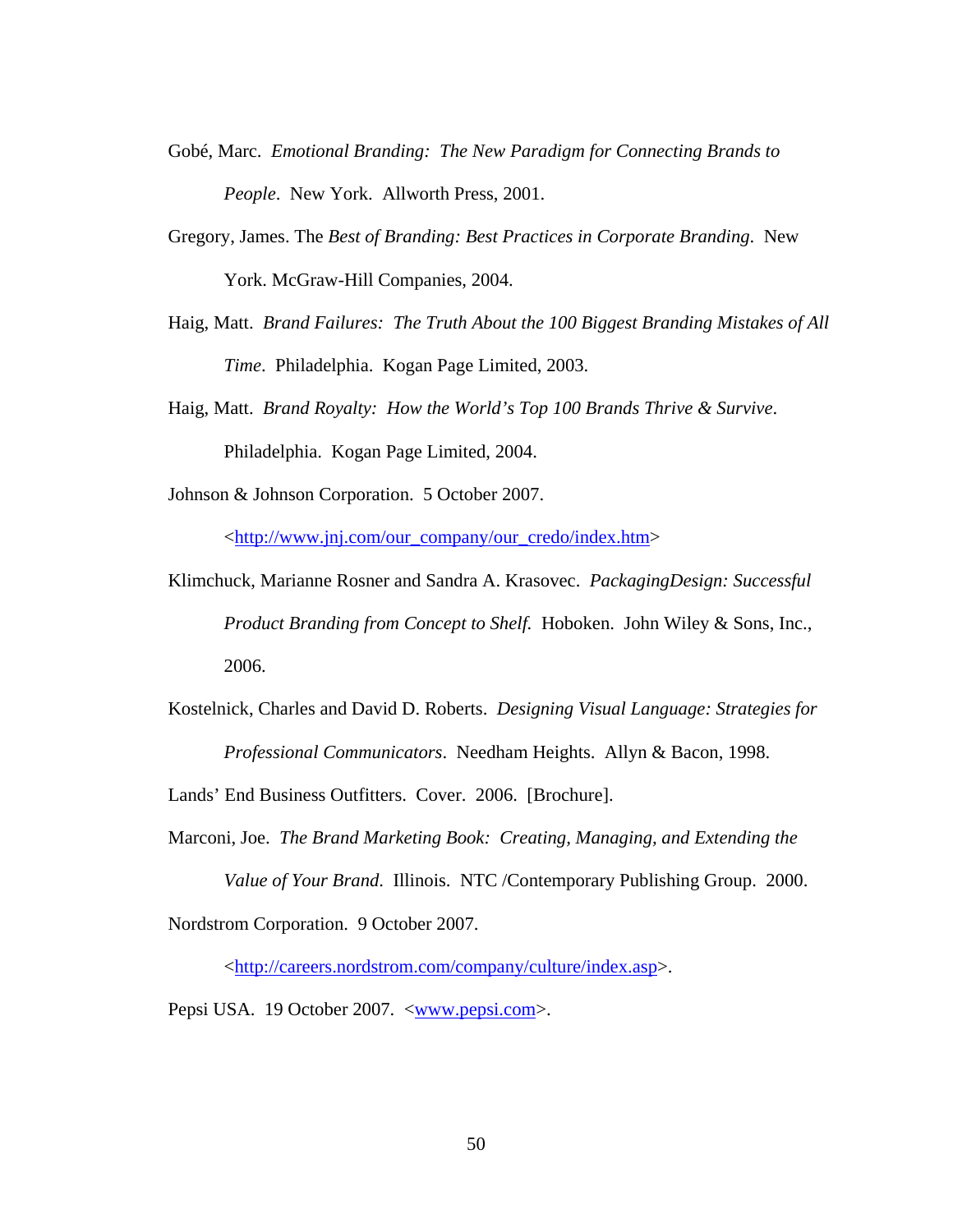Gobé, Marc. *Emotional Branding: The New Paradigm for Connecting Brands to People*. New York. Allworth Press, 2001.

Gregory, James. The *Best of Branding: Best Practices in Corporate Branding.* New York. McGraw-Hill Companies, 2004.

Haig, Matt. *Brand Failures: The Truth About the 100 Biggest Branding Mistakes of All Time*. Philadelphia. Kogan Page Limited, 2003.

Haig, Matt. *Brand Royalty: How the World's Top 100 Brands Thrive & Survive*. Philadelphia. Kogan Page Limited, 2004.

Johnson & Johnson Corporation. 5 October 2007. <http://www.jnj.com/our_company/our_credo/index.htm>

Klimchuck, Marianne Rosner and Sandra A. Krasovec. *PackagingDesign: Successful Product Branding from Concept to Shelf.* Hoboken. John Wiley & Sons, Inc., 2006.

Kostelnick, Charles and David D. Roberts. *Designing Visual Language: Strategies for Professional Communicators*. Needham Heights. Allyn & Bacon, 1998.

Lands' End Business Outfitters. Cover. 2006. [Brochure].

Marconi, Joe. *The Brand Marketing Book: Creating, Managing, and Extending the Value of Your Brand.* Illinois. NTC /Contemporary Publishing Group. 2000.

Nordstrom Corporation. 9 October 2007. <http://careers.nordstrom.com/company/culture/index.asp>.

Pepsi USA. 19 October 2007. <www.pepsi.com>.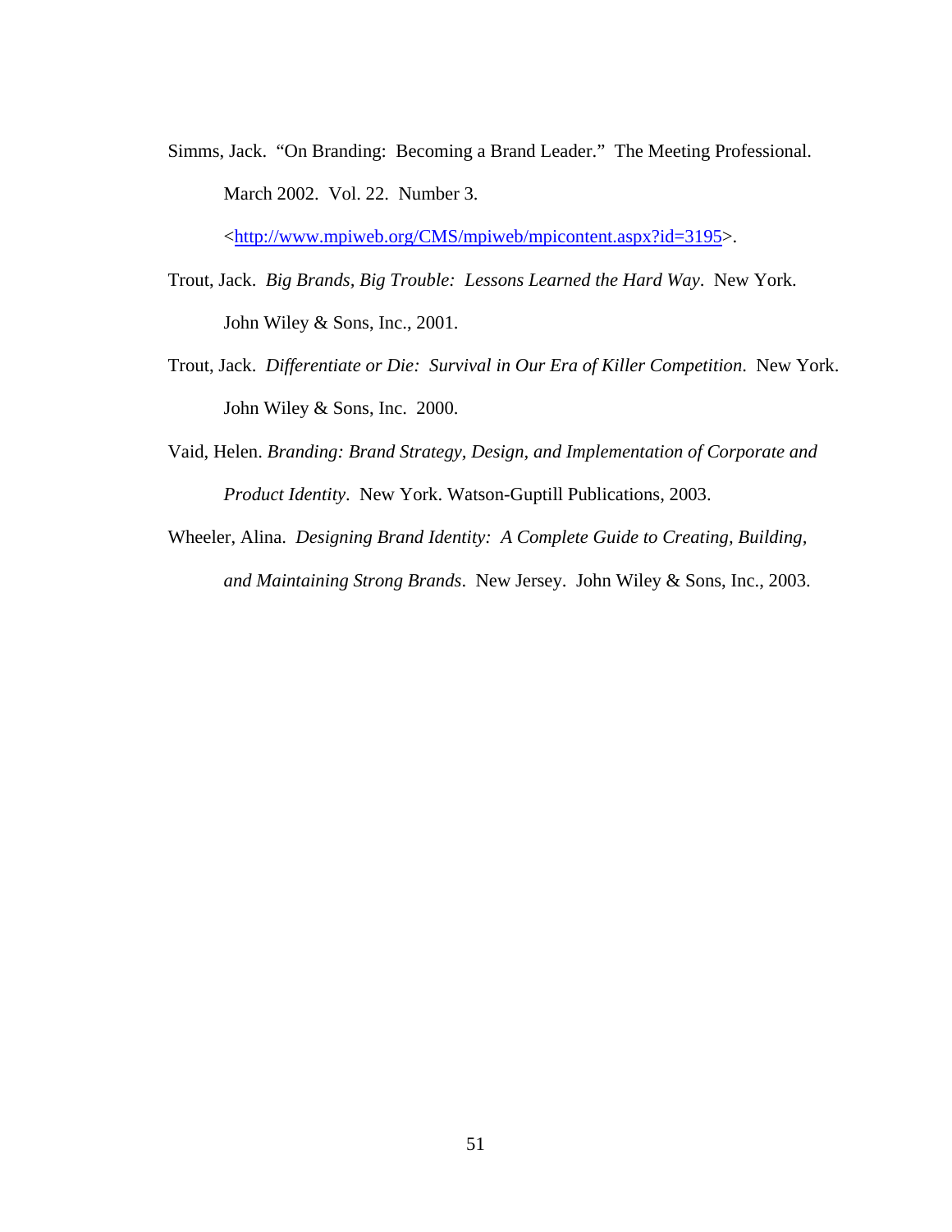Simms, Jack. "On Branding: Becoming a Brand Leader." The Meeting Professional. March 2002. Vol. 22. Number 3. <http://www.mpiweb.org/CMS/mpiweb/mpicontent.aspx?id=3195>.

Trout, Jack. *Big Brands, Big Trouble: Lessons Learned the Hard Way*. New York. John Wiley & Sons, Inc., 2001.

Trout, Jack. *Differentiate or Die: Survival in Our Era of Killer Competition*. New York. John Wiley & Sons, Inc. 2000.

Vaid, Helen. *Branding: Brand Strategy, Design, and Implementation of Corporate and Product Identity*. New York. Watson-Guptill Publications, 2003.

Wheeler, Alina. *Designing Brand Identity: A Complete Guide to Creating, Building, and Maintaining Strong Brands*. New Jersey. John Wiley & Sons, Inc., 2003.